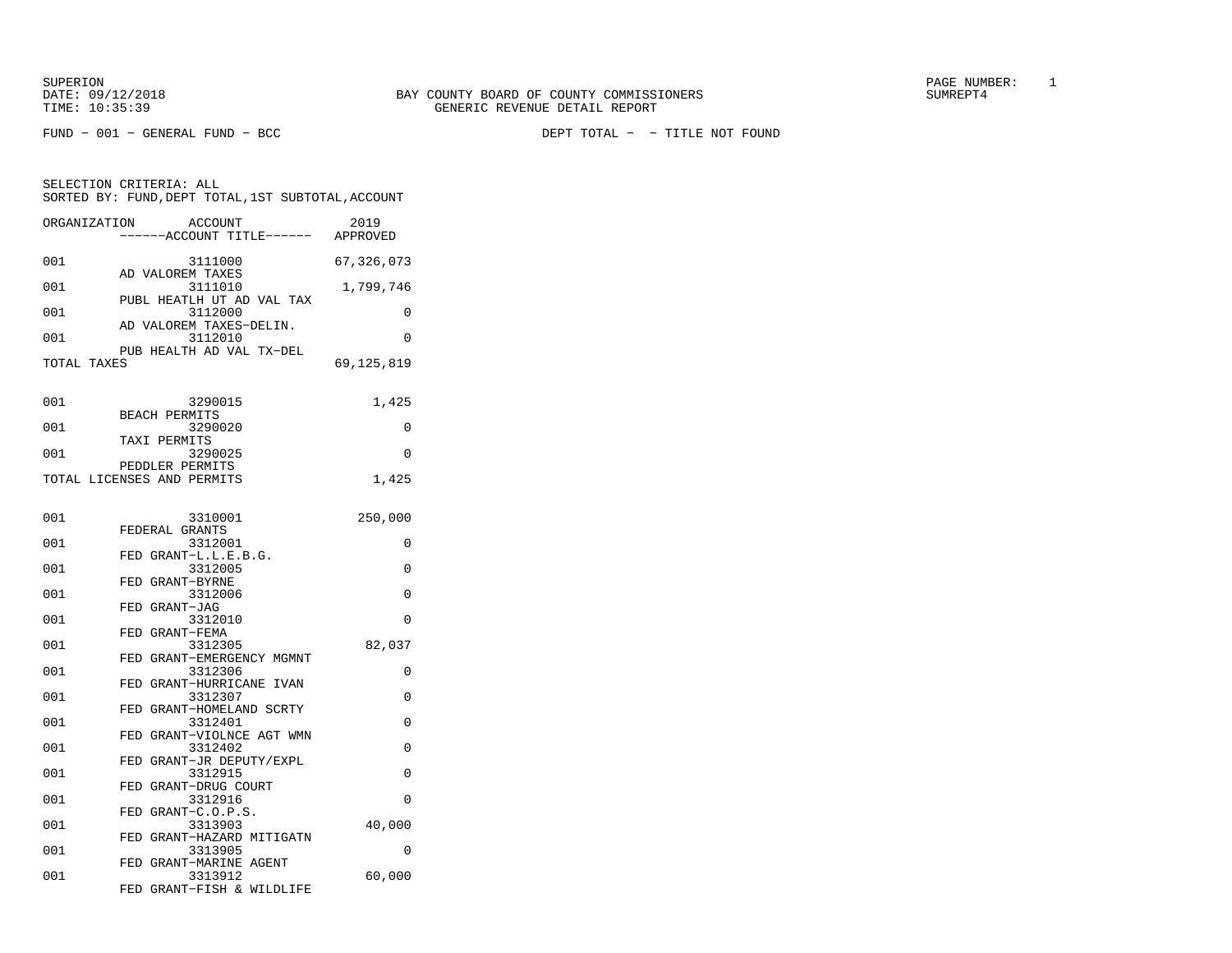SUPERION
DATE: 09/12/2018
TIME: 10:35:39

BAY COUNTY BOARD OF COUNTY COMMISSIONERS
GENERIC REVENUE DETAIL REPORT

SUMREPT4

FUND - 001 - GENERAL FUND - BCC　　　　DEPT TOTAL - - TITLE NOT FOUND

SELECTION CRITERIA: ALL
SORTED BY: FUND,DEPT TOTAL,1ST SUBTOTAL,ACCOUNT

| ORGANIZATION | ACCOUNT / ------ACCOUNT TITLE------ | 2019 APPROVED |
|---|---|---|
| 001 | 3111000 AD VALOREM TAXES | 67,326,073 |
| 001 | 3111010 PUBL HEATLH UT AD VAL TAX | 1,799,746 |
| 001 | 3112000 AD VALOREM TAXES-DELIN. | 0 |
| 001 | 3112010 PUB HEALTH AD VAL TX-DEL | 0 |
| TOTAL TAXES | | 69,125,819 |
| 001 | 3290015 BEACH PERMITS | 1,425 |
| 001 | 3290020 TAXI PERMITS | 0 |
| 001 | 3290025 PEDDLER PERMITS | 0 |
| TOTAL LICENSES AND PERMITS | | 1,425 |
| 001 | 3310001 FEDERAL GRANTS | 250,000 |
| 001 | 3312001 FED GRANT-L.L.E.B.G. | 0 |
| 001 | 3312005 FED GRANT-BYRNE | 0 |
| 001 | 3312006 FED GRANT-JAG | 0 |
| 001 | 3312010 FED GRANT-FEMA | 0 |
| 001 | 3312305 FED GRANT-EMERGENCY MGMNT | 82,037 |
| 001 | 3312306 FED GRANT-HURRICANE IVAN | 0 |
| 001 | 3312307 FED GRANT-HOMELAND SCRTY | 0 |
| 001 | 3312401 FED GRANT-VIOLNCE AGT WMN | 0 |
| 001 | 3312402 FED GRANT-JR DEPUTY/EXPL | 0 |
| 001 | 3312915 FED GRANT-DRUG COURT | 0 |
| 001 | 3312916 FED GRANT-C.O.P.S. | 0 |
| 001 | 3313903 FED GRANT-HAZARD MITIGATN | 40,000 |
| 001 | 3313905 FED GRANT-MARINE AGENT | 0 |
| 001 | 3313912 FED GRANT-FISH & WILDLIFE | 60,000 |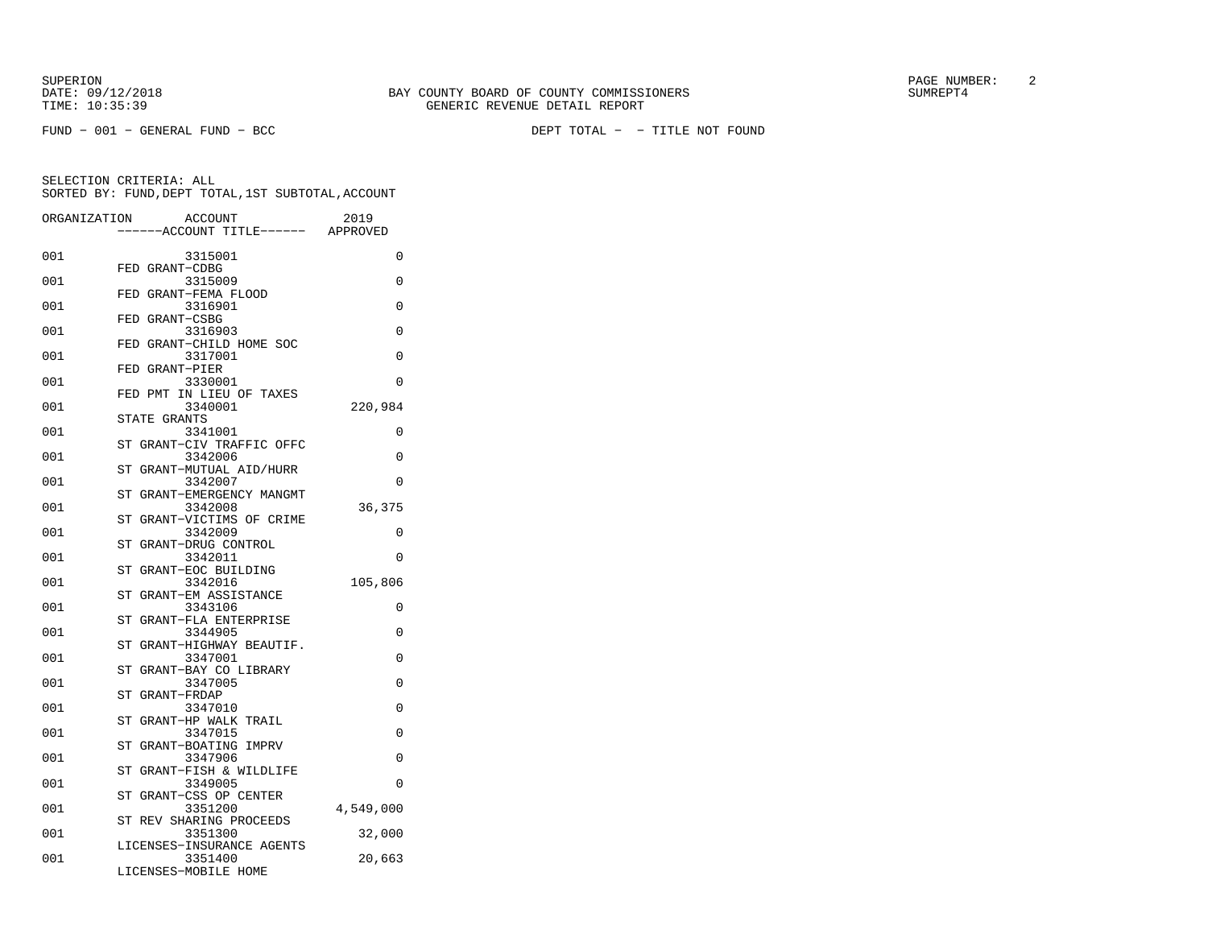SUPERION
DATE: 09/12/2018
TIME: 10:35:39

BAY COUNTY BOARD OF COUNTY COMMISSIONERS
GENERIC REVENUE DETAIL REPORT

SUMREPT4

FUND - 001 - GENERAL FUND - BCC

DEPT TOTAL - - TITLE NOT FOUND

SELECTION CRITERIA: ALL
SORTED BY: FUND,DEPT TOTAL,1ST SUBTOTAL,ACCOUNT

| ORGANIZATION | ACCOUNT / ------ACCOUNT TITLE------ | 2019 APPROVED |
|---|---|---|
| 001 | 3315001 FED GRANT-CDBG | 0 |
| 001 | 3315009 FED GRANT-FEMA FLOOD | 0 |
| 001 | 3316901 FED GRANT-CSBG | 0 |
| 001 | 3316903 FED GRANT-CHILD HOME SOC | 0 |
| 001 | 3317001 FED GRANT-PIER | 0 |
| 001 | 3330001 FED PMT IN LIEU OF TAXES | 0 |
| 001 | 3340001 STATE GRANTS | 220,984 |
| 001 | 3341001 ST GRANT-CIV TRAFFIC OFFC | 0 |
| 001 | 3342006 ST GRANT-MUTUAL AID/HURR | 0 |
| 001 | 3342007 ST GRANT-EMERGENCY MANGMT | 0 |
| 001 | 3342008 ST GRANT-VICTIMS OF CRIME | 36,375 |
| 001 | 3342009 ST GRANT-DRUG CONTROL | 0 |
| 001 | 3342011 ST GRANT-EOC BUILDING | 0 |
| 001 | 3342016 ST GRANT-EM ASSISTANCE | 105,806 |
| 001 | 3343106 ST GRANT-FLA ENTERPRISE | 0 |
| 001 | 3344905 ST GRANT-HIGHWAY BEAUTIF. | 0 |
| 001 | 3347001 ST GRANT-BAY CO LIBRARY | 0 |
| 001 | 3347005 ST GRANT-FRDAP | 0 |
| 001 | 3347010 ST GRANT-HP WALK TRAIL | 0 |
| 001 | 3347015 ST GRANT-BOATING IMPRV | 0 |
| 001 | 3347906 ST GRANT-FISH & WILDLIFE | 0 |
| 001 | 3349005 ST GRANT-CSS OP CENTER | 0 |
| 001 | 3351200 ST REV SHARING PROCEEDS | 4,549,000 |
| 001 | 3351300 LICENSES-INSURANCE AGENTS | 32,000 |
| 001 | 3351400 LICENSES-MOBILE HOME | 20,663 |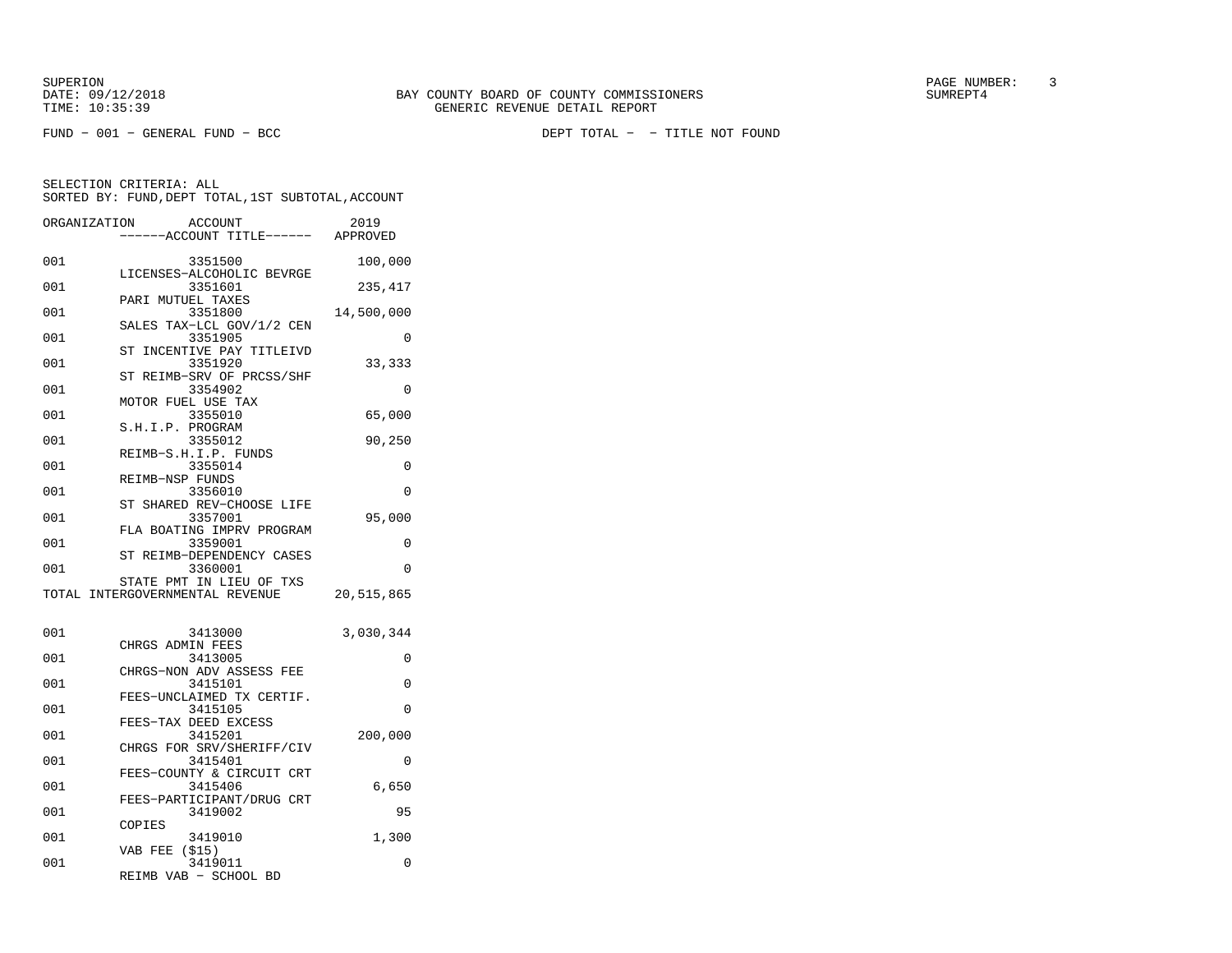BAY COUNTY BOARD OF COUNTY COMMISSIONERS
GENERIC REVENUE DETAIL REPORT

SUPERION
DATE: 09/12/2018
TIME: 10:35:39

SUMREPT4

FUND - 001 - GENERAL FUND - BCC

DEPT TOTAL - - TITLE NOT FOUND

SELECTION CRITERIA: ALL
SORTED BY: FUND,DEPT TOTAL,1ST SUBTOTAL,ACCOUNT

| ORGANIZATION | ACCOUNT / ------ACCOUNT TITLE------ | 2019 APPROVED |
|---|---|---|
| 001 | 3351500 LICENSES-ALCOHOLIC BEVRGE | 100,000 |
| 001 | 3351601 PARI MUTUEL TAXES | 235,417 |
| 001 | 3351800 SALES TAX-LCL GOV/1/2 CEN | 14,500,000 |
| 001 | 3351905 ST INCENTIVE PAY TITLEIVD | 0 |
| 001 | 3351920 ST REIMB-SRV OF PRCSS/SHF | 33,333 |
| 001 | 3354902 MOTOR FUEL USE TAX | 0 |
| 001 | 3355010 S.H.I.P. PROGRAM | 65,000 |
| 001 | 3355012 REIMB-S.H.I.P. FUNDS | 90,250 |
| 001 | 3355014 REIMB-NSP FUNDS | 0 |
| 001 | 3356010 ST SHARED REV-CHOOSE LIFE | 0 |
| 001 | 3357001 FLA BOATING IMPRV PROGRAM | 95,000 |
| 001 | 3359001 ST REIMB-DEPENDENCY CASES | 0 |
| 001 | 3360001 STATE PMT IN LIEU OF TXS | 0 |
| TOTAL INTERGOVERNMENTAL REVENUE | | 20,515,865 |
| 001 | 3413000 CHRGS ADMIN FEES | 3,030,344 |
| 001 | 3413005 CHRGS-NON ADV ASSESS FEE | 0 |
| 001 | 3415101 FEES-UNCLAIMED TX CERTIF. | 0 |
| 001 | 3415105 FEES-TAX DEED EXCESS | 0 |
| 001 | 3415201 CHRGS FOR SRV/SHERIFF/CIV | 200,000 |
| 001 | 3415401 FEES-COUNTY & CIRCUIT CRT | 0 |
| 001 | 3415406 FEES-PARTICIPANT/DRUG CRT | 6,650 |
| 001 | 3419002 COPIES | 95 |
| 001 | 3419010 VAB FEE ($15) | 1,300 |
| 001 | 3419011 REIMB VAB - SCHOOL BD | 0 |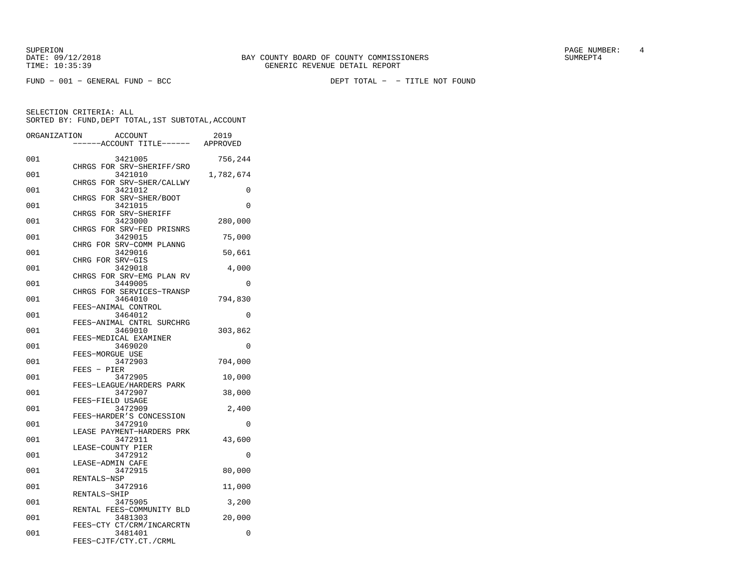FUND − 001 − GENERAL FUND − BCC DEPT TOTAL − − TITLE NOT FOUND

SELECTION CRITERIA: ALL
SORTED BY: FUND,DEPT TOTAL,1ST SUBTOTAL,ACCOUNT

| ORGANIZATION | ACCOUNT | ------ACCOUNT TITLE------ | 2019 APPROVED |
|---|---|---|---|
| 001 | 3421005 | CHRGS FOR SRV−SHERIFF/SRO | 756,244 |
| 001 | 3421010 | CHRGS FOR SRV−SHER/CALLWY | 1,782,674 |
| 001 | 3421012 | CHRGS FOR SRV−SHER/BOOT | 0 |
| 001 | 3421015 | CHRGS FOR SRV−SHERIFF | 0 |
| 001 | 3423000 | CHRGS FOR SRV−FED PRISNRS | 280,000 |
| 001 | 3429015 | CHRG FOR SRV−COMM PLANNG | 75,000 |
| 001 | 3429016 | CHRG FOR SRV−GIS | 50,661 |
| 001 | 3429018 | CHRGS FOR SRV−EMG PLAN RV | 4,000 |
| 001 | 3449005 | CHRGS FOR SERVICES−TRANSP | 0 |
| 001 | 3464010 | FEES−ANIMAL CONTROL | 794,830 |
| 001 | 3464012 | FEES−ANIMAL CNTRL SURCHRG | 0 |
| 001 | 3469010 | FEES−MEDICAL EXAMINER | 303,862 |
| 001 | 3469020 | FEES−MORGUE USE | 0 |
| 001 | 3472903 | FEES − PIER | 704,000 |
| 001 | 3472905 | FEES−LEAGUE/HARDERS PARK | 10,000 |
| 001 | 3472907 | FEES−FIELD USAGE | 38,000 |
| 001 | 3472909 | FEES−HARDER'S CONCESSION | 2,400 |
| 001 | 3472910 | LEASE PAYMENT−HARDERS PRK | 0 |
| 001 | 3472911 | LEASE−COUNTY PIER | 43,600 |
| 001 | 3472912 | LEASE−ADMIN CAFE | 0 |
| 001 | 3472915 | RENTALS−NSP | 80,000 |
| 001 | 3472916 | RENTALS−SHIP | 11,000 |
| 001 | 3475905 | RENTAL FEES−COMMUNITY BLD | 3,200 |
| 001 | 3481303 | FEES−CTY CT/CRM/INCARCRTN | 20,000 |
| 001 | 3481401 | FEES−CJTF/CTY.CT./CRML | 0 |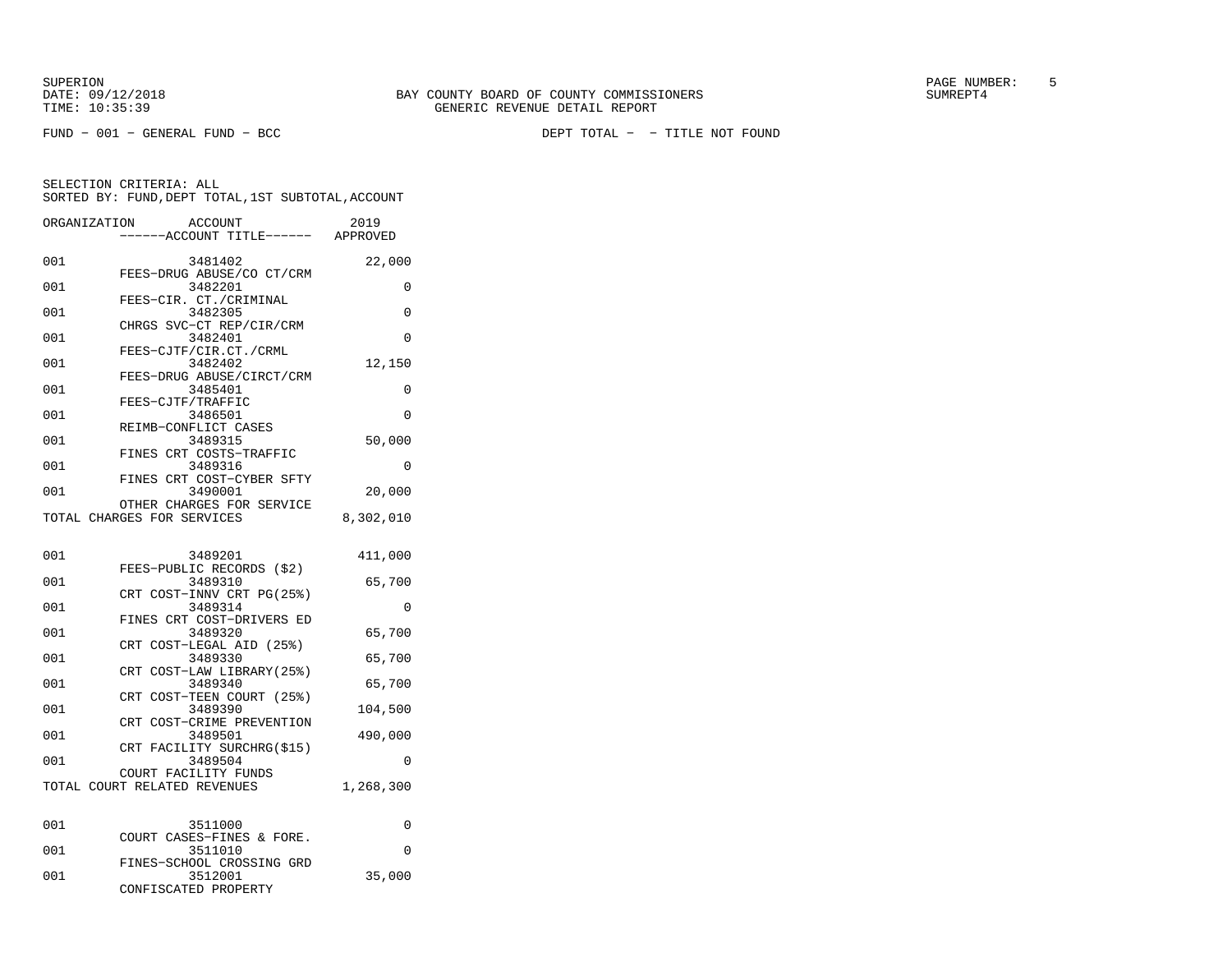FUND - 001 - GENERAL FUND - BCC DEPT TOTAL - - TITLE NOT FOUND

SELECTION CRITERIA: ALL
SORTED BY: FUND,DEPT TOTAL,1ST SUBTOTAL,ACCOUNT

| ORGANIZATION | ACCOUNT / ------ACCOUNT TITLE------ | 2019 APPROVED |
|---|---|---|
| 001 | 3481402 FEES-DRUG ABUSE/CO CT/CRM | 22,000 |
| 001 | 3482201 FEES-CIR. CT./CRIMINAL | 0 |
| 001 | 3482305 CHRGS SVC-CT REP/CIR/CRM | 0 |
| 001 | 3482401 FEES-CJTF/CIR.CT./CRML | 0 |
| 001 | 3482402 FEES-DRUG ABUSE/CIRCT/CRM | 12,150 |
| 001 | 3485401 FEES-CJTF/TRAFFIC | 0 |
| 001 | 3486501 REIMB-CONFLICT CASES | 0 |
| 001 | 3489315 FINES CRT COSTS-TRAFFIC | 50,000 |
| 001 | 3489316 FINES CRT COST-CYBER SFTY | 0 |
| 001 | 3490001 OTHER CHARGES FOR SERVICE | 20,000 |
| TOTAL CHARGES FOR SERVICES | | 8,302,010 |
| 001 | 3489201 FEES-PUBLIC RECORDS ($2) | 411,000 |
| 001 | 3489310 CRT COST-INNV CRT PG(25%) | 65,700 |
| 001 | 3489314 FINES CRT COST-DRIVERS ED | 0 |
| 001 | 3489320 CRT COST-LEGAL AID (25%) | 65,700 |
| 001 | 3489330 CRT COST-LAW LIBRARY(25%) | 65,700 |
| 001 | 3489340 CRT COST-TEEN COURT (25%) | 65,700 |
| 001 | 3489390 CRT COST-CRIME PREVENTION | 104,500 |
| 001 | 3489501 CRT FACILITY SURCHRG($15) | 490,000 |
| 001 | 3489504 COURT FACILITY FUNDS | 0 |
| TOTAL COURT RELATED REVENUES | | 1,268,300 |
| 001 | 3511000 COURT CASES-FINES & FORE. | 0 |
| 001 | 3511010 FINES-SCHOOL CROSSING GRD | 0 |
| 001 | 3512001 CONFISCATED PROPERTY | 35,000 |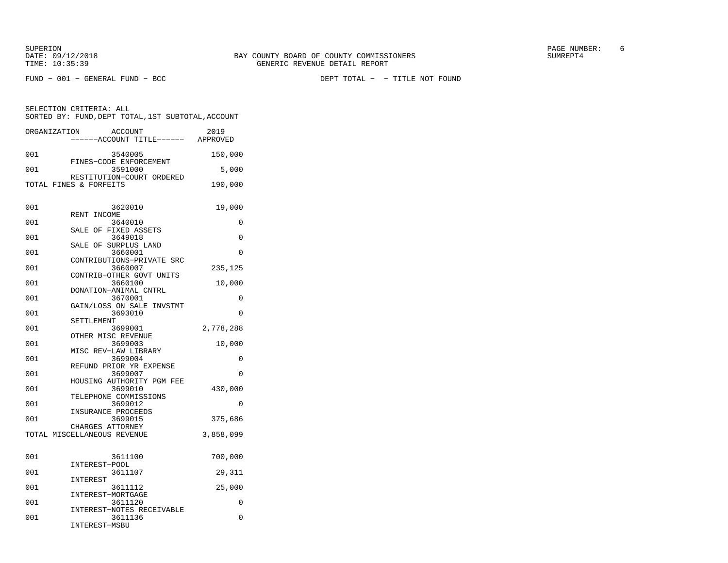BAY COUNTY BOARD OF COUNTY COMMISSIONERS
GENERIC REVENUE DETAIL REPORT

SUPERION
DATE: 09/12/2018
TIME: 10:35:39

FUND - 001 - GENERAL FUND - BCC                DEPT TOTAL - - TITLE NOT FOUND

SELECTION CRITERIA: ALL
SORTED BY: FUND,DEPT TOTAL,1ST SUBTOTAL,ACCOUNT

| ORGANIZATION | ACCOUNT / ------ACCOUNT TITLE------ | 2019 APPROVED |
|---|---|---|
| 001 | 3540005 FINES-CODE ENFORCEMENT | 150,000 |
| 001 | 3591000 RESTITUTION-COURT ORDERED | 5,000 |
| TOTAL FINES & FORFEITS | | 190,000 |
| 001 | 3620010 RENT INCOME | 19,000 |
| 001 | 3640010 SALE OF FIXED ASSETS | 0 |
| 001 | 3649018 SALE OF SURPLUS LAND | 0 |
| 001 | 3660001 CONTRIBUTIONS-PRIVATE SRC | 0 |
| 001 | 3660007 CONTRIB-OTHER GOVT UNITS | 235,125 |
| 001 | 3660100 DONATION-ANIMAL CNTRL | 10,000 |
| 001 | 3670001 GAIN/LOSS ON SALE INVSTMT | 0 |
| 001 | 3693010 SETTLEMENT | 0 |
| 001 | 3699001 OTHER MISC REVENUE | 2,778,288 |
| 001 | 3699003 MISC REV-LAW LIBRARY | 10,000 |
| 001 | 3699004 REFUND PRIOR YR EXPENSE | 0 |
| 001 | 3699007 HOUSING AUTHORITY PGM FEE | 0 |
| 001 | 3699010 TELEPHONE COMMISSIONS | 430,000 |
| 001 | 3699012 INSURANCE PROCEEDS | 0 |
| 001 | 3699015 CHARGES ATTORNEY | 375,686 |
| TOTAL MISCELLANEOUS REVENUE | | 3,858,099 |
| 001 | 3611100 INTEREST-POOL | 700,000 |
| 001 | 3611107 INTEREST | 29,311 |
| 001 | 3611112 INTEREST-MORTGAGE | 25,000 |
| 001 | 3611120 INTEREST-NOTES RECEIVABLE | 0 |
| 001 | 3611136 INTEREST-MSBU | 0 |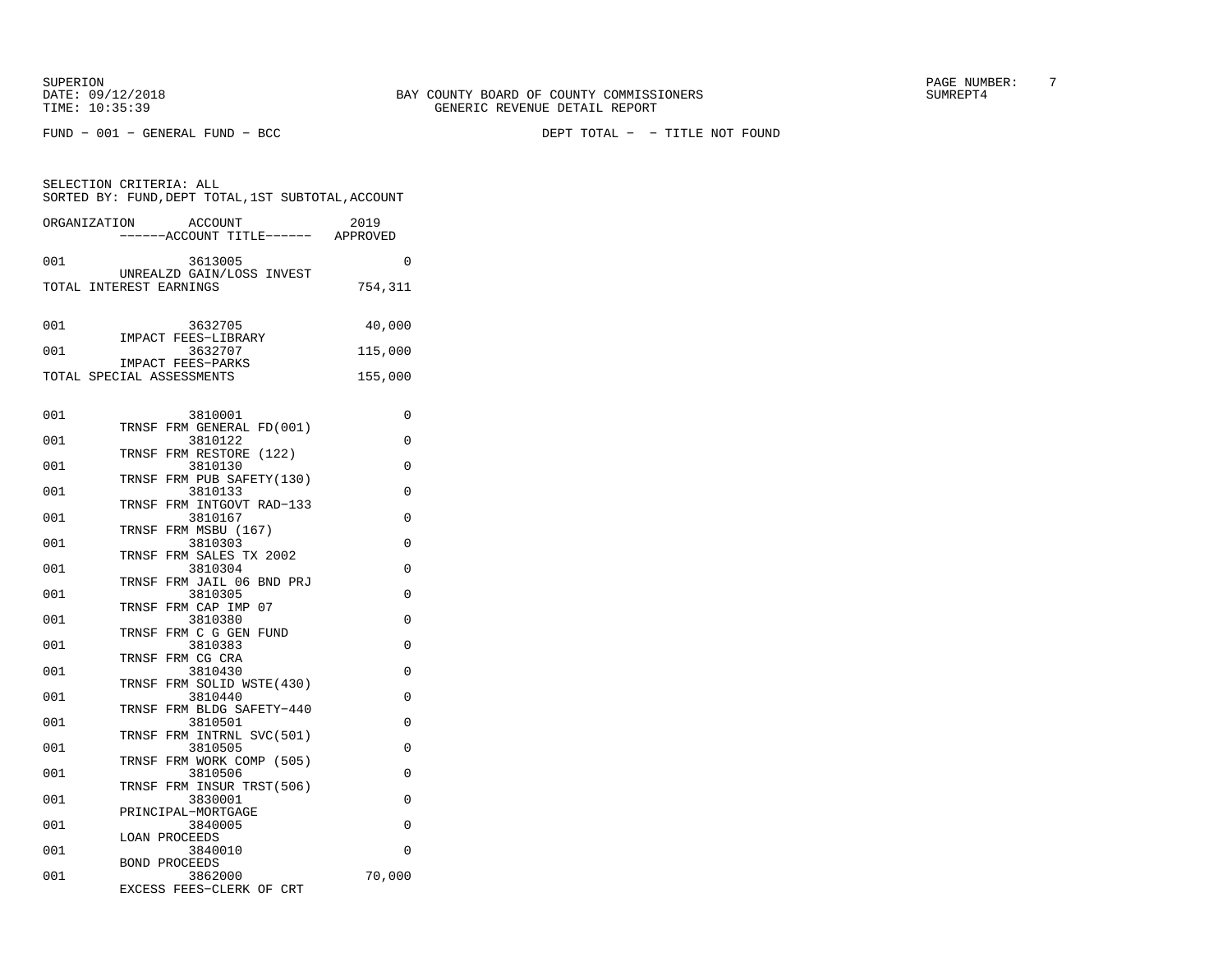FUND − 001 − GENERAL FUND − BCC DEPT TOTAL − − TITLE NOT FOUND

SELECTION CRITERIA: ALL
SORTED BY: FUND,DEPT TOTAL,1ST SUBTOTAL,ACCOUNT

| ORGANIZATION | ACCOUNT / ------ACCOUNT TITLE------ | 2019 APPROVED |
|---|---|---|
| 001 | 3613005 UNREALZD GAIN/LOSS INVEST | 0 |
| TOTAL INTEREST EARNINGS | | 754,311 |
| 001 | 3632705 IMPACT FEES−LIBRARY | 40,000 |
| 001 | 3632707 IMPACT FEES−PARKS | 115,000 |
| TOTAL SPECIAL ASSESSMENTS | | 155,000 |
| 001 | 3810001 TRNSF FRM GENERAL FD(001) | 0 |
| 001 | 3810122 TRNSF FRM RESTORE (122) | 0 |
| 001 | 3810130 TRNSF FRM PUB SAFETY(130) | 0 |
| 001 | 3810133 TRNSF FRM INTGOVT RAD−133 | 0 |
| 001 | 3810167 TRNSF FRM MSBU (167) | 0 |
| 001 | 3810303 TRNSF FRM SALES TX 2002 | 0 |
| 001 | 3810304 TRNSF FRM JAIL 06 BND PRJ | 0 |
| 001 | 3810305 TRNSF FRM CAP IMP 07 | 0 |
| 001 | 3810380 TRNSF FRM C G GEN FUND | 0 |
| 001 | 3810383 TRNSF FRM CG CRA | 0 |
| 001 | 3810430 TRNSF FRM SOLID WSTE(430) | 0 |
| 001 | 3810440 TRNSF FRM BLDG SAFETY−440 | 0 |
| 001 | 3810501 TRNSF FRM INTRNL SVC(501) | 0 |
| 001 | 3810505 TRNSF FRM WORK COMP (505) | 0 |
| 001 | 3810506 TRNSF FRM INSUR TRST(506) | 0 |
| 001 | 3830001 PRINCIPAL−MORTGAGE | 0 |
| 001 | 3840005 LOAN PROCEEDS | 0 |
| 001 | 3840010 BOND PROCEEDS | 0 |
| 001 | 3862000 EXCESS FEES−CLERK OF CRT | 70,000 |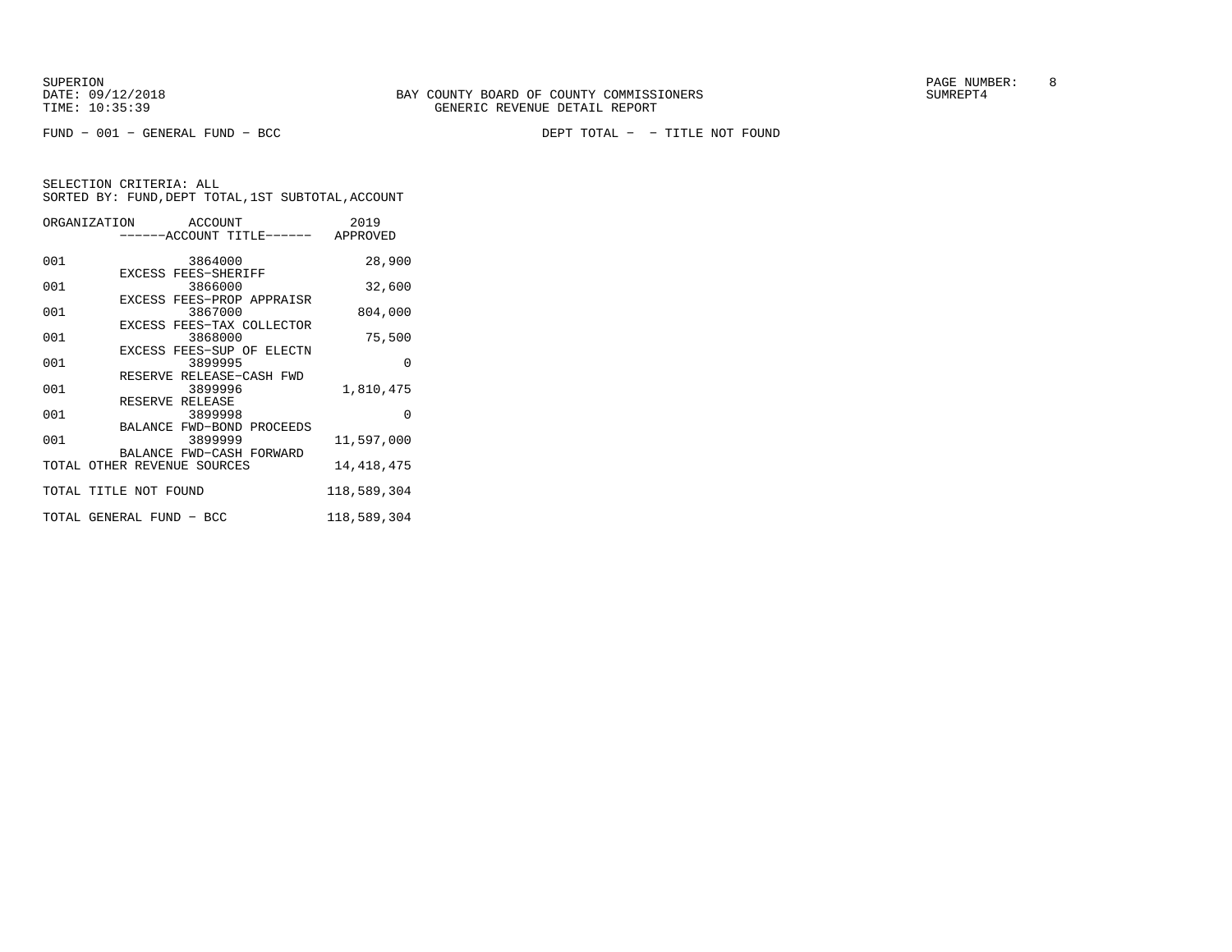SUPERION
DATE: 09/12/2018
TIME: 10:35:39

BAY COUNTY BOARD OF COUNTY COMMISSIONERS
GENERIC REVENUE DETAIL REPORT

SUMREPT4

FUND - 001 - GENERAL FUND - BCC

DEPT TOTAL - - TITLE NOT FOUND

SELECTION CRITERIA: ALL
SORTED BY: FUND,DEPT TOTAL,1ST SUBTOTAL,ACCOUNT

| ORGANIZATION | ACCOUNT ------ACCOUNT TITLE------ | 2019 APPROVED |
|---|---|---|
| 001 | 3864000 EXCESS FEES-SHERIFF | 28,900 |
| 001 | 3866000 EXCESS FEES-PROP APPRAISR | 32,600 |
| 001 | 3867000 EXCESS FEES-TAX COLLECTOR | 804,000 |
| 001 | 3868000 EXCESS FEES-SUP OF ELECTN | 75,500 |
| 001 | 3899995 RESERVE RELEASE-CASH FWD | 0 |
| 001 | 3899996 RESERVE RELEASE | 1,810,475 |
| 001 | 3899998 BALANCE FWD-BOND PROCEEDS | 0 |
| 001 | 3899999 BALANCE FWD-CASH FORWARD | 11,597,000 |
| TOTAL OTHER REVENUE SOURCES | | 14,418,475 |
| TOTAL TITLE NOT FOUND | | 118,589,304 |
| TOTAL GENERAL FUND - BCC | | 118,589,304 |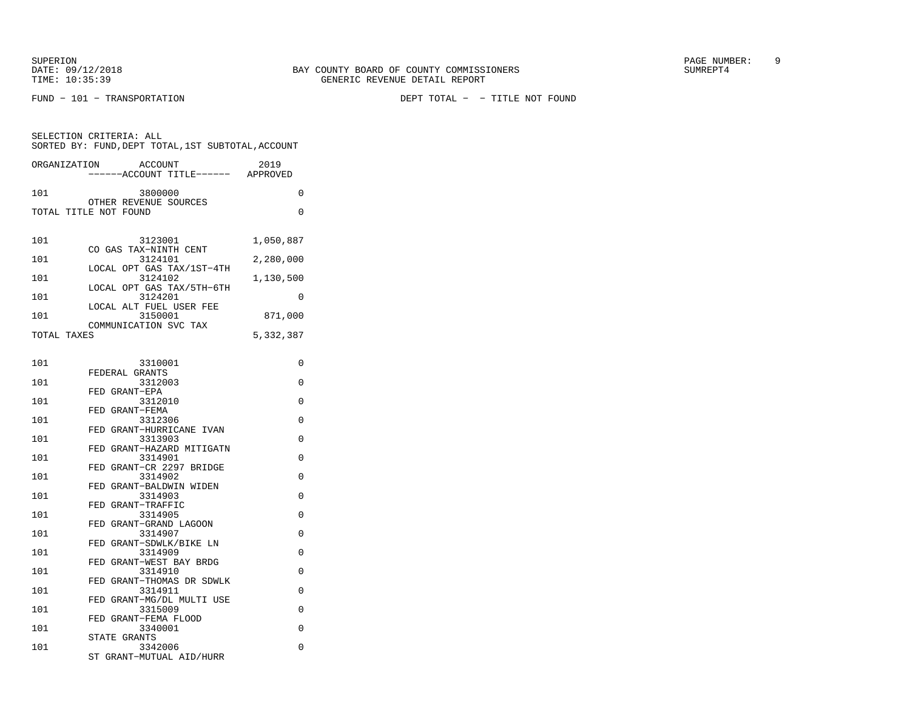SUPERION
DATE: 09/12/2018
TIME: 10:35:39

BAY COUNTY BOARD OF COUNTY COMMISSIONERS
GENERIC REVENUE DETAIL REPORT

SUMREPT4

FUND − 101 − TRANSPORTATION

DEPT TOTAL − − TITLE NOT FOUND

SELECTION CRITERIA: ALL
SORTED BY: FUND,DEPT TOTAL,1ST SUBTOTAL,ACCOUNT

| ORGANIZATION | ACCOUNT ------ACCOUNT TITLE------ | 2019 APPROVED |
|---|---|---|
| 101 | 3800000 OTHER REVENUE SOURCES | 0 |
| TOTAL TITLE NOT FOUND | | 0 |
| 101 | 3123001 CO GAS TAX−NINTH CENT | 1,050,887 |
| 101 | 3124101 LOCAL OPT GAS TAX/1ST−4TH | 2,280,000 |
| 101 | 3124102 LOCAL OPT GAS TAX/5TH−6TH | 1,130,500 |
| 101 | 3124201 LOCAL ALT FUEL USER FEE | 0 |
| 101 | 3150001 COMMUNICATION SVC TAX | 871,000 |
| TOTAL TAXES | | 5,332,387 |
| 101 | 3310001 FEDERAL GRANTS | 0 |
| 101 | 3312003 FED GRANT−EPA | 0 |
| 101 | 3312010 FED GRANT−FEMA | 0 |
| 101 | 3312306 FED GRANT−HURRICANE IVAN | 0 |
| 101 | 3313903 FED GRANT−HAZARD MITIGATN | 0 |
| 101 | 3314901 FED GRANT−CR 2297 BRIDGE | 0 |
| 101 | 3314902 FED GRANT−BALDWIN WIDEN | 0 |
| 101 | 3314903 FED GRANT−TRAFFIC | 0 |
| 101 | 3314905 FED GRANT−GRAND LAGOON | 0 |
| 101 | 3314907 FED GRANT−SDWLK/BIKE LN | 0 |
| 101 | 3314909 FED GRANT−WEST BAY BRDG | 0 |
| 101 | 3314910 FED GRANT−THOMAS DR SDWLK | 0 |
| 101 | 3314911 FED GRANT−MG/DL MULTI USE | 0 |
| 101 | 3315009 FED GRANT−FEMA FLOOD | 0 |
| 101 | 3340001 STATE GRANTS | 0 |
| 101 | 3342006 ST GRANT−MUTUAL AID/HURR | 0 |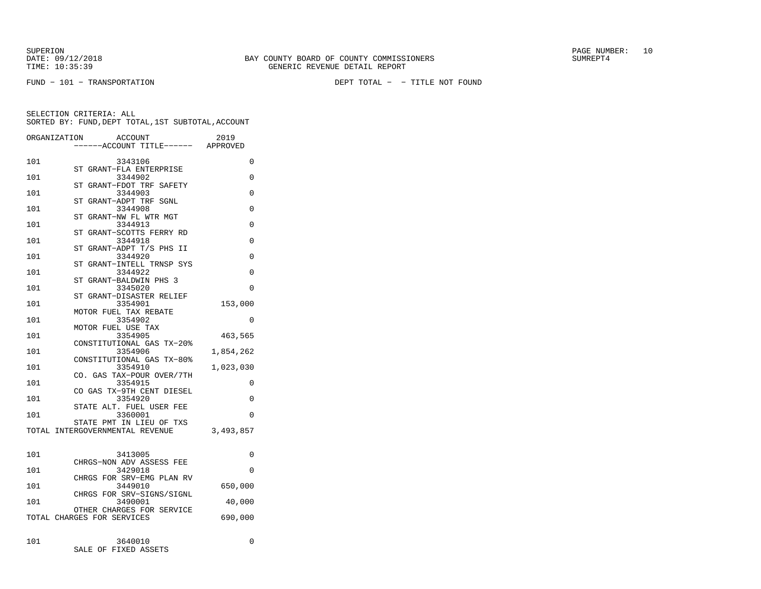FUND − 101 − TRANSPORTATION DEPT TOTAL − − TITLE NOT FOUND

SELECTION CRITERIA: ALL
SORTED BY: FUND,DEPT TOTAL,1ST SUBTOTAL,ACCOUNT

| ORGANIZATION | ACCOUNT / ------ACCOUNT TITLE------ | 2019 APPROVED |
|---|---|---|
| 101 | 3343106 ST GRANT−FLA ENTERPRISE | 0 |
| 101 | 3344902 ST GRANT−FDOT TRF SAFETY | 0 |
| 101 | 3344903 ST GRANT−ADPT TRF SGNL | 0 |
| 101 | 3344908 ST GRANT−NW FL WTR MGT | 0 |
| 101 | 3344913 ST GRANT−SCOTTS FERRY RD | 0 |
| 101 | 3344918 ST GRANT−ADPT T/S PHS II | 0 |
| 101 | 3344920 ST GRANT−INTELL TRNSP SYS | 0 |
| 101 | 3344922 ST GRANT−BALDWIN PHS 3 | 0 |
| 101 | 3345020 ST GRANT−DISASTER RELIEF | 0 |
| 101 | 3354901 MOTOR FUEL TAX REBATE | 153,000 |
| 101 | 3354902 MOTOR FUEL USE TAX | 0 |
| 101 | 3354905 CONSTITUTIONAL GAS TX−20% | 463,565 |
| 101 | 3354906 CONSTITUTIONAL GAS TX−80% | 1,854,262 |
| 101 | 3354910 CO. GAS TAX−POUR OVER/7TH | 1,023,030 |
| 101 | 3354915 CO GAS TX−9TH CENT DIESEL | 0 |
| 101 | 3354920 STATE ALT. FUEL USER FEE | 0 |
| 101 | 3360001 STATE PMT IN LIEU OF TXS | 0 |
| TOTAL INTERGOVERNMENTAL REVENUE | | 3,493,857 |
| 101 | 3413005 CHRGS−NON ADV ASSESS FEE | 0 |
| 101 | 3429018 CHRGS FOR SRV−EMG PLAN RV | 0 |
| 101 | 3449010 CHRGS FOR SRV−SIGNS/SIGNL | 650,000 |
| 101 | 3490001 OTHER CHARGES FOR SERVICE | 40,000 |
| TOTAL CHARGES FOR SERVICES | | 690,000 |
| 101 | 3640010 SALE OF FIXED ASSETS | 0 |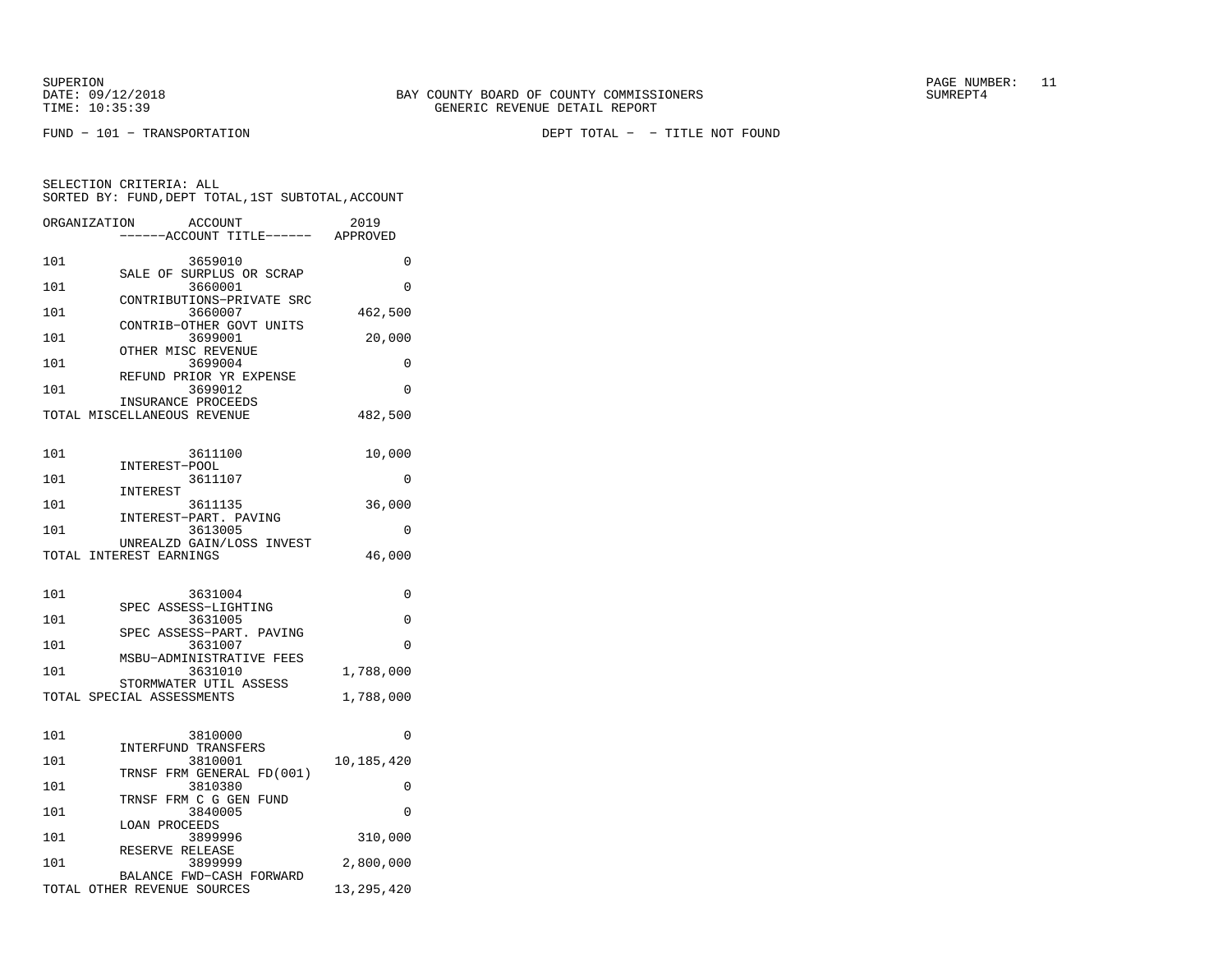SUPERION
DATE: 09/12/2018
TIME: 10:35:39

BAY COUNTY BOARD OF COUNTY COMMISSIONERS
GENERIC REVENUE DETAIL REPORT

SUMREPT4

FUND - 101 - TRANSPORTATION　　　　DEPT TOTAL - - TITLE NOT FOUND

SELECTION CRITERIA: ALL
SORTED BY: FUND,DEPT TOTAL,1ST SUBTOTAL,ACCOUNT

| ORGANIZATION | ACCOUNT / ------ACCOUNT TITLE------ | 2019 APPROVED |
|---|---|---|
| 101 | 3659010 SALE OF SURPLUS OR SCRAP | 0 |
| 101 | 3660001 CONTRIBUTIONS-PRIVATE SRC | 0 |
| 101 | 3660007 CONTRIB-OTHER GOVT UNITS | 462,500 |
| 101 | 3699001 OTHER MISC REVENUE | 20,000 |
| 101 | 3699004 REFUND PRIOR YR EXPENSE | 0 |
| 101 | 3699012 INSURANCE PROCEEDS | 0 |
| TOTAL MISCELLANEOUS REVENUE | | 482,500 |
| 101 | 3611100 INTEREST-POOL | 10,000 |
| 101 | 3611107 INTEREST | 0 |
| 101 | 3611135 INTEREST-PART. PAVING | 36,000 |
| 101 | 3613005 UNREALZD GAIN/LOSS INVEST | 0 |
| TOTAL INTEREST EARNINGS | | 46,000 |
| 101 | 3631004 SPEC ASSESS-LIGHTING | 0 |
| 101 | 3631005 SPEC ASSESS-PART. PAVING | 0 |
| 101 | 3631007 MSBU-ADMINISTRATIVE FEES | 0 |
| 101 | 3631010 STORMWATER UTIL ASSESS | 1,788,000 |
| TOTAL SPECIAL ASSESSMENTS | | 1,788,000 |
| 101 | 3810000 INTERFUND TRANSFERS | 0 |
| 101 | 3810001 TRNSF FRM GENERAL FD(001) | 10,185,420 |
| 101 | 3810380 TRNSF FRM C G GEN FUND | 0 |
| 101 | 3840005 LOAN PROCEEDS | 0 |
| 101 | 3899996 RESERVE RELEASE | 310,000 |
| 101 | 3899999 BALANCE FWD-CASH FORWARD | 2,800,000 |
| TOTAL OTHER REVENUE SOURCES | | 13,295,420 |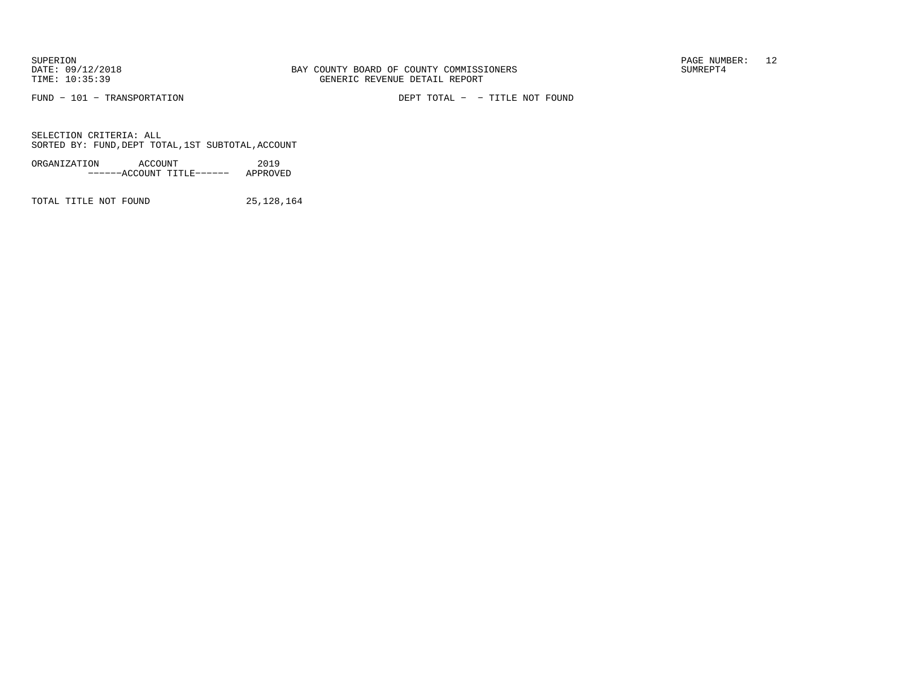FUND − 101 − TRANSPORTATION

DEPT TOTAL − − TITLE NOT FOUND

SELECTION CRITERIA: ALL
SORTED BY: FUND,DEPT TOTAL,1ST SUBTOTAL,ACCOUNT

| ORGANIZATION ACCOUNT ------ACCOUNT TITLE------ | 2019 APPROVED |
|---|---|
| TOTAL TITLE NOT FOUND | 25,128,164 |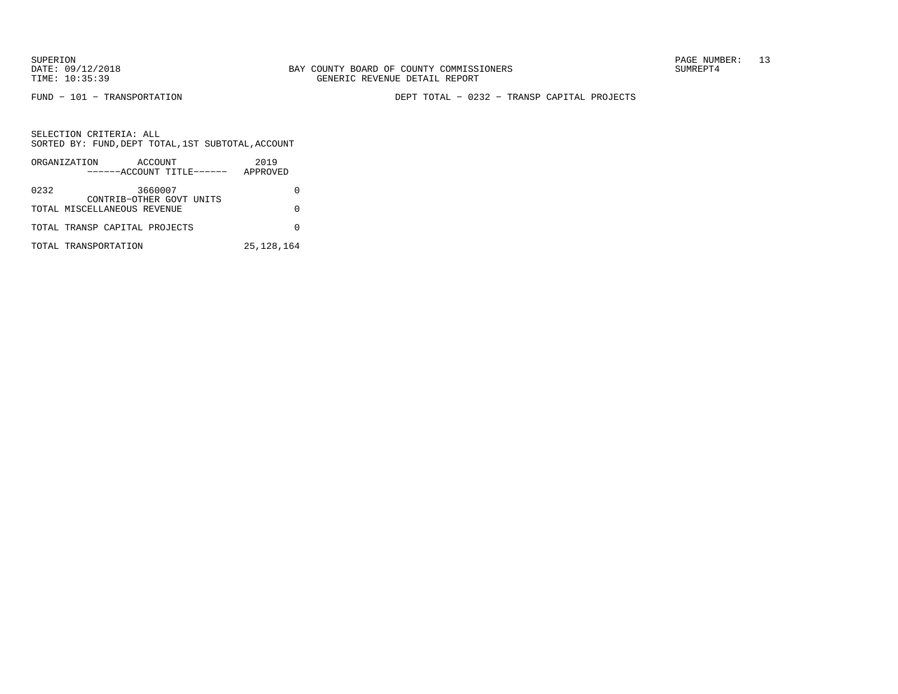BAY COUNTY BOARD OF COUNTY COMMISSIONERS
GENERIC REVENUE DETAIL REPORT

FUND − 101 − TRANSPORTATION

DEPT TOTAL − 0232 − TRANSP CAPITAL PROJECTS

SELECTION CRITERIA: ALL
SORTED BY: FUND,DEPT TOTAL,1ST SUBTOTAL,ACCOUNT

| ORGANIZATION | ACCOUNT / ------ACCOUNT TITLE------ | 2019 APPROVED |
|---|---|---|
| 0232 | 3660007 CONTRIB−OTHER GOVT UNITS | 0 |
| TOTAL MISCELLANEOUS REVENUE | | 0 |
| TOTAL TRANSP CAPITAL PROJECTS | | 0 |
| TOTAL TRANSPORTATION | | 25,128,164 |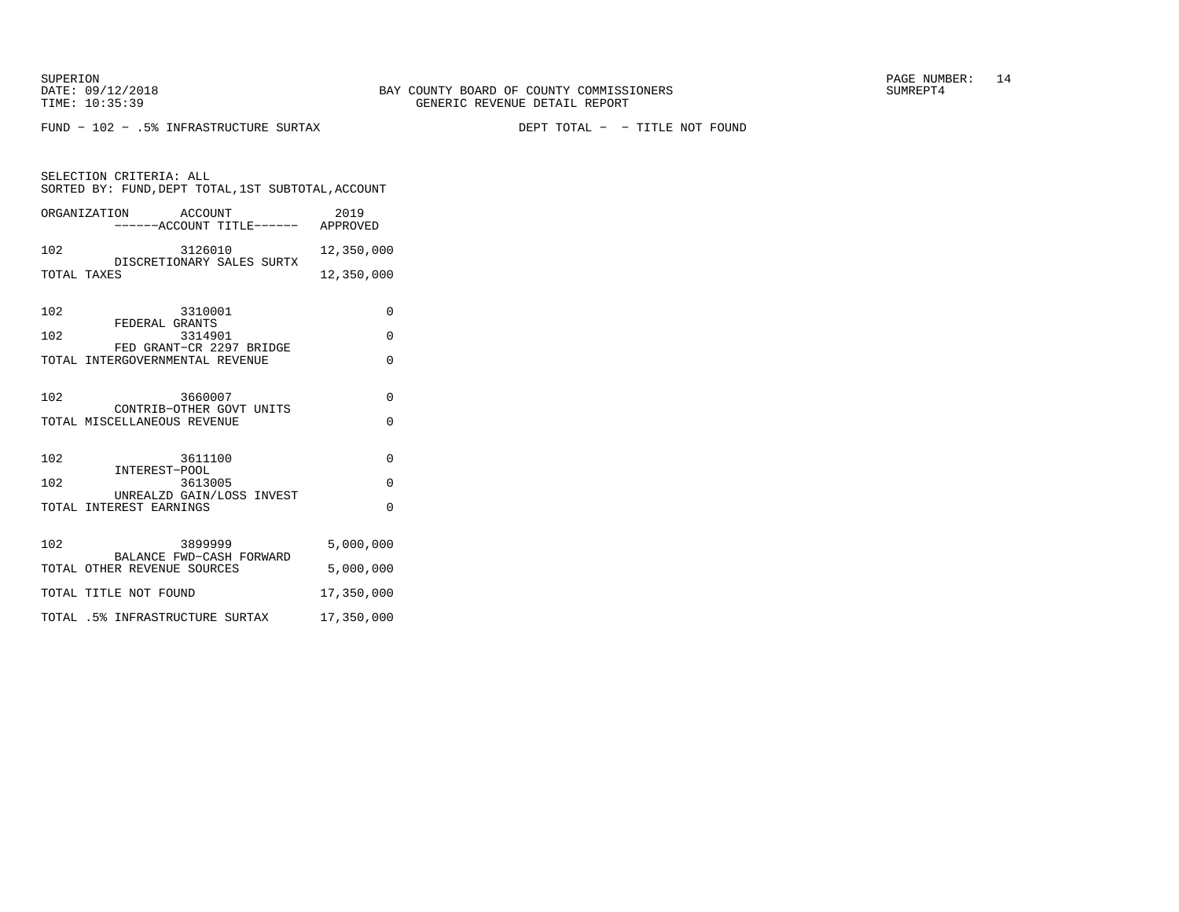BAY COUNTY BOARD OF COUNTY COMMISSIONERS
GENERIC REVENUE DETAIL REPORT

SUPERION
DATE: 09/12/2018
TIME: 10:35:39
SUMREPT4

FUND − 102 − .5% INFRASTRUCTURE SURTAX    DEPT TOTAL − − TITLE NOT FOUND

SELECTION CRITERIA: ALL
SORTED BY: FUND,DEPT TOTAL,1ST SUBTOTAL,ACCOUNT

| ORGANIZATION | ACCOUNT / ------ACCOUNT TITLE------ | 2019 APPROVED |
|---|---|---|
| 102 | 3126010 DISCRETIONARY SALES SURTX | 12,350,000 |
| TOTAL TAXES | | 12,350,000 |
| 102 | 3310001 FEDERAL GRANTS | 0 |
| 102 | 3314901 FED GRANT−CR 2297 BRIDGE | 0 |
| TOTAL INTERGOVERNMENTAL REVENUE | | 0 |
| 102 | 3660007 CONTRIB−OTHER GOVT UNITS | 0 |
| TOTAL MISCELLANEOUS REVENUE | | 0 |
| 102 | 3611100 INTEREST−POOL | 0 |
| 102 | 3613005 UNREALZD GAIN/LOSS INVEST | 0 |
| TOTAL INTEREST EARNINGS | | 0 |
| 102 | 3899999 BALANCE FWD−CASH FORWARD | 5,000,000 |
| TOTAL OTHER REVENUE SOURCES | | 5,000,000 |
| TOTAL TITLE NOT FOUND | | 17,350,000 |
| TOTAL .5% INFRASTRUCTURE SURTAX | | 17,350,000 |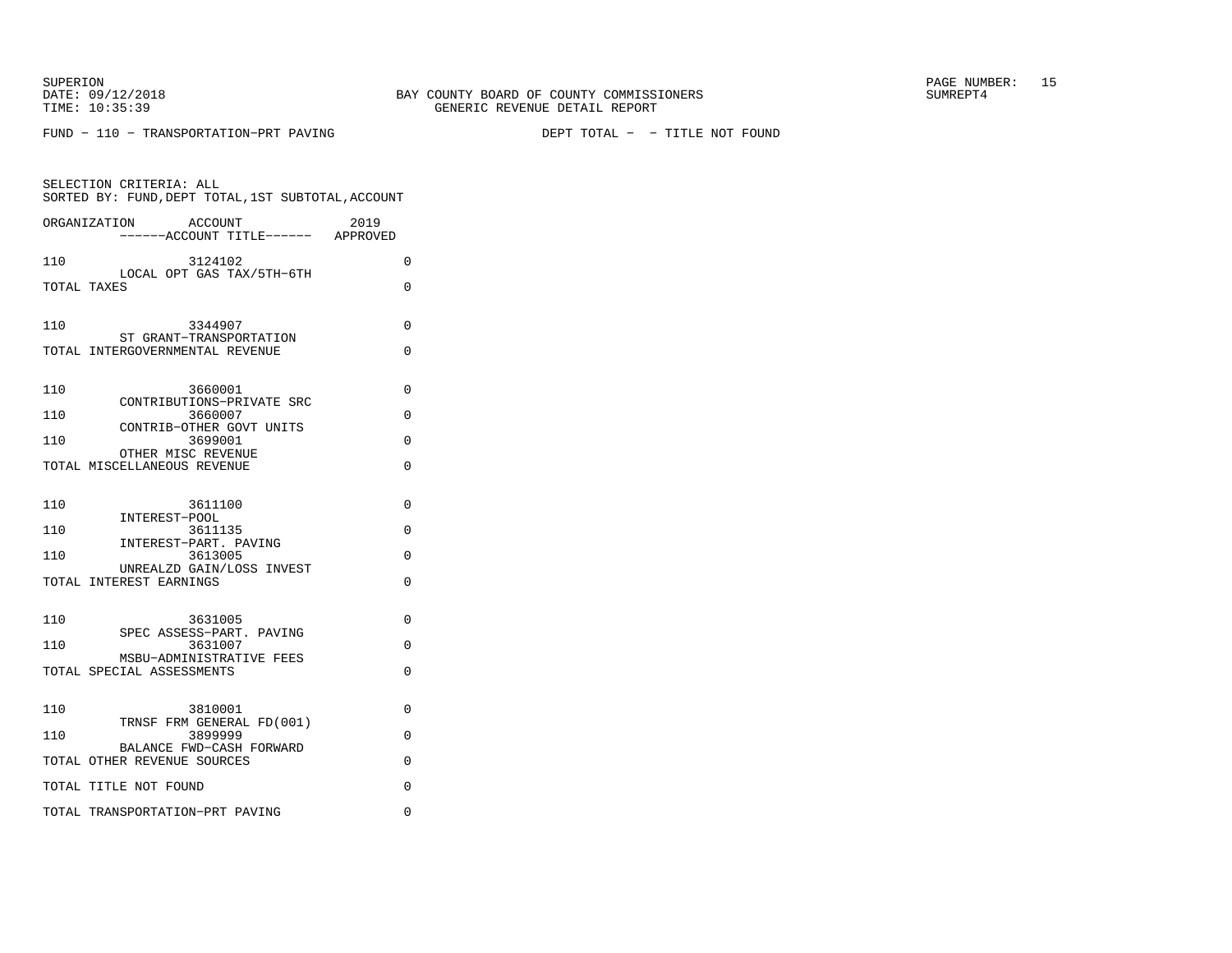BAY COUNTY BOARD OF COUNTY COMMISSIONERS
GENERIC REVENUE DETAIL REPORT

SUPERION
DATE: 09/12/2018
TIME: 10:35:39

SUMREPT4

FUND - 110 - TRANSPORTATION-PRT PAVING

DEPT TOTAL - - TITLE NOT FOUND

SELECTION CRITERIA: ALL
SORTED BY: FUND,DEPT TOTAL,1ST SUBTOTAL,ACCOUNT

| ORGANIZATION | ACCOUNT<br>------ACCOUNT TITLE------ | 2019<br>APPROVED |
|---|---|---|
| 110 | 3124102<br>LOCAL OPT GAS TAX/5TH-6TH | 0 |
| TOTAL TAXES | | 0 |
| 110 | 3344907<br>ST GRANT-TRANSPORTATION | 0 |
| TOTAL INTERGOVERNMENTAL REVENUE | | 0 |
| 110 | 3660001<br>CONTRIBUTIONS-PRIVATE SRC | 0 |
| 110 | 3660007<br>CONTRIB-OTHER GOVT UNITS | 0 |
| 110 | 3699001<br>OTHER MISC REVENUE | 0 |
| TOTAL MISCELLANEOUS REVENUE | | 0 |
| 110 | 3611100<br>INTEREST-POOL | 0 |
| 110 | 3611135<br>INTEREST-PART. PAVING | 0 |
| 110 | 3613005<br>UNREALZD GAIN/LOSS INVEST | 0 |
| TOTAL INTEREST EARNINGS | | 0 |
| 110 | 3631005<br>SPEC ASSESS-PART. PAVING | 0 |
| 110 | 3631007<br>MSBU-ADMINISTRATIVE FEES | 0 |
| TOTAL SPECIAL ASSESSMENTS | | 0 |
| 110 | 3810001<br>TRNSF FRM GENERAL FD(001) | 0 |
| 110 | 3899999<br>BALANCE FWD-CASH FORWARD | 0 |
| TOTAL OTHER REVENUE SOURCES | | 0 |
| TOTAL TITLE NOT FOUND | | 0 |
| TOTAL TRANSPORTATION-PRT PAVING | | 0 |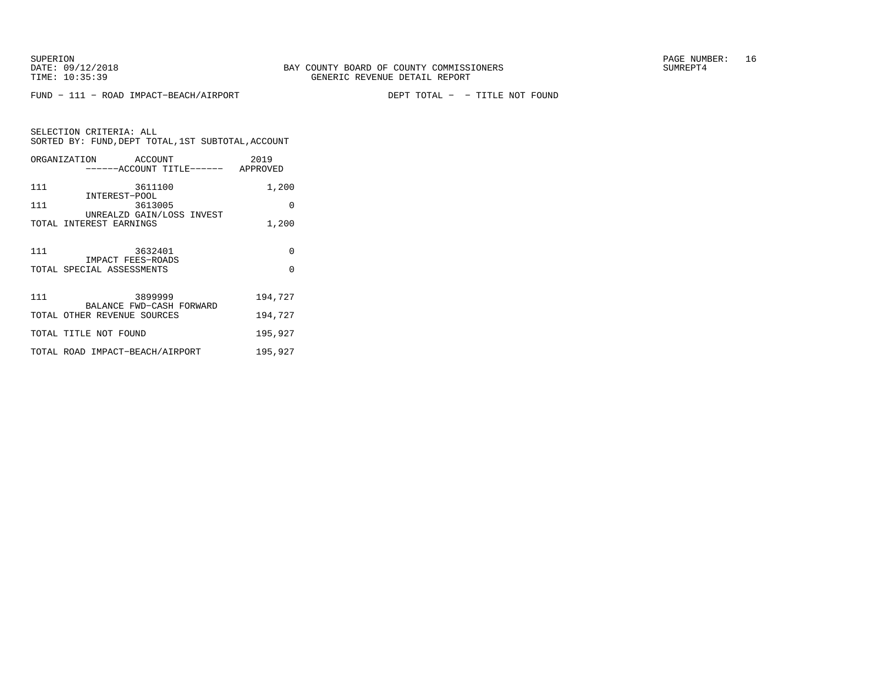SUPERION
DATE: 09/12/2018
TIME: 10:35:39

BAY COUNTY BOARD OF COUNTY COMMISSIONERS
GENERIC REVENUE DETAIL REPORT

SUMREPT4

FUND - 111 - ROAD IMPACT-BEACH/AIRPORT                    DEPT TOTAL -  - TITLE NOT FOUND

SELECTION CRITERIA: ALL
SORTED BY: FUND,DEPT TOTAL,1ST SUBTOTAL,ACCOUNT

| ORGANIZATION | ACCOUNT<br>------ACCOUNT TITLE------ | 2019<br>APPROVED |
|---|---|---|
| 111 | 3611100<br>INTEREST-POOL | 1,200 |
| 111 | 3613005<br>UNREALZD GAIN/LOSS INVEST | 0 |
| TOTAL INTEREST EARNINGS | | 1,200 |
| 111 | 3632401<br>IMPACT FEES-ROADS | 0 |
| TOTAL SPECIAL ASSESSMENTS | | 0 |
| 111 | 3899999<br>BALANCE FWD-CASH FORWARD | 194,727 |
| TOTAL OTHER REVENUE SOURCES | | 194,727 |
| TOTAL TITLE NOT FOUND | | 195,927 |
| TOTAL ROAD IMPACT-BEACH/AIRPORT | | 195,927 |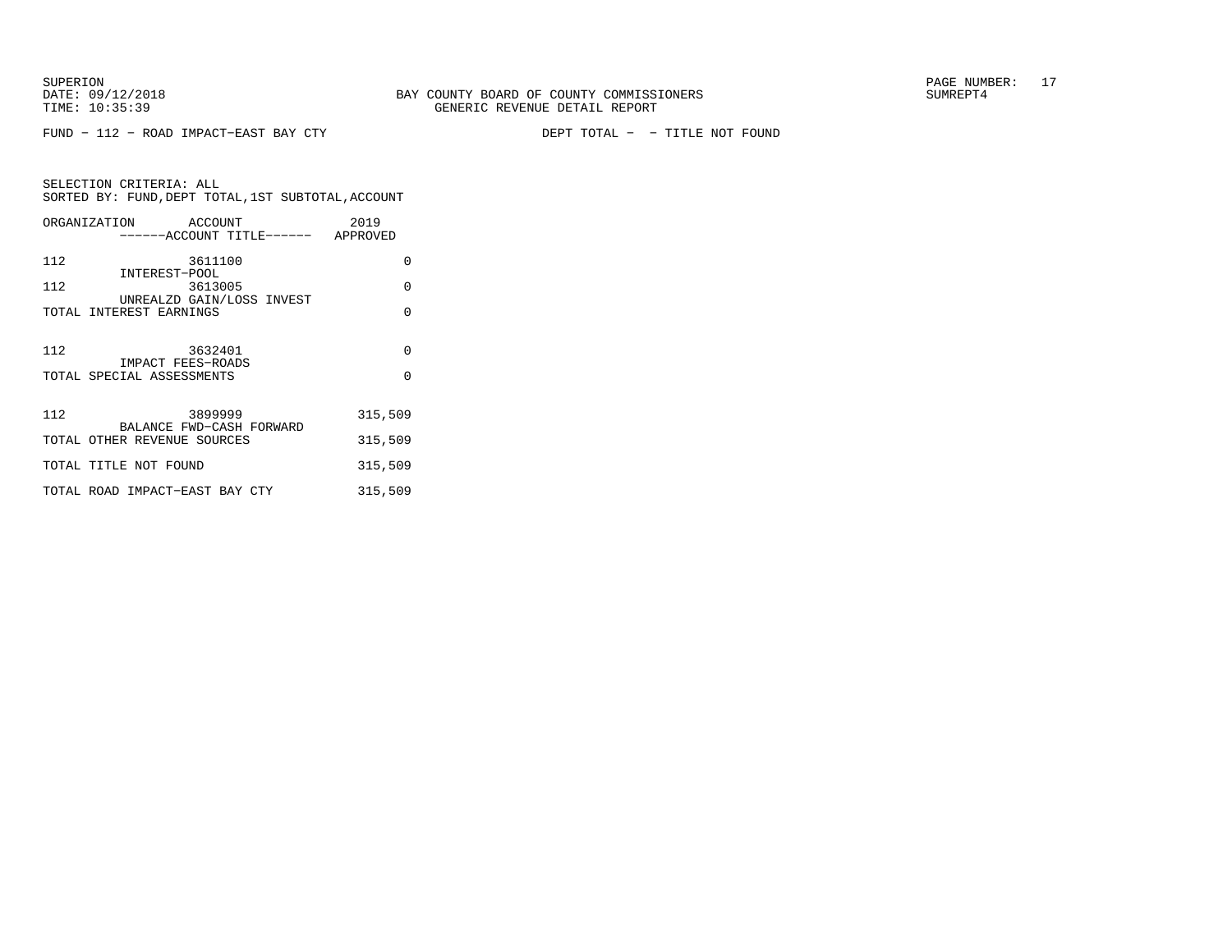BAY COUNTY BOARD OF COUNTY COMMISSIONERS
GENERIC REVENUE DETAIL REPORT

SUPERION
DATE: 09/12/2018
TIME: 10:35:39

SUMREPT4

FUND − 112 − ROAD IMPACT−EAST BAY CTY DEPT TOTAL − − TITLE NOT FOUND

SELECTION CRITERIA: ALL
SORTED BY: FUND,DEPT TOTAL,1ST SUBTOTAL,ACCOUNT

| ORGANIZATION | ACCOUNT<br>------ACCOUNT TITLE------ | 2019<br>APPROVED |
|---|---|---|
| 112 | 3611100<br>INTEREST−POOL | 0 |
| 112 | 3613005<br>UNREALZD GAIN/LOSS INVEST | 0 |
| TOTAL INTEREST EARNINGS | | 0 |
| 112 | 3632401<br>IMPACT FEES−ROADS | 0 |
| TOTAL SPECIAL ASSESSMENTS | | 0 |
| 112 | 3899999<br>BALANCE FWD−CASH FORWARD | 315,509 |
| TOTAL OTHER REVENUE SOURCES | | 315,509 |
| TOTAL TITLE NOT FOUND | | 315,509 |
| TOTAL ROAD IMPACT−EAST BAY CTY | | 315,509 |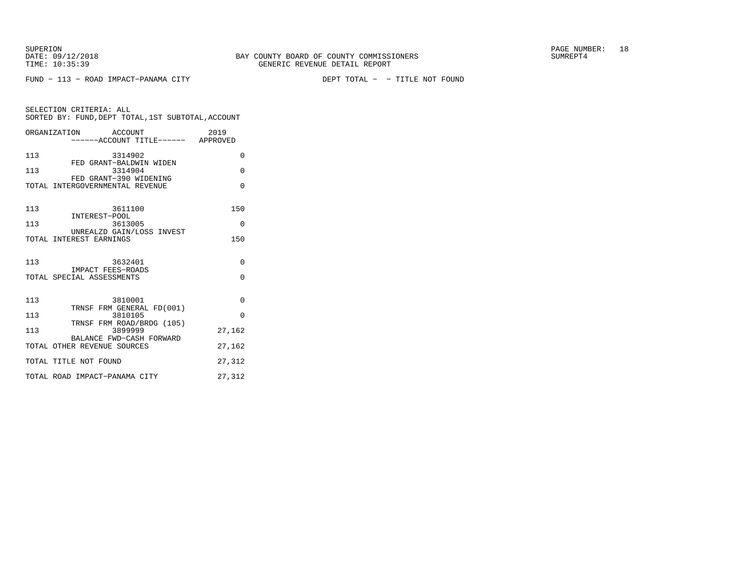SUPERION
DATE: 09/12/2018
TIME: 10:35:39

BAY COUNTY BOARD OF COUNTY COMMISSIONERS
GENERIC REVENUE DETAIL REPORT

SUMREPT4

FUND − 113 − ROAD IMPACT−PANAMA CITY    DEPT TOTAL − − TITLE NOT FOUND

SELECTION CRITERIA: ALL
SORTED BY: FUND,DEPT TOTAL,1ST SUBTOTAL,ACCOUNT

| ORGANIZATION | ACCOUNT / ------ACCOUNT TITLE------ | 2019 APPROVED |
|---|---|---|
| 113 | 3314902 FED GRANT−BALDWIN WIDEN | 0 |
| 113 | 3314904 FED GRANT−390 WIDENING | 0 |
| TOTAL INTERGOVERNMENTAL REVENUE | | 0 |
| 113 | 3611100 INTEREST−POOL | 150 |
| 113 | 3613005 UNREALZD GAIN/LOSS INVEST | 0 |
| TOTAL INTEREST EARNINGS | | 150 |
| 113 | 3632401 IMPACT FEES−ROADS | 0 |
| TOTAL SPECIAL ASSESSMENTS | | 0 |
| 113 | 3810001 TRNSF FRM GENERAL FD(001) | 0 |
| 113 | 3810105 TRNSF FRM ROAD/BRDG (105) | 0 |
| 113 | 3899999 BALANCE FWD−CASH FORWARD | 27,162 |
| TOTAL OTHER REVENUE SOURCES | | 27,162 |
| TOTAL TITLE NOT FOUND | | 27,312 |
| TOTAL ROAD IMPACT−PANAMA CITY | | 27,312 |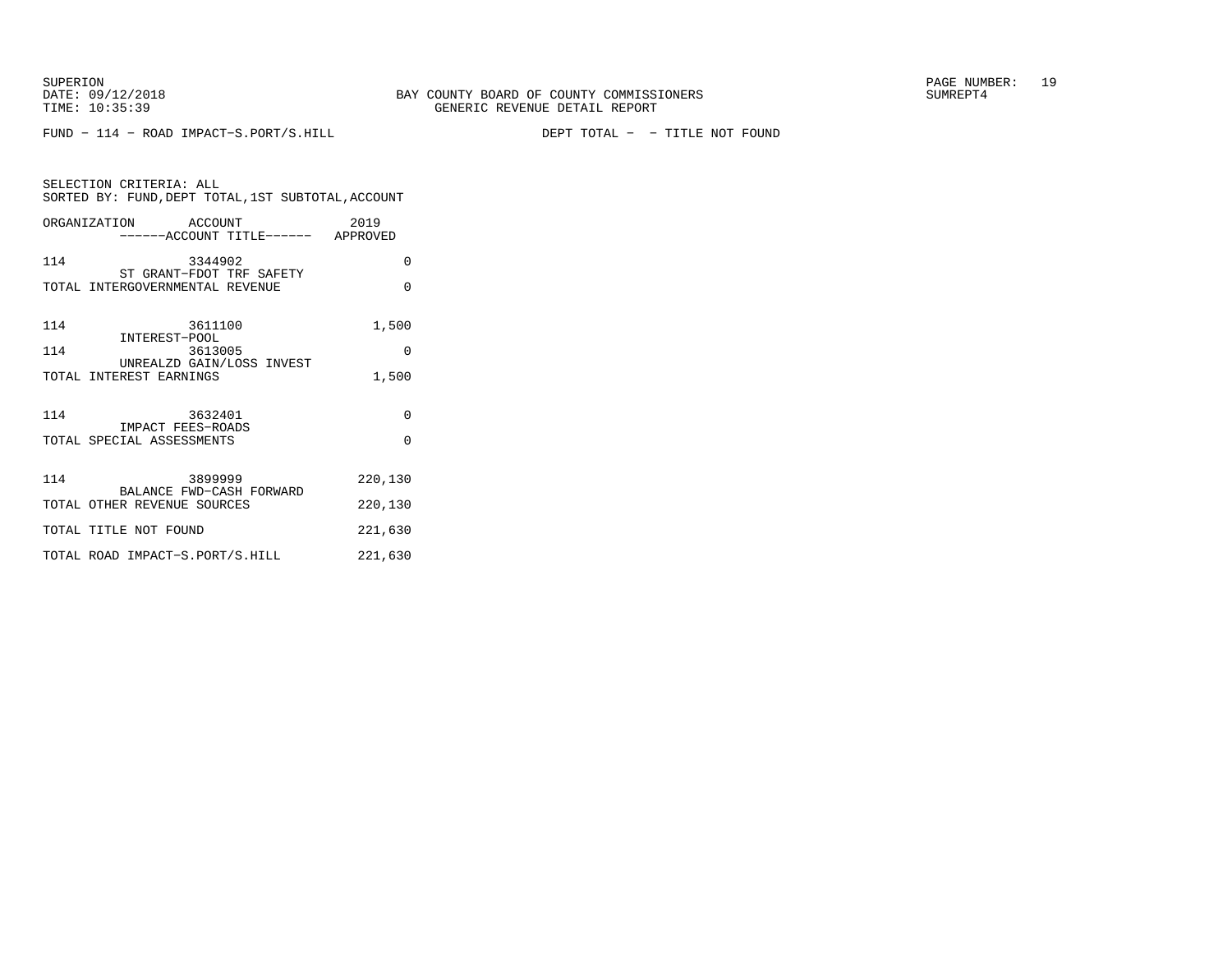FUND - 114 - ROAD IMPACT-S.PORT/S.HILL　　　　　　　　DEPT TOTAL - - TITLE NOT FOUND

SELECTION CRITERIA: ALL
SORTED BY: FUND,DEPT TOTAL,1ST SUBTOTAL,ACCOUNT

| ORGANIZATION | ACCOUNT / ------ACCOUNT TITLE------ | 2019 APPROVED |
|---|---|---|
| 114 | 3344902 ST GRANT-FDOT TRF SAFETY | 0 |
| TOTAL INTERGOVERNMENTAL REVENUE | | 0 |
| 114 | 3611100 INTEREST-POOL | 1,500 |
| 114 | 3613005 UNREALZD GAIN/LOSS INVEST | 0 |
| TOTAL INTEREST EARNINGS | | 1,500 |
| 114 | 3632401 IMPACT FEES-ROADS | 0 |
| TOTAL SPECIAL ASSESSMENTS | | 0 |
| 114 | 3899999 BALANCE FWD-CASH FORWARD | 220,130 |
| TOTAL OTHER REVENUE SOURCES | | 220,130 |
| TOTAL TITLE NOT FOUND | | 221,630 |
| TOTAL ROAD IMPACT-S.PORT/S.HILL | | 221,630 |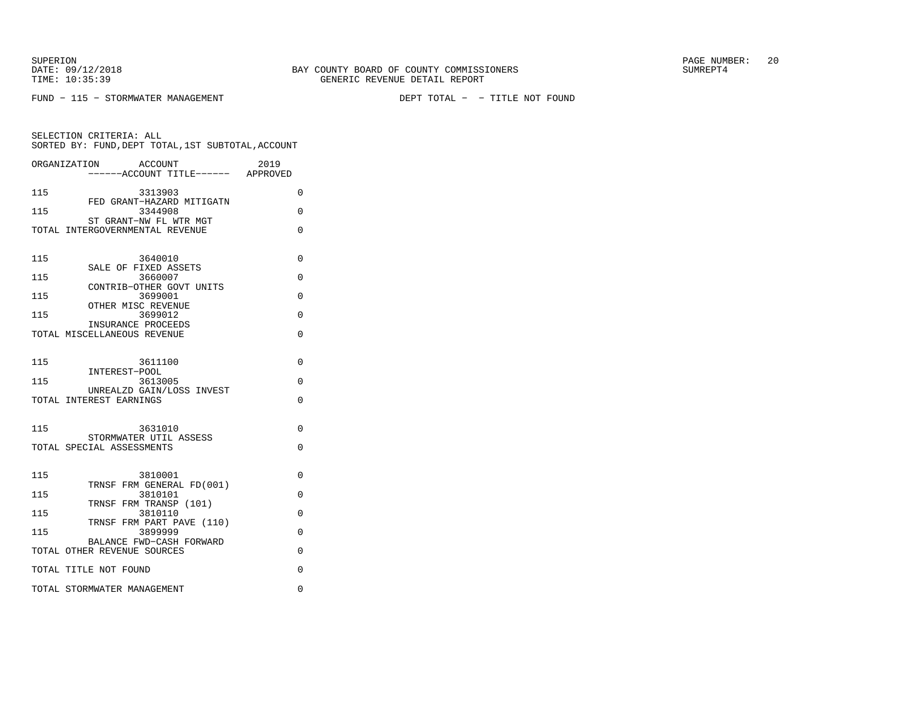SUPERION
DATE: 09/12/2018
TIME: 10:35:39

BAY COUNTY BOARD OF COUNTY COMMISSIONERS
GENERIC REVENUE DETAIL REPORT

SUMREPT4

FUND - 115 - STORMWATER MANAGEMENT    DEPT TOTAL - - TITLE NOT FOUND

SELECTION CRITERIA: ALL
SORTED BY: FUND,DEPT TOTAL,1ST SUBTOTAL,ACCOUNT

| ORGANIZATION | ACCOUNT / ------ACCOUNT TITLE------ | 2019 APPROVED |
|---|---|---|
| 115 | 3313903 FED GRANT-HAZARD MITIGATN | 0 |
| 115 | 3344908 ST GRANT-NW FL WTR MGT | 0 |
| TOTAL INTERGOVERNMENTAL REVENUE | | 0 |
| 115 | 3640010 SALE OF FIXED ASSETS | 0 |
| 115 | 3660007 CONTRIB-OTHER GOVT UNITS | 0 |
| 115 | 3699001 OTHER MISC REVENUE | 0 |
| 115 | 3699012 INSURANCE PROCEEDS | 0 |
| TOTAL MISCELLANEOUS REVENUE | | 0 |
| 115 | 3611100 INTEREST-POOL | 0 |
| 115 | 3613005 UNREALZD GAIN/LOSS INVEST | 0 |
| TOTAL INTEREST EARNINGS | | 0 |
| 115 | 3631010 STORMWATER UTIL ASSESS | 0 |
| TOTAL SPECIAL ASSESSMENTS | | 0 |
| 115 | 3810001 TRNSF FRM GENERAL FD(001) | 0 |
| 115 | 3810101 TRNSF FRM TRANSP (101) | 0 |
| 115 | 3810110 TRNSF FRM PART PAVE (110) | 0 |
| 115 | 3899999 BALANCE FWD-CASH FORWARD | 0 |
| TOTAL OTHER REVENUE SOURCES | | 0 |
| TOTAL TITLE NOT FOUND | | 0 |
| TOTAL STORMWATER MANAGEMENT | | 0 |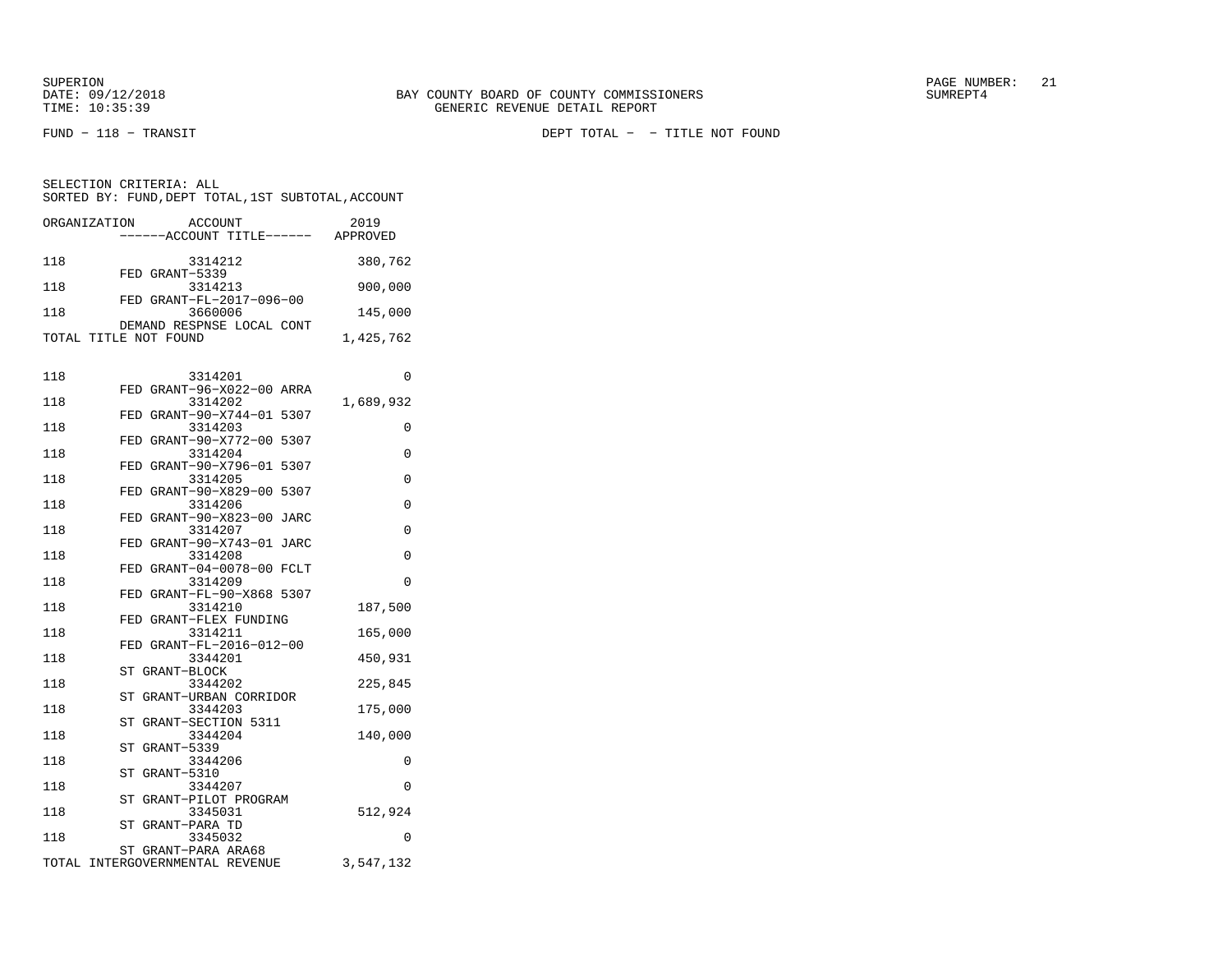SUPERION
DATE: 09/12/2018
TIME: 10:35:39

BAY COUNTY BOARD OF COUNTY COMMISSIONERS
GENERIC REVENUE DETAIL REPORT

SUMREPT4

FUND − 118 − TRANSIT

DEPT TOTAL − − TITLE NOT FOUND

SELECTION CRITERIA: ALL
SORTED BY: FUND,DEPT TOTAL,1ST SUBTOTAL,ACCOUNT

| ORGANIZATION | ACCOUNT / ------ACCOUNT TITLE------ | 2019 APPROVED |
|---|---|---|
| 118 | 3314212 FED GRANT−5339 | 380,762 |
| 118 | 3314213 FED GRANT−FL−2017−096−00 | 900,000 |
| 118 | 3660006 DEMAND RESPNSE LOCAL CONT | 145,000 |
| TOTAL TITLE NOT FOUND | | 1,425,762 |

| ORGANIZATION | ACCOUNT / ------ACCOUNT TITLE------ | 2019 APPROVED |
|---|---|---|
| 118 | 3314201 FED GRANT−96−X022−00 ARRA | 0 |
| 118 | 3314202 FED GRANT−90−X744−01 5307 | 1,689,932 |
| 118 | 3314203 FED GRANT−90−X772−00 5307 | 0 |
| 118 | 3314204 FED GRANT−90−X796−01 5307 | 0 |
| 118 | 3314205 FED GRANT−90−X829−00 5307 | 0 |
| 118 | 3314206 FED GRANT−90−X823−00 JARC | 0 |
| 118 | 3314207 FED GRANT−90−X743−01 JARC | 0 |
| 118 | 3314208 FED GRANT−04−0078−00 FCLT | 0 |
| 118 | 3314209 FED GRANT−FL−90−X868 5307 | 0 |
| 118 | 3314210 FED GRANT−FLEX FUNDING | 187,500 |
| 118 | 3314211 FED GRANT−FL−2016−012−00 | 165,000 |
| 118 | 3344201 ST GRANT−BLOCK | 450,931 |
| 118 | 3344202 ST GRANT−URBAN CORRIDOR | 225,845 |
| 118 | 3344203 ST GRANT−SECTION 5311 | 175,000 |
| 118 | 3344204 ST GRANT−5339 | 140,000 |
| 118 | 3344206 ST GRANT−5310 | 0 |
| 118 | 3344207 ST GRANT−PILOT PROGRAM | 0 |
| 118 | 3345031 ST GRANT−PARA TD | 512,924 |
| 118 | 3345032 ST GRANT−PARA ARA68 | 0 |
| TOTAL INTERGOVERNMENTAL REVENUE | | 3,547,132 |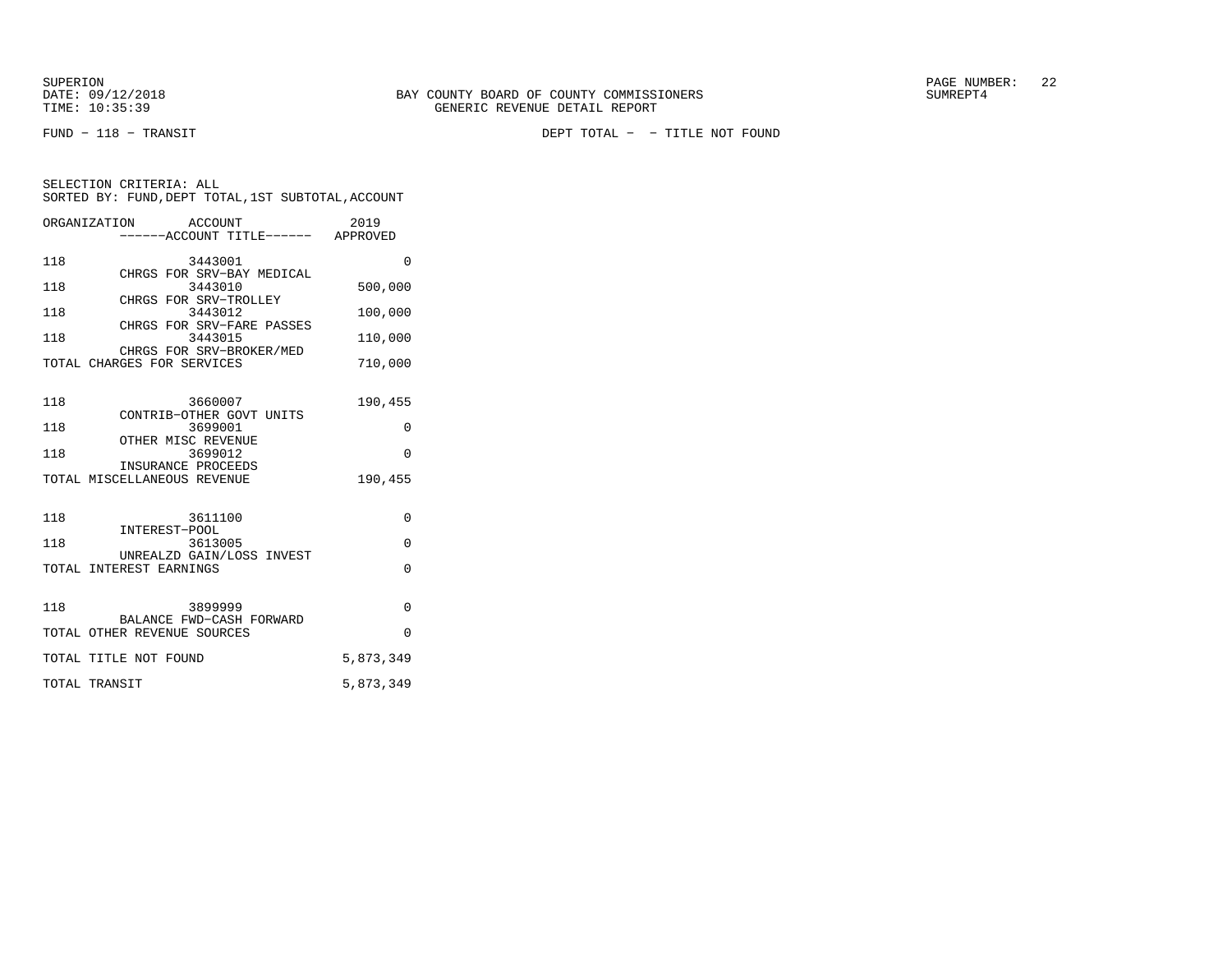SUPERION
DATE: 09/12/2018
TIME: 10:35:39

BAY COUNTY BOARD OF COUNTY COMMISSIONERS
GENERIC REVENUE DETAIL REPORT

SUMREPT4

FUND - 118 - TRANSIT

DEPT TOTAL - - TITLE NOT FOUND

SELECTION CRITERIA: ALL
SORTED BY: FUND,DEPT TOTAL,1ST SUBTOTAL,ACCOUNT

| ORGANIZATION | ACCOUNT / ------ACCOUNT TITLE------ | 2019 APPROVED |
|---|---|---|
| 118 | 3443001 CHRGS FOR SRV-BAY MEDICAL | 0 |
| 118 | 3443010 CHRGS FOR SRV-TROLLEY | 500,000 |
| 118 | 3443012 CHRGS FOR SRV-FARE PASSES | 100,000 |
| 118 | 3443015 CHRGS FOR SRV-BROKER/MED | 110,000 |
| TOTAL CHARGES FOR SERVICES | | 710,000 |
| 118 | 3660007 CONTRIB-OTHER GOVT UNITS | 190,455 |
| 118 | 3699001 OTHER MISC REVENUE | 0 |
| 118 | 3699012 INSURANCE PROCEEDS | 0 |
| TOTAL MISCELLANEOUS REVENUE | | 190,455 |
| 118 | 3611100 INTEREST-POOL | 0 |
| 118 | 3613005 UNREALZD GAIN/LOSS INVEST | 0 |
| TOTAL INTEREST EARNINGS | | 0 |
| 118 | 3899999 BALANCE FWD-CASH FORWARD | 0 |
| TOTAL OTHER REVENUE SOURCES | | 0 |
| TOTAL TITLE NOT FOUND | | 5,873,349 |
| TOTAL TRANSIT | | 5,873,349 |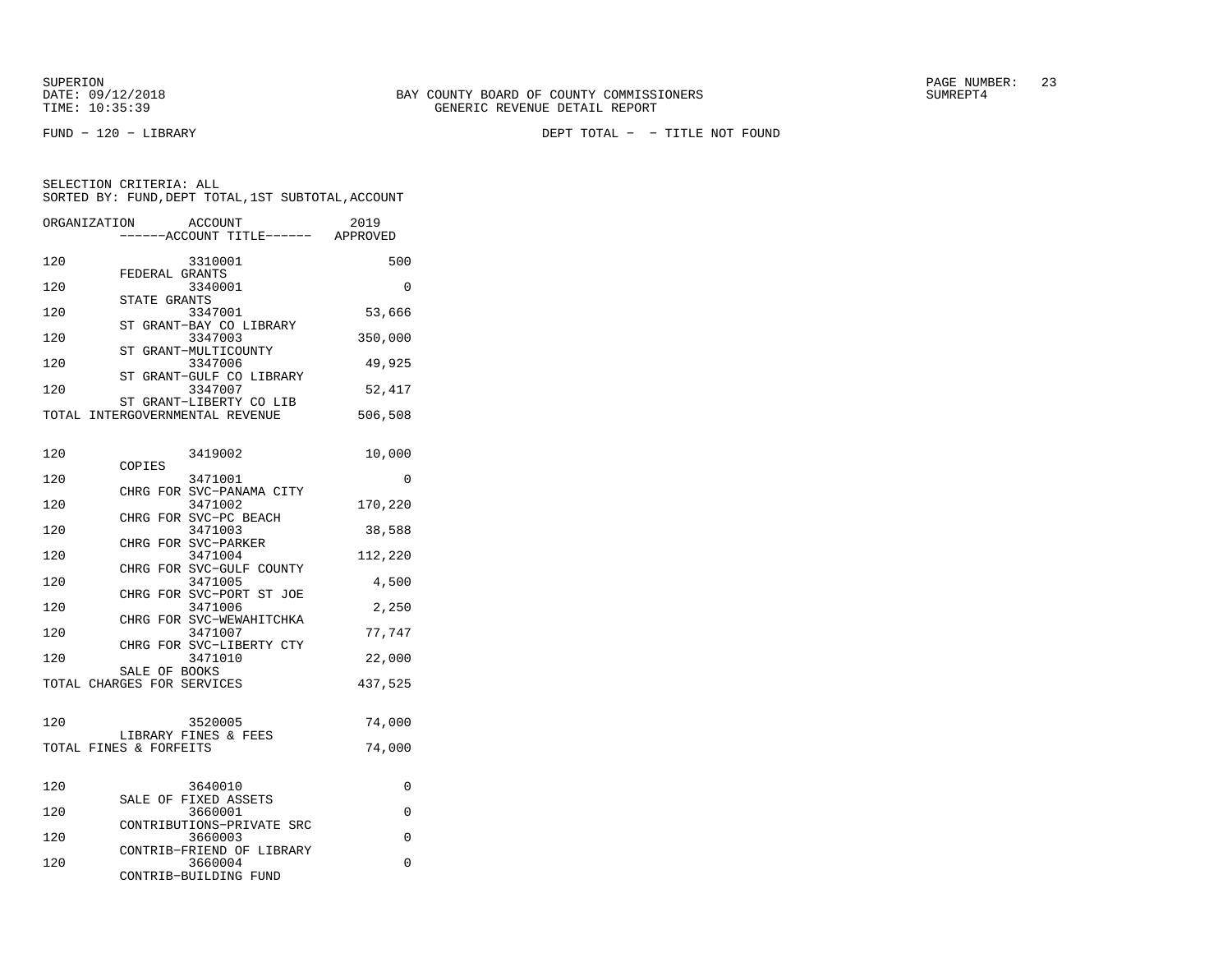BAY COUNTY BOARD OF COUNTY COMMISSIONERS
GENERIC REVENUE DETAIL REPORT

FUND − 120 − LIBRARY

DEPT TOTAL − − TITLE NOT FOUND

SELECTION CRITERIA: ALL
SORTED BY: FUND,DEPT TOTAL,1ST SUBTOTAL,ACCOUNT

| ORGANIZATION | ACCOUNT / ACCOUNT TITLE | 2019 APPROVED |
|---|---|---|
| 120 | 3310001 FEDERAL GRANTS | 500 |
| 120 | 3340001 STATE GRANTS | 0 |
| 120 | 3347001 ST GRANT−BAY CO LIBRARY | 53,666 |
| 120 | 3347003 ST GRANT−MULTICOUNTY | 350,000 |
| 120 | 3347006 ST GRANT−GULF CO LIBRARY | 49,925 |
| 120 | 3347007 ST GRANT−LIBERTY CO LIB | 52,417 |
| TOTAL INTERGOVERNMENTAL REVENUE | | 506,508 |
| 120 | 3419002 COPIES | 10,000 |
| 120 | 3471001 CHRG FOR SVC−PANAMA CITY | 0 |
| 120 | 3471002 CHRG FOR SVC−PC BEACH | 170,220 |
| 120 | 3471003 CHRG FOR SVC−PARKER | 38,588 |
| 120 | 3471004 CHRG FOR SVC−GULF COUNTY | 112,220 |
| 120 | 3471005 CHRG FOR SVC−PORT ST JOE | 4,500 |
| 120 | 3471006 CHRG FOR SVC−WEWAHITCHKA | 2,250 |
| 120 | 3471007 CHRG FOR SVC−LIBERTY CTY | 77,747 |
| 120 | 3471010 SALE OF BOOKS | 22,000 |
| TOTAL CHARGES FOR SERVICES | | 437,525 |
| 120 | 3520005 LIBRARY FINES & FEES | 74,000 |
| TOTAL FINES & FORFEITS | | 74,000 |
| 120 | 3640010 SALE OF FIXED ASSETS | 0 |
| 120 | 3660001 CONTRIBUTIONS−PRIVATE SRC | 0 |
| 120 | 3660003 CONTRIB−FRIEND OF LIBRARY | 0 |
| 120 | 3660004 CONTRIB−BUILDING FUND | 0 |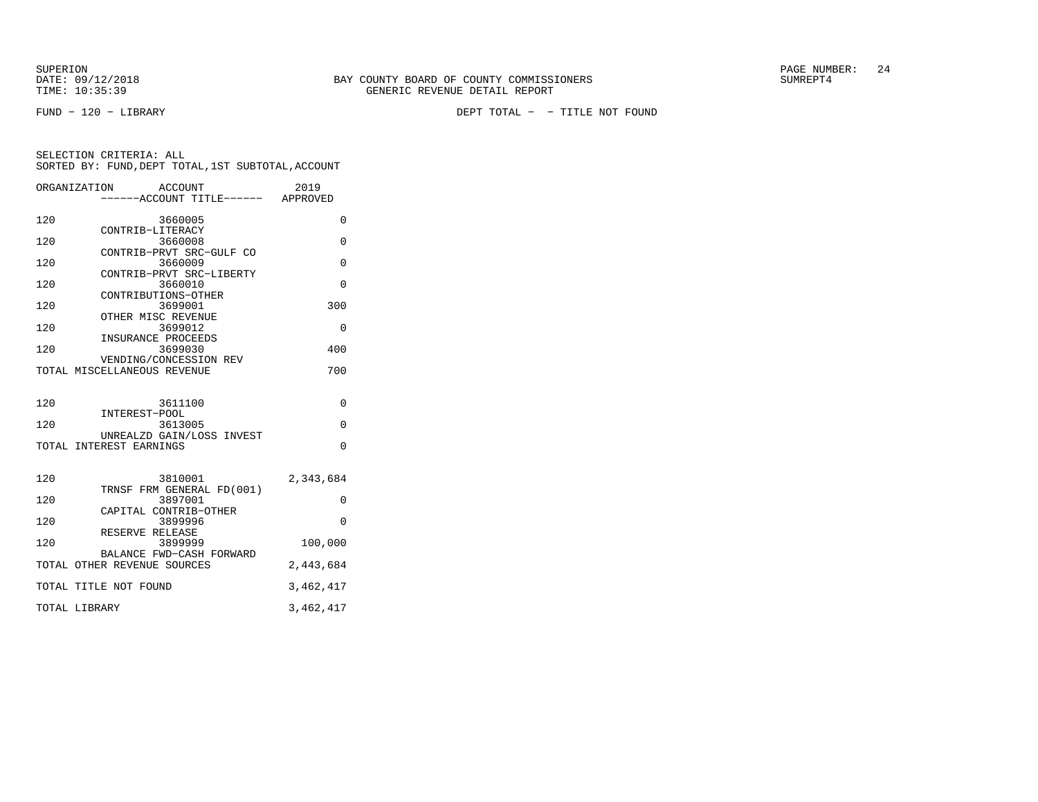FUND − 120 − LIBRARY　　　　DEPT TOTAL − − TITLE NOT FOUND

SELECTION CRITERIA: ALL
SORTED BY: FUND,DEPT TOTAL,1ST SUBTOTAL,ACCOUNT

| ORGANIZATION | ACCOUNT / ------ACCOUNT TITLE------ | 2019 APPROVED |
|---|---|---|
| 120 | 3660005 CONTRIB−LITERACY | 0 |
| 120 | 3660008 CONTRIB−PRVT SRC−GULF CO | 0 |
| 120 | 3660009 CONTRIB−PRVT SRC−LIBERTY | 0 |
| 120 | 3660010 CONTRIBUTIONS−OTHER | 0 |
| 120 | 3699001 OTHER MISC REVENUE | 300 |
| 120 | 3699012 INSURANCE PROCEEDS | 0 |
| 120 | 3699030 VENDING/CONCESSION REV | 400 |
| TOTAL MISCELLANEOUS REVENUE | | 700 |
| 120 | 3611100 INTEREST−POOL | 0 |
| 120 | 3613005 UNREALZD GAIN/LOSS INVEST | 0 |
| TOTAL INTEREST EARNINGS | | 0 |
| 120 | 3810001 TRNSF FRM GENERAL FD(001) | 2,343,684 |
| 120 | 3897001 CAPITAL CONTRIB−OTHER | 0 |
| 120 | 3899996 RESERVE RELEASE | 0 |
| 120 | 3899999 BALANCE FWD−CASH FORWARD | 100,000 |
| TOTAL OTHER REVENUE SOURCES | | 2,443,684 |
| TOTAL TITLE NOT FOUND | | 3,462,417 |
| TOTAL LIBRARY | | 3,462,417 |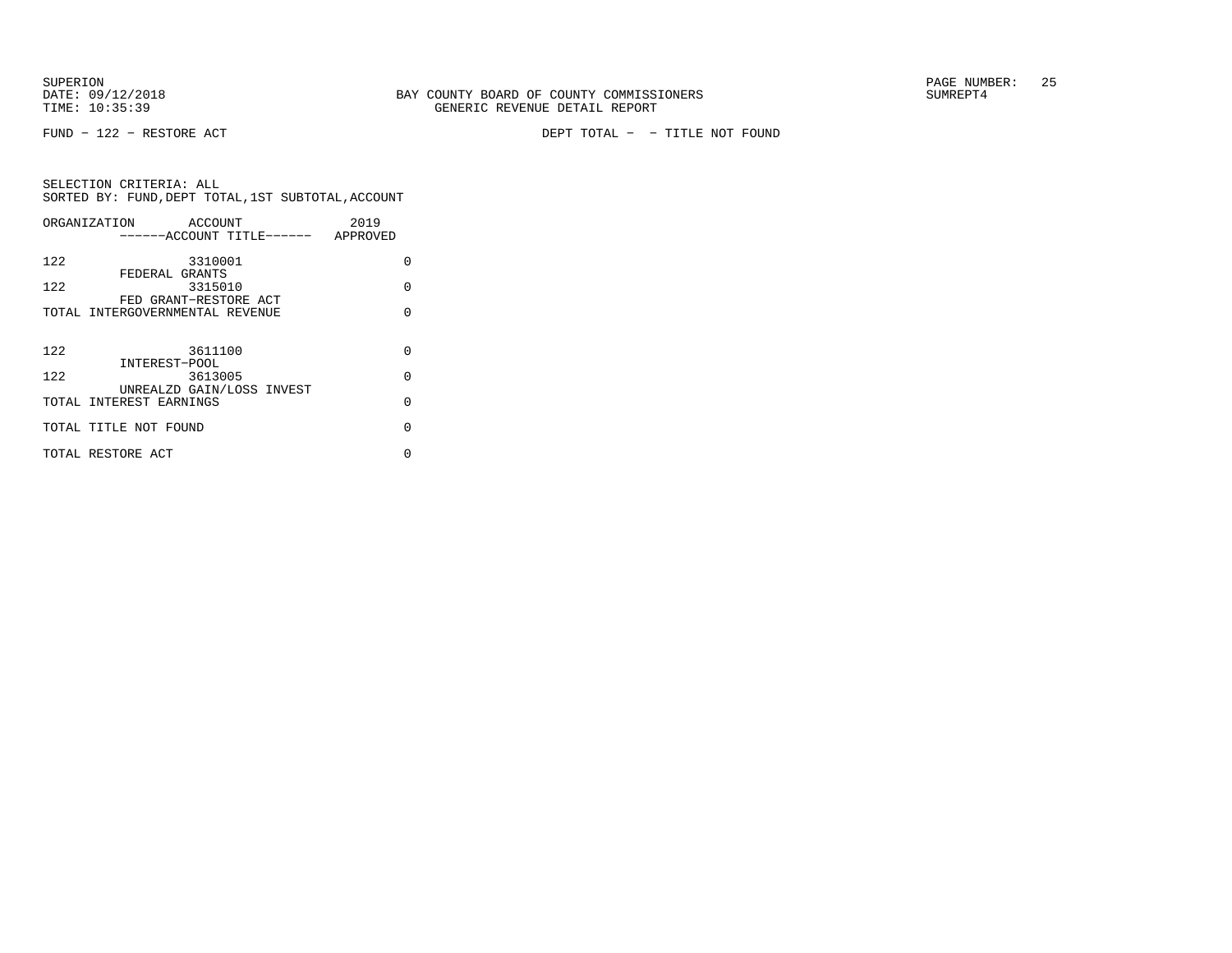BAY COUNTY BOARD OF COUNTY COMMISSIONERS
GENERIC REVENUE DETAIL REPORT

FUND − 122 − RESTORE ACT

DEPT TOTAL − − TITLE NOT FOUND

SELECTION CRITERIA: ALL
SORTED BY: FUND,DEPT TOTAL,1ST SUBTOTAL,ACCOUNT

| ORGANIZATION | ACCOUNT / ------ACCOUNT TITLE------ | 2019 APPROVED |
|---|---|---|
| 122 | 3310001 FEDERAL GRANTS | 0 |
| 122 | 3315010 FED GRANT−RESTORE ACT | 0 |
| TOTAL INTERGOVERNMENTAL REVENUE | | 0 |
| 122 | 3611100 INTEREST−POOL | 0 |
| 122 | 3613005 UNREALZD GAIN/LOSS INVEST | 0 |
| TOTAL INTEREST EARNINGS | | 0 |
| TOTAL TITLE NOT FOUND | | 0 |
| TOTAL RESTORE ACT | | 0 |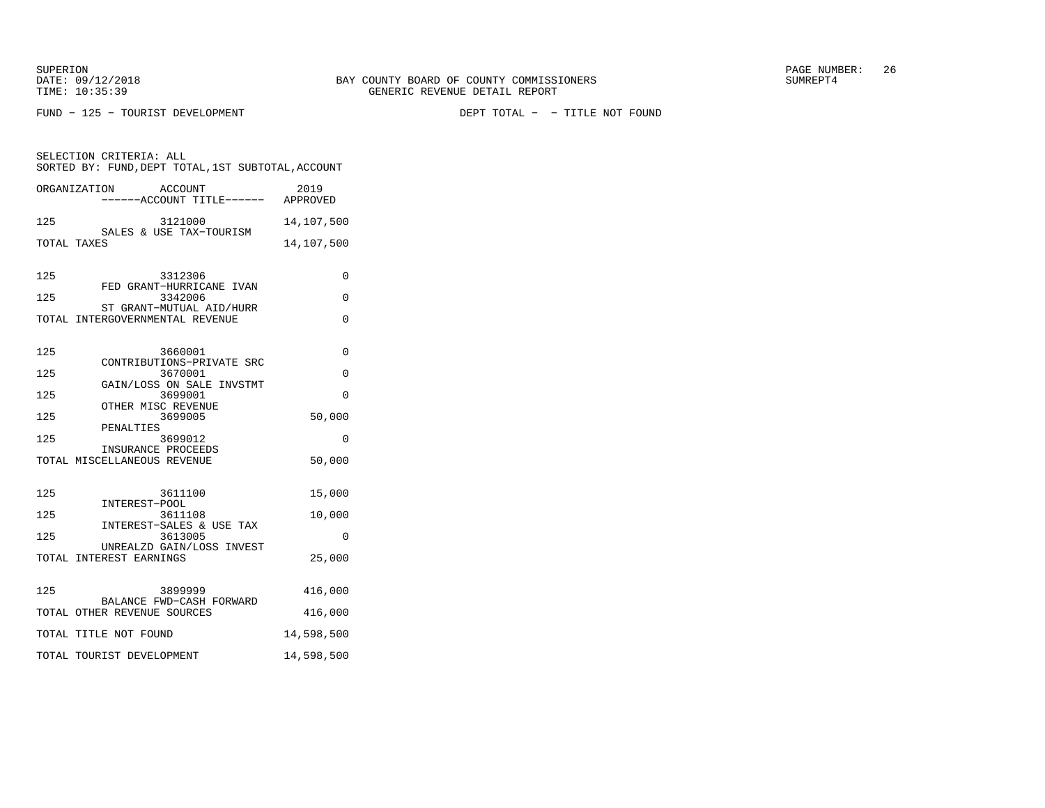SUPERION
DATE: 09/12/2018
TIME: 10:35:39

BAY COUNTY BOARD OF COUNTY COMMISSIONERS
GENERIC REVENUE DETAIL REPORT

SUMREPT4

FUND - 125 - TOURIST DEVELOPMENT

DEPT TOTAL - - TITLE NOT FOUND

SELECTION CRITERIA: ALL
SORTED BY: FUND,DEPT TOTAL,1ST SUBTOTAL,ACCOUNT

| ORGANIZATION | ACCOUNT / ------ACCOUNT TITLE------ | 2019 APPROVED |
|---|---|---|
| 125 | 3121000 SALES & USE TAX-TOURISM | 14,107,500 |
| TOTAL TAXES | | 14,107,500 |
| 125 | 3312306 FED GRANT-HURRICANE IVAN | 0 |
| 125 | 3342006 ST GRANT-MUTUAL AID/HURR | 0 |
| TOTAL INTERGOVERNMENTAL REVENUE | | 0 |
| 125 | 3660001 CONTRIBUTIONS-PRIVATE SRC | 0 |
| 125 | 3670001 GAIN/LOSS ON SALE INVSTMT | 0 |
| 125 | 3699001 OTHER MISC REVENUE | 0 |
| 125 | 3699005 PENALTIES | 50,000 |
| 125 | 3699012 INSURANCE PROCEEDS | 0 |
| TOTAL MISCELLANEOUS REVENUE | | 50,000 |
| 125 | 3611100 INTEREST-POOL | 15,000 |
| 125 | 3611108 INTEREST-SALES & USE TAX | 10,000 |
| 125 | 3613005 UNREALZD GAIN/LOSS INVEST | 0 |
| TOTAL INTEREST EARNINGS | | 25,000 |
| 125 | 3899999 BALANCE FWD-CASH FORWARD | 416,000 |
| TOTAL OTHER REVENUE SOURCES | | 416,000 |
| TOTAL TITLE NOT FOUND | | 14,598,500 |
| TOTAL TOURIST DEVELOPMENT | | 14,598,500 |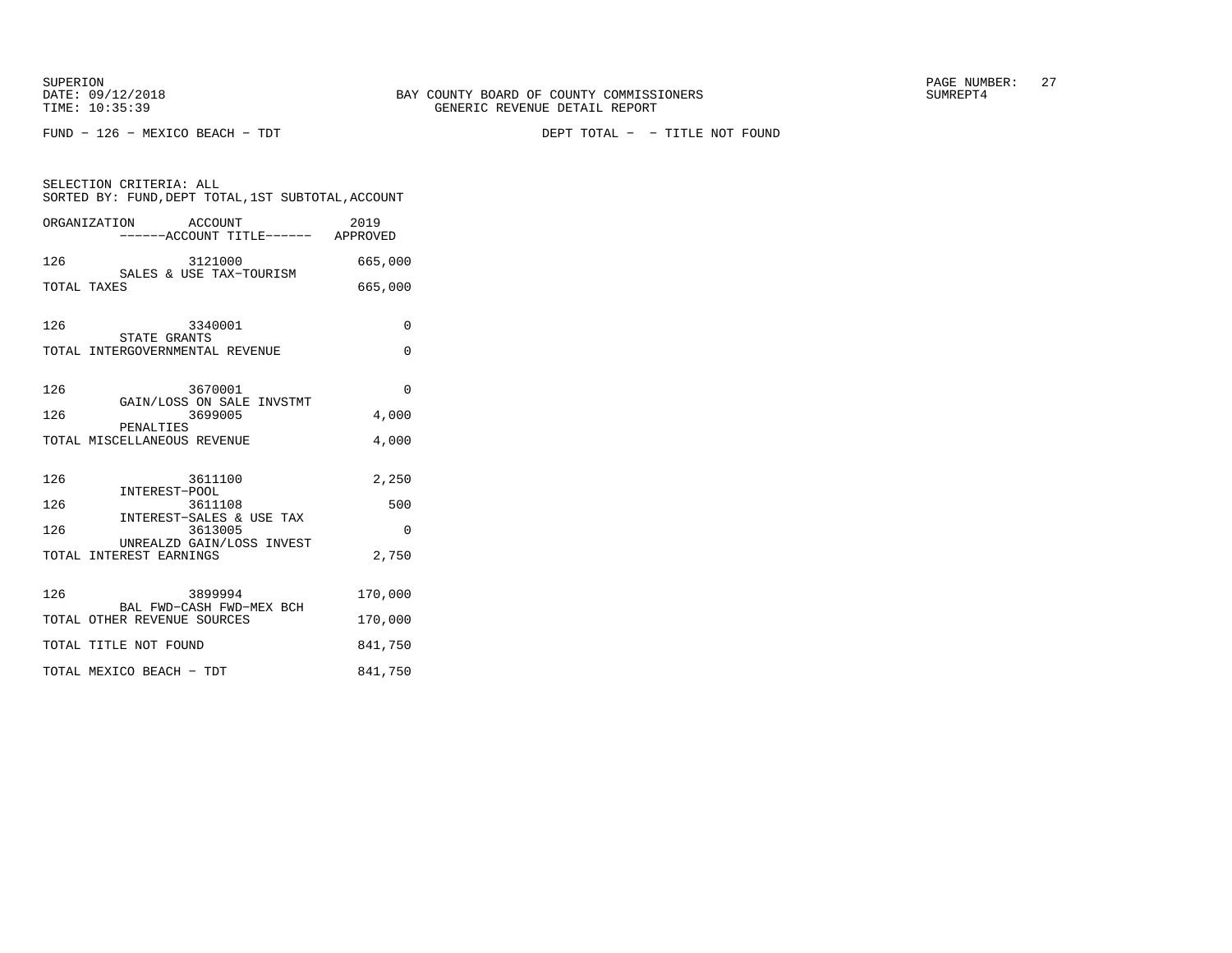SUPERION
DATE: 09/12/2018
TIME: 10:35:39

BAY COUNTY BOARD OF COUNTY COMMISSIONERS
GENERIC REVENUE DETAIL REPORT

SUMREPT4

FUND - 126 - MEXICO BEACH - TDT

DEPT TOTAL - - TITLE NOT FOUND

SELECTION CRITERIA: ALL
SORTED BY: FUND, DEPT TOTAL, 1ST SUBTOTAL, ACCOUNT

| ORGANIZATION | ACCOUNT<br>------ACCOUNT TITLE------ | 2019<br>APPROVED |
|---|---|---|
| 126 | 3121000<br>SALES & USE TAX-TOURISM | 665,000 |
| TOTAL TAXES | | 665,000 |
| 126 | 3340001<br>STATE GRANTS | 0 |
| TOTAL INTERGOVERNMENTAL REVENUE | | 0 |
| 126 | 3670001<br>GAIN/LOSS ON SALE INVSTMT | 0 |
| 126 | 3699005<br>PENALTIES | 4,000 |
| TOTAL MISCELLANEOUS REVENUE | | 4,000 |
| 126 | 3611100<br>INTEREST-POOL | 2,250 |
| 126 | 3611108<br>INTEREST-SALES & USE TAX | 500 |
| 126 | 3613005<br>UNREALZD GAIN/LOSS INVEST | 0 |
| TOTAL INTEREST EARNINGS | | 2,750 |
| 126 | 3899994<br>BAL FWD-CASH FWD-MEX BCH | 170,000 |
| TOTAL OTHER REVENUE SOURCES | | 170,000 |
| TOTAL TITLE NOT FOUND | | 841,750 |
| TOTAL MEXICO BEACH - TDT | | 841,750 |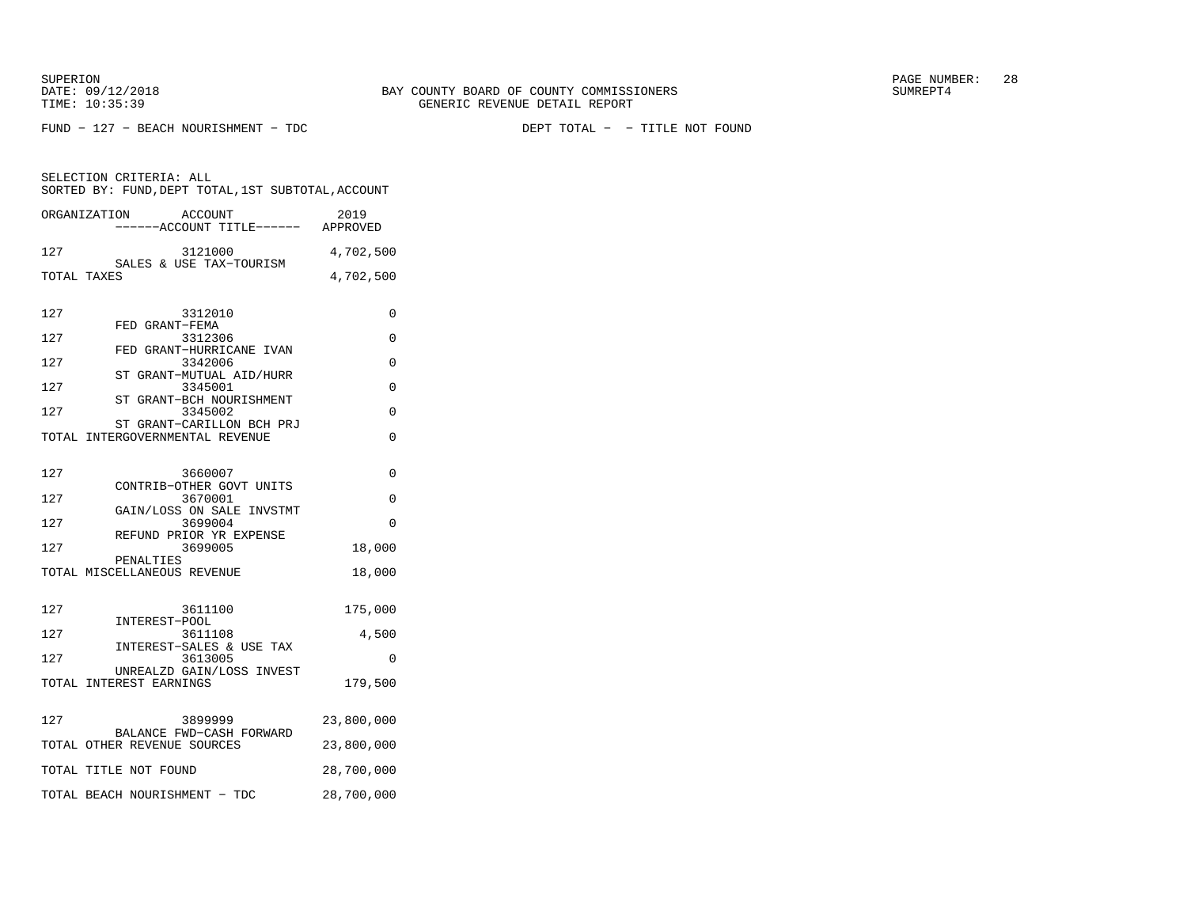SUPERION
DATE: 09/12/2018
TIME: 10:35:39

BAY COUNTY BOARD OF COUNTY COMMISSIONERS
GENERIC REVENUE DETAIL REPORT

SUMREPT4

FUND - 127 - BEACH NOURISHMENT - TDC

DEPT TOTAL - - TITLE NOT FOUND

SELECTION CRITERIA: ALL
SORTED BY: FUND,DEPT TOTAL,1ST SUBTOTAL,ACCOUNT

| ORGANIZATION | ACCOUNT / ------ACCOUNT TITLE------ | 2019 APPROVED |
|---|---|---|
| 127 | 3121000 SALES & USE TAX-TOURISM | 4,702,500 |
| TOTAL TAXES | | 4,702,500 |
| 127 | 3312010 FED GRANT-FEMA | 0 |
| 127 | 3312306 FED GRANT-HURRICANE IVAN | 0 |
| 127 | 3342006 ST GRANT-MUTUAL AID/HURR | 0 |
| 127 | 3345001 ST GRANT-BCH NOURISHMENT | 0 |
| 127 | 3345002 ST GRANT-CARILLON BCH PRJ | 0 |
| TOTAL INTERGOVERNMENTAL REVENUE | | 0 |
| 127 | 3660007 CONTRIB-OTHER GOVT UNITS | 0 |
| 127 | 3670001 GAIN/LOSS ON SALE INVSTMT | 0 |
| 127 | 3699004 REFUND PRIOR YR EXPENSE | 0 |
| 127 | 3699005 PENALTIES | 18,000 |
| TOTAL MISCELLANEOUS REVENUE | | 18,000 |
| 127 | 3611100 INTEREST-POOL | 175,000 |
| 127 | 3611108 INTEREST-SALES & USE TAX | 4,500 |
| 127 | 3613005 UNREALZD GAIN/LOSS INVEST | 0 |
| TOTAL INTEREST EARNINGS | | 179,500 |
| 127 | 3899999 BALANCE FWD-CASH FORWARD | 23,800,000 |
| TOTAL OTHER REVENUE SOURCES | | 23,800,000 |
| TOTAL TITLE NOT FOUND | | 28,700,000 |
| TOTAL BEACH NOURISHMENT - TDC | | 28,700,000 |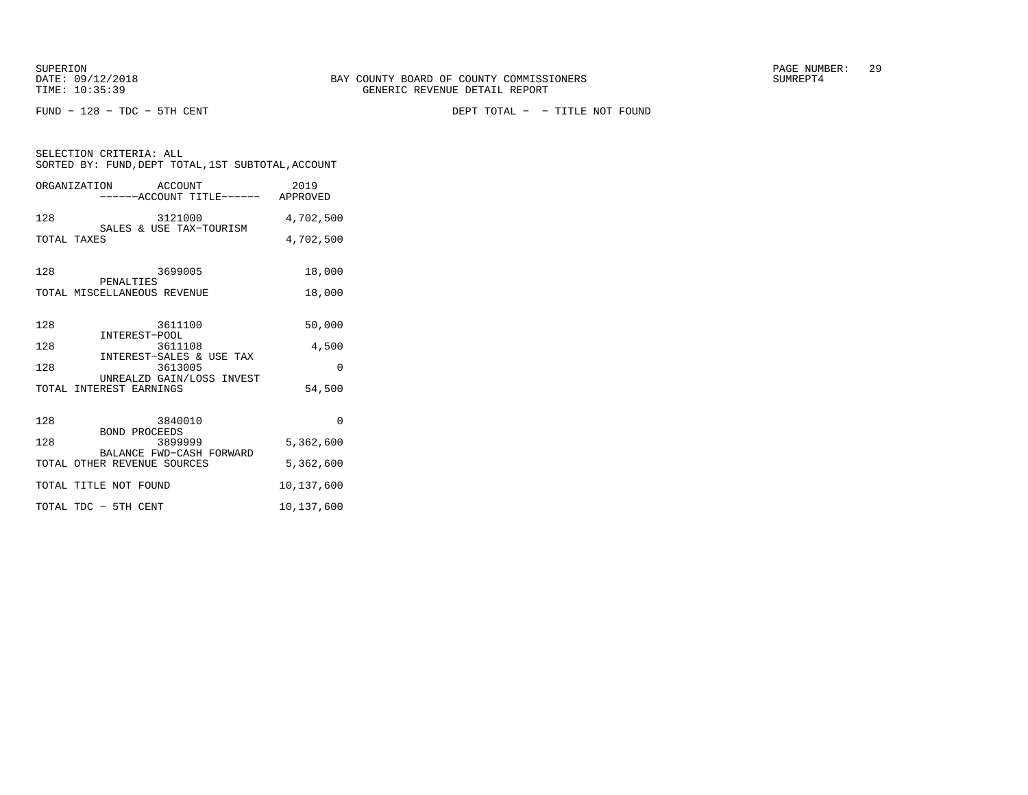SUPERION
DATE: 09/12/2018
TIME: 10:35:39

BAY COUNTY BOARD OF COUNTY COMMISSIONERS
GENERIC REVENUE DETAIL REPORT

SUMREPT4

FUND − 128 − TDC − 5TH CENT

DEPT TOTAL − − TITLE NOT FOUND

SELECTION CRITERIA: ALL
SORTED BY: FUND,DEPT TOTAL,1ST SUBTOTAL,ACCOUNT

| ORGANIZATION | ACCOUNT ------ACCOUNT TITLE------ | 2019 APPROVED |
|---|---|---|
| 128 | 3121000 SALES & USE TAX−TOURISM | 4,702,500 |
| TOTAL TAXES | | 4,702,500 |
| 128 | 3699005 PENALTIES | 18,000 |
| TOTAL MISCELLANEOUS REVENUE | | 18,000 |
| 128 | 3611100 INTEREST−POOL | 50,000 |
| 128 | 3611108 INTEREST−SALES & USE TAX | 4,500 |
| 128 | 3613005 UNREALZD GAIN/LOSS INVEST | 0 |
| TOTAL INTEREST EARNINGS | | 54,500 |
| 128 | 3840010 BOND PROCEEDS | 0 |
| 128 | 3899999 BALANCE FWD−CASH FORWARD | 5,362,600 |
| TOTAL OTHER REVENUE SOURCES | | 5,362,600 |
| TOTAL TITLE NOT FOUND | | 10,137,600 |
| TOTAL TDC − 5TH CENT | | 10,137,600 |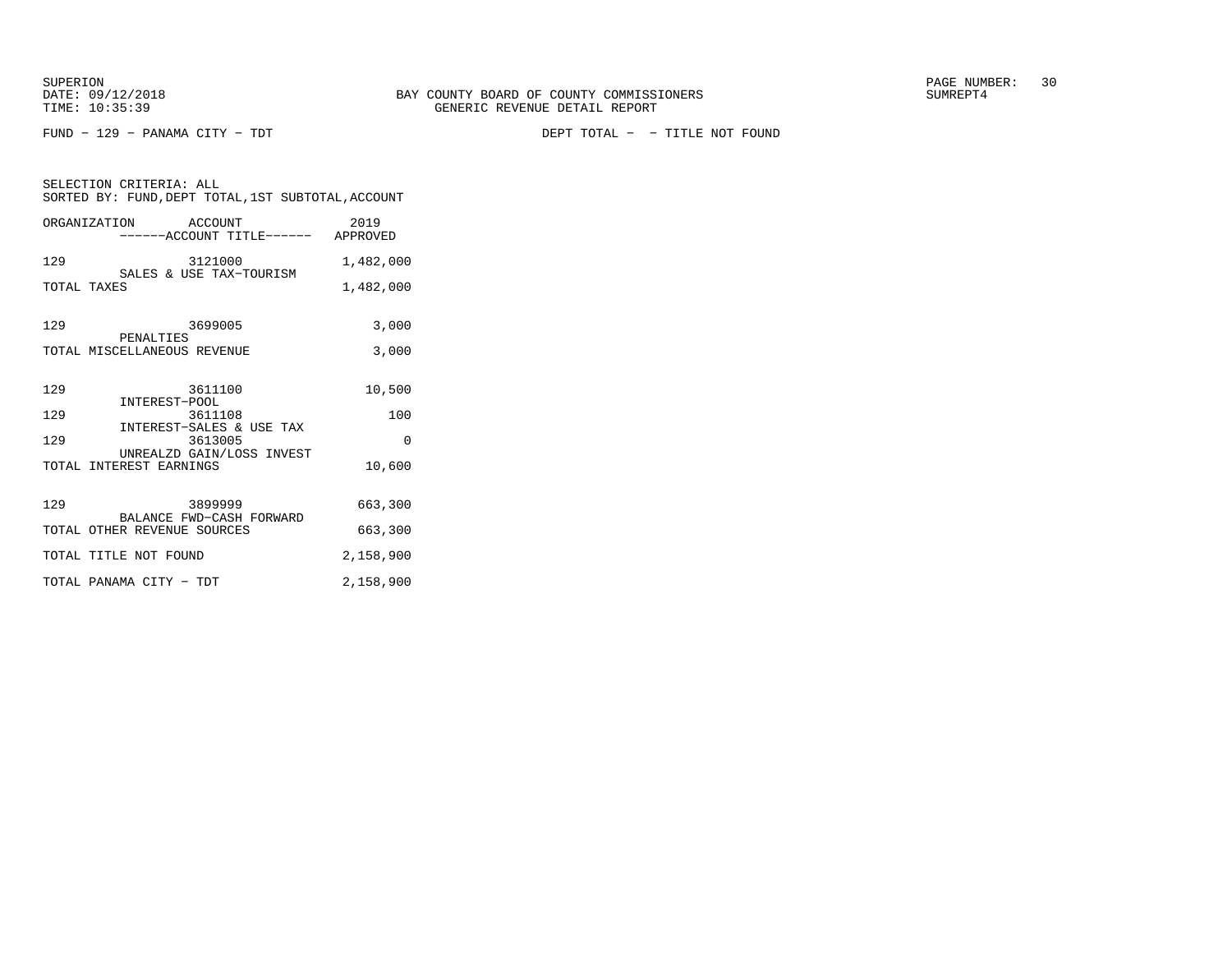SUPERION
DATE: 09/12/2018
TIME: 10:35:39

BAY COUNTY BOARD OF COUNTY COMMISSIONERS
GENERIC REVENUE DETAIL REPORT

SUMREPT4

FUND - 129 - PANAMA CITY - TDT

DEPT TOTAL - - TITLE NOT FOUND

SELECTION CRITERIA: ALL
SORTED BY: FUND,DEPT TOTAL,1ST SUBTOTAL,ACCOUNT

| ORGANIZATION | ACCOUNT ------ACCOUNT TITLE------ | 2019 APPROVED |
|---|---|---|
| 129 | 3121000 SALES & USE TAX-TOURISM | 1,482,000 |
| TOTAL TAXES | | 1,482,000 |
| 129 | 3699005 PENALTIES | 3,000 |
| TOTAL MISCELLANEOUS REVENUE | | 3,000 |
| 129 | 3611100 INTEREST-POOL | 10,500 |
| 129 | 3611108 INTEREST-SALES & USE TAX | 100 |
| 129 | 3613005 UNREALZD GAIN/LOSS INVEST | 0 |
| TOTAL INTEREST EARNINGS | | 10,600 |
| 129 | 3899999 BALANCE FWD-CASH FORWARD | 663,300 |
| TOTAL OTHER REVENUE SOURCES | | 663,300 |
| TOTAL TITLE NOT FOUND | | 2,158,900 |
| TOTAL PANAMA CITY - TDT | | 2,158,900 |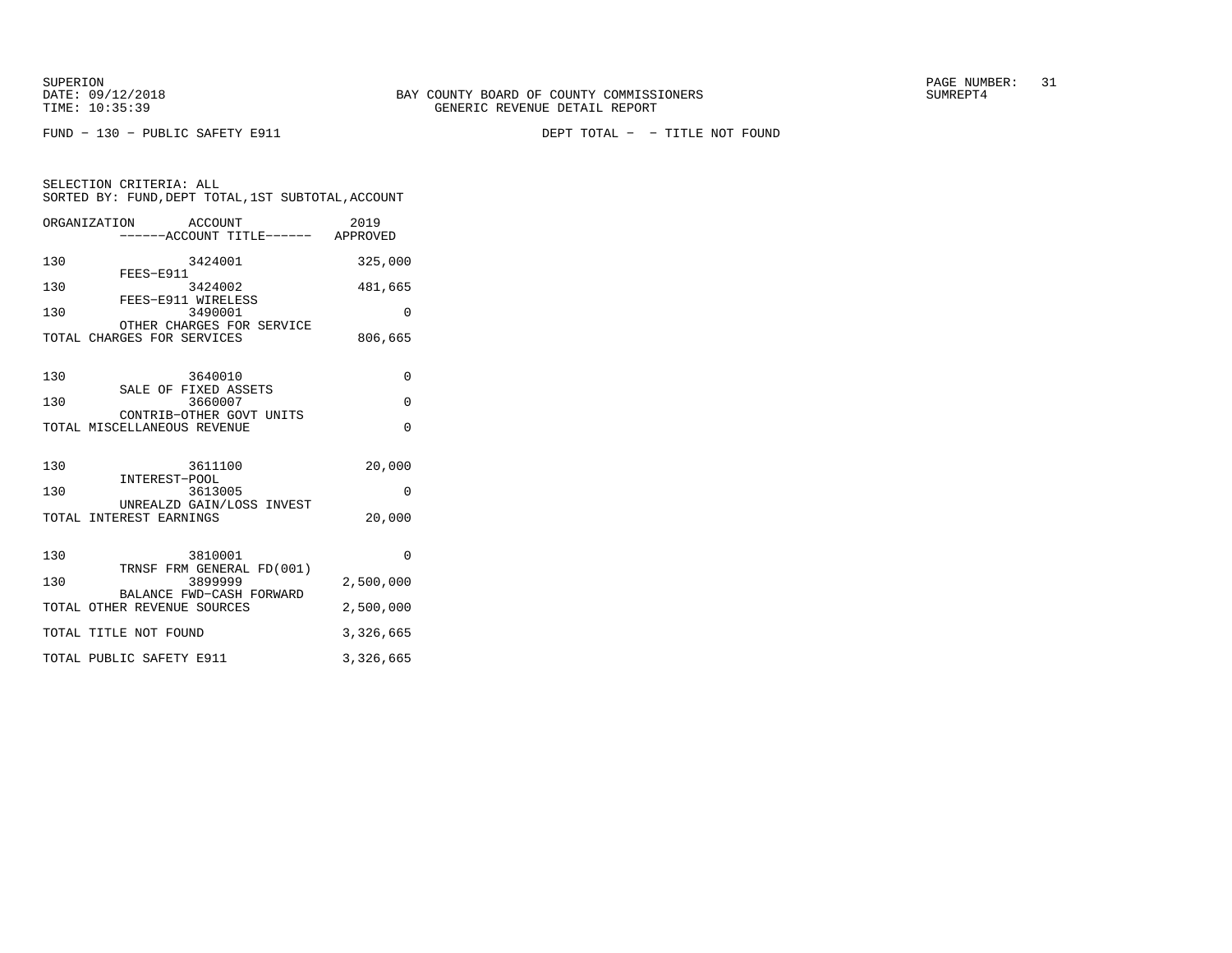SUPERION
DATE: 09/12/2018
TIME: 10:35:39

BAY COUNTY BOARD OF COUNTY COMMISSIONERS
GENERIC REVENUE DETAIL REPORT

SUMREPT4

FUND - 130 - PUBLIC SAFETY E911

DEPT TOTAL - - TITLE NOT FOUND

SELECTION CRITERIA: ALL
SORTED BY: FUND,DEPT TOTAL,1ST SUBTOTAL,ACCOUNT

| ORGANIZATION | ACCOUNT / ------ACCOUNT TITLE------ | 2019 APPROVED |
|---|---|---|
| 130 | 3424001 FEES-E911 | 325,000 |
| 130 | 3424002 FEES-E911 WIRELESS | 481,665 |
| 130 | 3490001 OTHER CHARGES FOR SERVICE | 0 |
| TOTAL CHARGES FOR SERVICES | | 806,665 |
| 130 | 3640010 SALE OF FIXED ASSETS | 0 |
| 130 | 3660007 CONTRIB-OTHER GOVT UNITS | 0 |
| TOTAL MISCELLANEOUS REVENUE | | 0 |
| 130 | 3611100 INTEREST-POOL | 20,000 |
| 130 | 3613005 UNREALZD GAIN/LOSS INVEST | 0 |
| TOTAL INTEREST EARNINGS | | 20,000 |
| 130 | 3810001 TRNSF FRM GENERAL FD(001) | 0 |
| 130 | 3899999 BALANCE FWD-CASH FORWARD | 2,500,000 |
| TOTAL OTHER REVENUE SOURCES | | 2,500,000 |
| TOTAL TITLE NOT FOUND | | 3,326,665 |
| TOTAL PUBLIC SAFETY E911 | | 3,326,665 |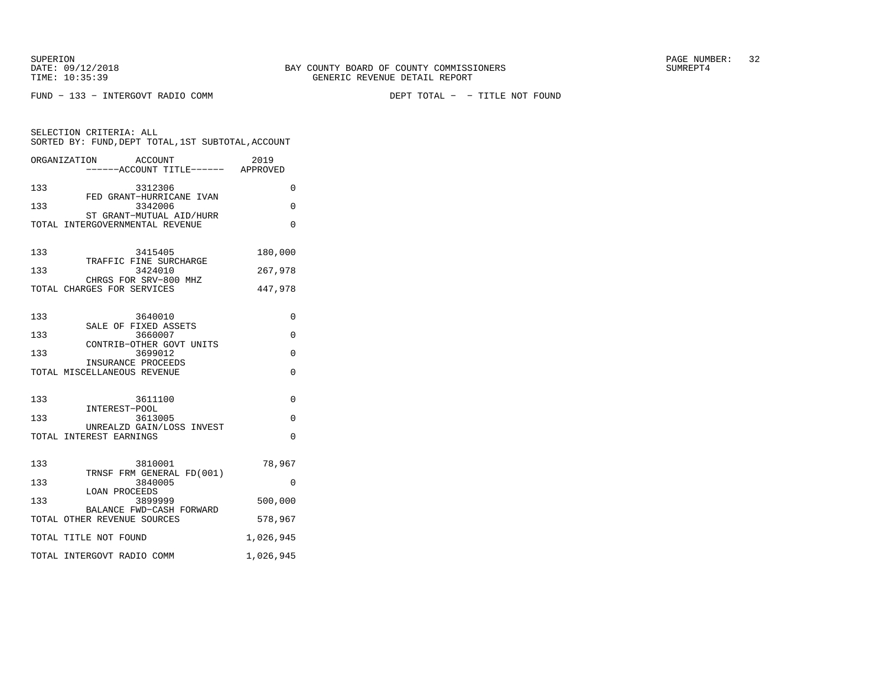BAY COUNTY BOARD OF COUNTY COMMISSIONERS
GENERIC REVENUE DETAIL REPORT

SUPERION
DATE: 09/12/2018
TIME: 10:35:39

SUMREPT4

FUND - 133 - INTERGOVT RADIO COMM    DEPT TOTAL - - TITLE NOT FOUND

SELECTION CRITERIA: ALL
SORTED BY: FUND,DEPT TOTAL,1ST SUBTOTAL,ACCOUNT

| ORGANIZATION | ACCOUNT ------ACCOUNT TITLE------ | 2019 APPROVED |
|---|---|---|
| 133 | 3312306 FED GRANT-HURRICANE IVAN | 0 |
| 133 | 3342006 ST GRANT-MUTUAL AID/HURR | 0 |
| TOTAL INTERGOVERNMENTAL REVENUE | | 0 |
| 133 | 3415405 TRAFFIC FINE SURCHARGE | 180,000 |
| 133 | 3424010 CHRGS FOR SRV-800 MHZ | 267,978 |
| TOTAL CHARGES FOR SERVICES | | 447,978 |
| 133 | 3640010 SALE OF FIXED ASSETS | 0 |
| 133 | 3660007 CONTRIB-OTHER GOVT UNITS | 0 |
| 133 | 3699012 INSURANCE PROCEEDS | 0 |
| TOTAL MISCELLANEOUS REVENUE | | 0 |
| 133 | 3611100 INTEREST-POOL | 0 |
| 133 | 3613005 UNREALZD GAIN/LOSS INVEST | 0 |
| TOTAL INTEREST EARNINGS | | 0 |
| 133 | 3810001 TRNSF FRM GENERAL FD(001) | 78,967 |
| 133 | 3840005 LOAN PROCEEDS | 0 |
| 133 | 3899999 BALANCE FWD-CASH FORWARD | 500,000 |
| TOTAL OTHER REVENUE SOURCES | | 578,967 |
| TOTAL TITLE NOT FOUND | | 1,026,945 |
| TOTAL INTERGOVT RADIO COMM | | 1,026,945 |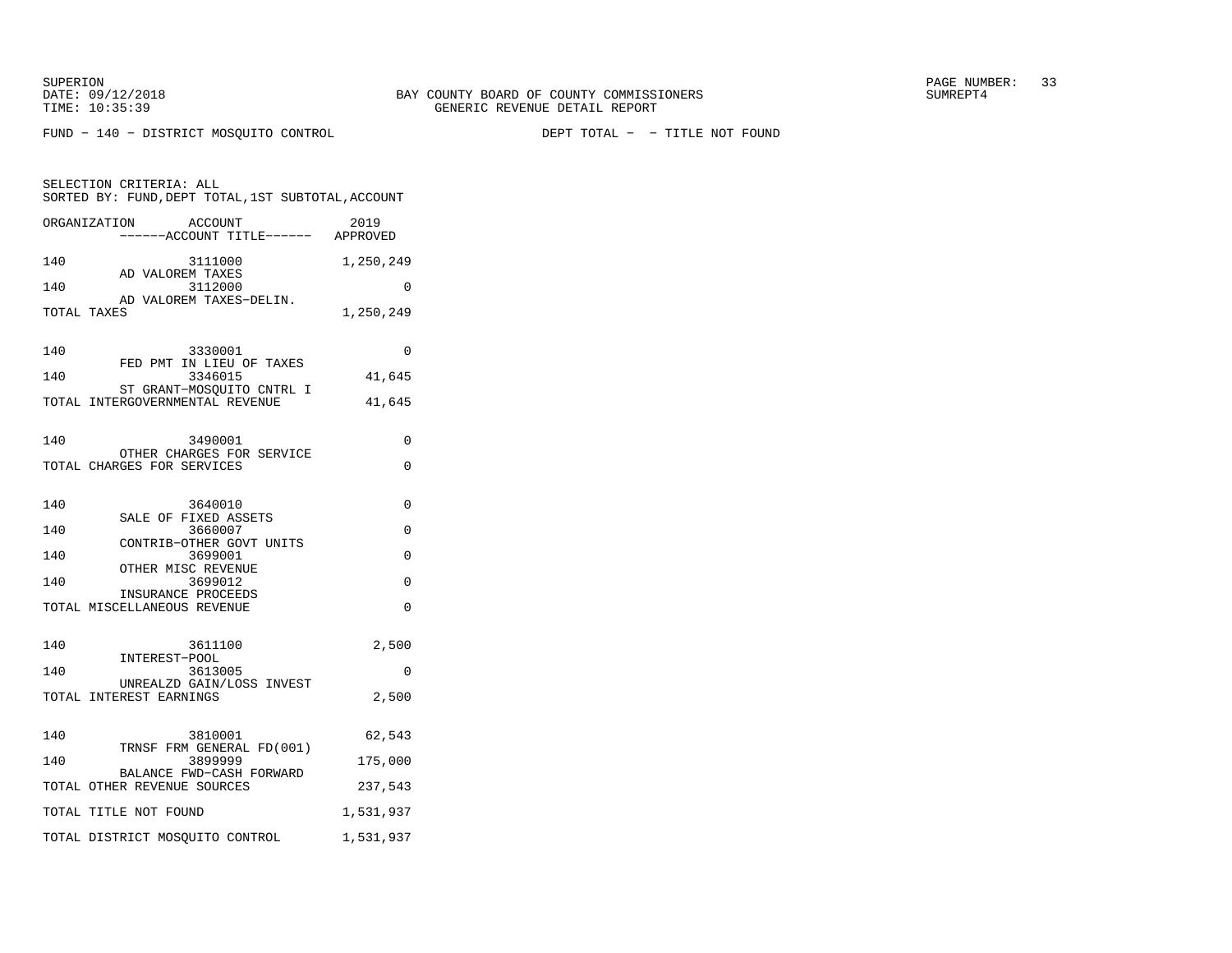BAY COUNTY BOARD OF COUNTY COMMISSIONERS
GENERIC REVENUE DETAIL REPORT

FUND - 140 - DISTRICT MOSQUITO CONTROL

DEPT TOTAL - - TITLE NOT FOUND

SELECTION CRITERIA: ALL
SORTED BY: FUND,DEPT TOTAL,1ST SUBTOTAL,ACCOUNT

| ORGANIZATION | ACCOUNT / ------ACCOUNT TITLE------ | 2019 APPROVED |
|---|---|---|
| 140 | 3111000 AD VALOREM TAXES | 1,250,249 |
| 140 | 3112000 AD VALOREM TAXES-DELIN. | 0 |
| TOTAL TAXES | | 1,250,249 |
| 140 | 3330001 FED PMT IN LIEU OF TAXES | 0 |
| 140 | 3346015 ST GRANT-MOSQUITO CNTRL I | 41,645 |
| TOTAL INTERGOVERNMENTAL REVENUE | | 41,645 |
| 140 | 3490001 OTHER CHARGES FOR SERVICE | 0 |
| TOTAL CHARGES FOR SERVICES | | 0 |
| 140 | 3640010 SALE OF FIXED ASSETS | 0 |
| 140 | 3660007 CONTRIB-OTHER GOVT UNITS | 0 |
| 140 | 3699001 OTHER MISC REVENUE | 0 |
| 140 | 3699012 INSURANCE PROCEEDS | 0 |
| TOTAL MISCELLANEOUS REVENUE | | 0 |
| 140 | 3611100 INTEREST-POOL | 2,500 |
| 140 | 3613005 UNREALZD GAIN/LOSS INVEST | 0 |
| TOTAL INTEREST EARNINGS | | 2,500 |
| 140 | 3810001 TRNSF FRM GENERAL FD(001) | 62,543 |
| 140 | 3899999 BALANCE FWD-CASH FORWARD | 175,000 |
| TOTAL OTHER REVENUE SOURCES | | 237,543 |
| TOTAL TITLE NOT FOUND | | 1,531,937 |
| TOTAL DISTRICT MOSQUITO CONTROL | | 1,531,937 |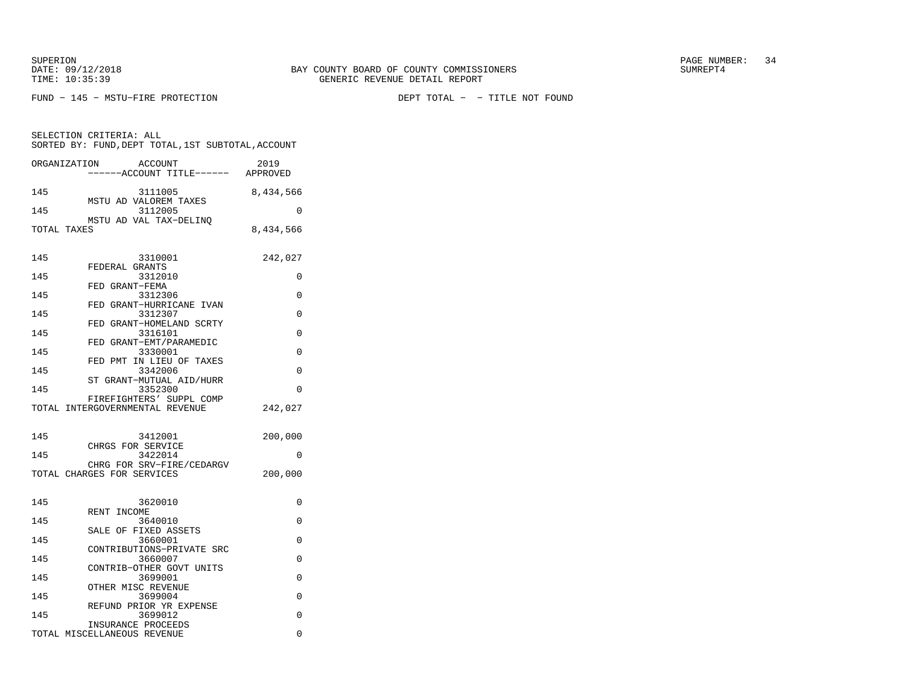SUPERION
DATE: 09/12/2018
TIME: 10:35:39

BAY COUNTY BOARD OF COUNTY COMMISSIONERS
GENERIC REVENUE DETAIL REPORT

SUMREPT4

FUND - 145 - MSTU-FIRE PROTECTION

DEPT TOTAL - - TITLE NOT FOUND

SELECTION CRITERIA: ALL
SORTED BY: FUND,DEPT TOTAL,1ST SUBTOTAL,ACCOUNT

| ORGANIZATION | ACCOUNT / ------ACCOUNT TITLE------ | 2019 APPROVED |
|---|---|---|
| 145 | 3111005 MSTU AD VALOREM TAXES | 8,434,566 |
| 145 | 3112005 MSTU AD VAL TAX-DELINQ | 0 |
| TOTAL TAXES | | 8,434,566 |
| 145 | 3310001 FEDERAL GRANTS | 242,027 |
| 145 | 3312010 FED GRANT-FEMA | 0 |
| 145 | 3312306 FED GRANT-HURRICANE IVAN | 0 |
| 145 | 3312307 FED GRANT-HOMELAND SCRTY | 0 |
| 145 | 3316101 FED GRANT-EMT/PARAMEDIC | 0 |
| 145 | 3330001 FED PMT IN LIEU OF TAXES | 0 |
| 145 | 3342006 ST GRANT-MUTUAL AID/HURR | 0 |
| 145 | 3352300 FIREFIGHTERS' SUPPL COMP | 0 |
| TOTAL INTERGOVERNMENTAL REVENUE | | 242,027 |
| 145 | 3412001 CHRGS FOR SERVICE | 200,000 |
| 145 | 3422014 CHRG FOR SRV-FIRE/CEDARGV | 0 |
| TOTAL CHARGES FOR SERVICES | | 200,000 |
| 145 | 3620010 RENT INCOME | 0 |
| 145 | 3640010 SALE OF FIXED ASSETS | 0 |
| 145 | 3660001 CONTRIBUTIONS-PRIVATE SRC | 0 |
| 145 | 3660007 CONTRIB-OTHER GOVT UNITS | 0 |
| 145 | 3699001 OTHER MISC REVENUE | 0 |
| 145 | 3699004 REFUND PRIOR YR EXPENSE | 0 |
| 145 | 3699012 INSURANCE PROCEEDS | 0 |
| TOTAL MISCELLANEOUS REVENUE | | 0 |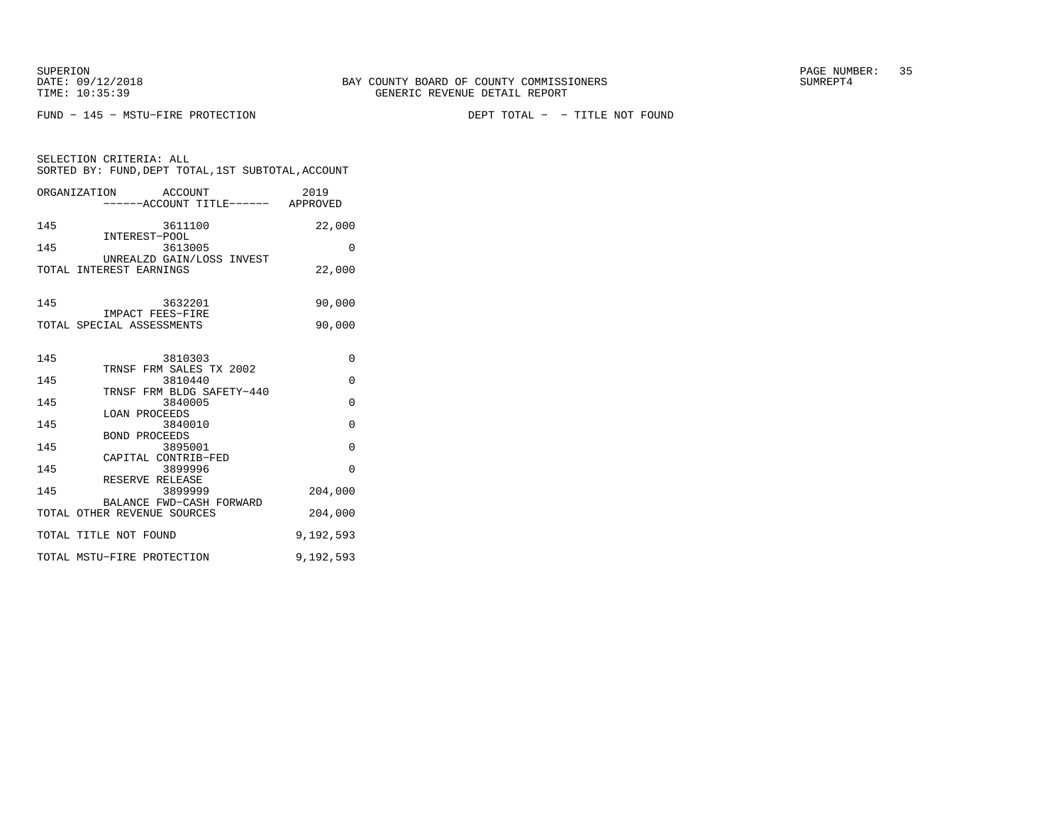SUPERION
DATE: 09/12/2018
TIME: 10:35:39

BAY COUNTY BOARD OF COUNTY COMMISSIONERS
GENERIC REVENUE DETAIL REPORT

SUMREPT4

FUND − 145 − MSTU−FIRE PROTECTION DEPT TOTAL − − TITLE NOT FOUND

SELECTION CRITERIA: ALL
SORTED BY: FUND,DEPT TOTAL,1ST SUBTOTAL,ACCOUNT

| ORGANIZATION | ACCOUNT ------ACCOUNT TITLE------ | 2019 APPROVED |
|---|---|---|
| 145 | 3611100 INTEREST−POOL | 22,000 |
| 145 | 3613005 UNREALZD GAIN/LOSS INVEST | 0 |
| TOTAL INTEREST EARNINGS | | 22,000 |
| 145 | 3632201 IMPACT FEES−FIRE | 90,000 |
| TOTAL SPECIAL ASSESSMENTS | | 90,000 |
| 145 | 3810303 TRNSF FRM SALES TX 2002 | 0 |
| 145 | 3810440 TRNSF FRM BLDG SAFETY−440 | 0 |
| 145 | 3840005 LOAN PROCEEDS | 0 |
| 145 | 3840010 BOND PROCEEDS | 0 |
| 145 | 3895001 CAPITAL CONTRIB−FED | 0 |
| 145 | 3899996 RESERVE RELEASE | 0 |
| 145 | 3899999 BALANCE FWD−CASH FORWARD | 204,000 |
| TOTAL OTHER REVENUE SOURCES | | 204,000 |
| TOTAL TITLE NOT FOUND | | 9,192,593 |
| TOTAL MSTU−FIRE PROTECTION | | 9,192,593 |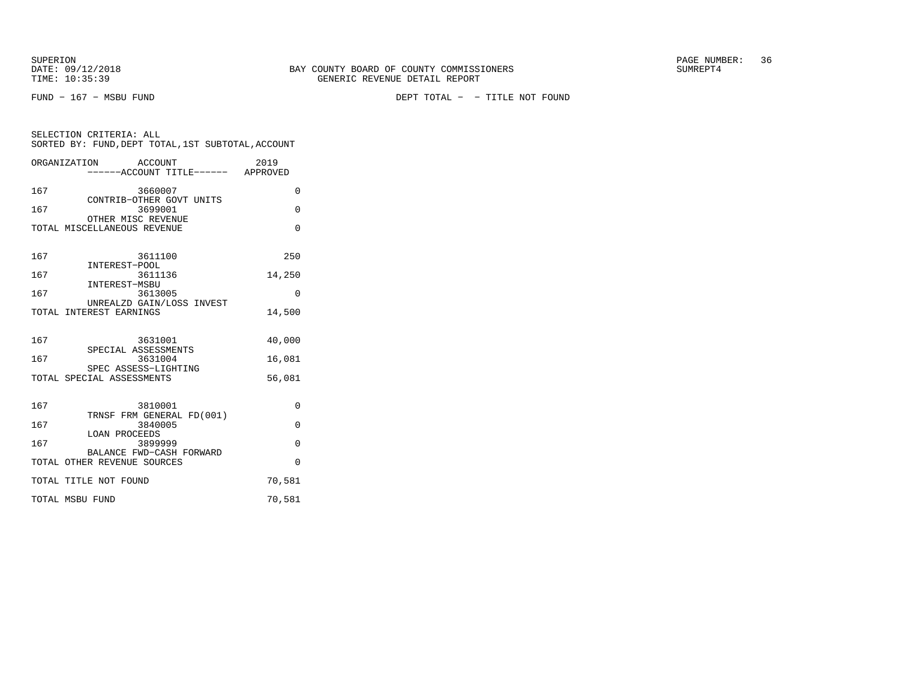SUPERION
DATE: 09/12/2018
TIME: 10:35:39

BAY COUNTY BOARD OF COUNTY COMMISSIONERS
GENERIC REVENUE DETAIL REPORT

SUMREPT4

FUND − 167 − MSBU FUND

DEPT TOTAL − − TITLE NOT FOUND

SELECTION CRITERIA: ALL
SORTED BY: FUND,DEPT TOTAL,1ST SUBTOTAL,ACCOUNT

| ORGANIZATION | ACCOUNT / ------ACCOUNT TITLE------ | 2019 APPROVED |
|---|---|---|
| 167 | 3660007 CONTRIB−OTHER GOVT UNITS | 0 |
| 167 | 3699001 OTHER MISC REVENUE | 0 |
| TOTAL MISCELLANEOUS REVENUE | | 0 |
| 167 | 3611100 INTEREST−POOL | 250 |
| 167 | 3611136 INTEREST−MSBU | 14,250 |
| 167 | 3613005 UNREALZD GAIN/LOSS INVEST | 0 |
| TOTAL INTEREST EARNINGS | | 14,500 |
| 167 | 3631001 SPECIAL ASSESSMENTS | 40,000 |
| 167 | 3631004 SPEC ASSESS−LIGHTING | 16,081 |
| TOTAL SPECIAL ASSESSMENTS | | 56,081 |
| 167 | 3810001 TRNSF FRM GENERAL FD(001) | 0 |
| 167 | 3840005 LOAN PROCEEDS | 0 |
| 167 | 3899999 BALANCE FWD−CASH FORWARD | 0 |
| TOTAL OTHER REVENUE SOURCES | | 0 |
| TOTAL TITLE NOT FOUND | | 70,581 |
| TOTAL MSBU FUND | | 70,581 |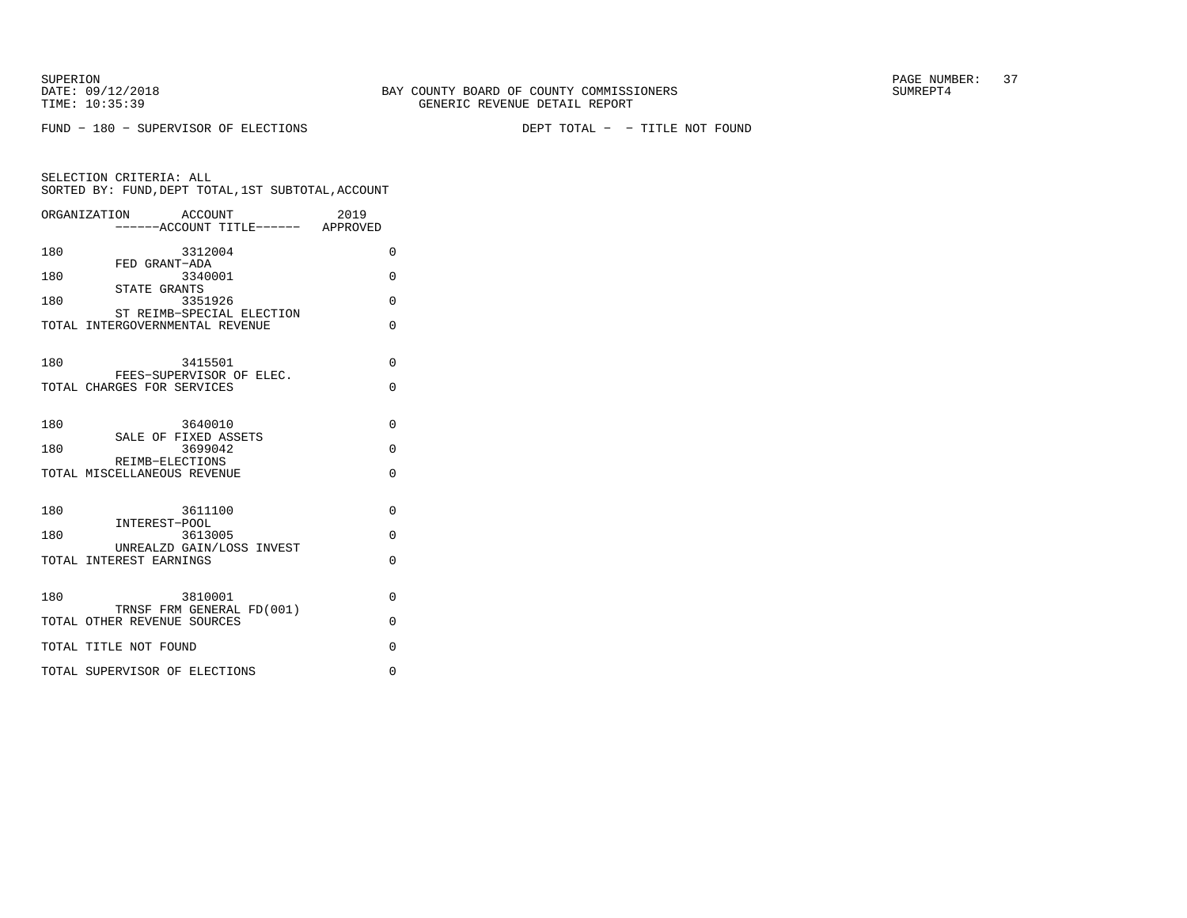SUPERION
DATE: 09/12/2018
TIME: 10:35:39

BAY COUNTY BOARD OF COUNTY COMMISSIONERS
GENERIC REVENUE DETAIL REPORT

SUMREPT4

FUND - 180 - SUPERVISOR OF ELECTIONS

DEPT TOTAL - - TITLE NOT FOUND

SELECTION CRITERIA: ALL
SORTED BY: FUND,DEPT TOTAL,1ST SUBTOTAL,ACCOUNT

| ORGANIZATION | ACCOUNT ------ACCOUNT TITLE------ | 2019 APPROVED |
|---|---|---|
| 180 | 3312004 FED GRANT-ADA | 0 |
| 180 | 3340001 STATE GRANTS | 0 |
| 180 | 3351926 ST REIMB-SPECIAL ELECTION | 0 |
| TOTAL INTERGOVERNMENTAL REVENUE | | 0 |
| 180 | 3415501 FEES-SUPERVISOR OF ELEC. | 0 |
| TOTAL CHARGES FOR SERVICES | | 0 |
| 180 | 3640010 SALE OF FIXED ASSETS | 0 |
| 180 | 3699042 REIMB-ELECTIONS | 0 |
| TOTAL MISCELLANEOUS REVENUE | | 0 |
| 180 | 3611100 INTEREST-POOL | 0 |
| 180 | 3613005 UNREALZD GAIN/LOSS INVEST | 0 |
| TOTAL INTEREST EARNINGS | | 0 |
| 180 | 3810001 TRNSF FRM GENERAL FD(001) | 0 |
| TOTAL OTHER REVENUE SOURCES | | 0 |
| TOTAL TITLE NOT FOUND | | 0 |
| TOTAL SUPERVISOR OF ELECTIONS | | 0 |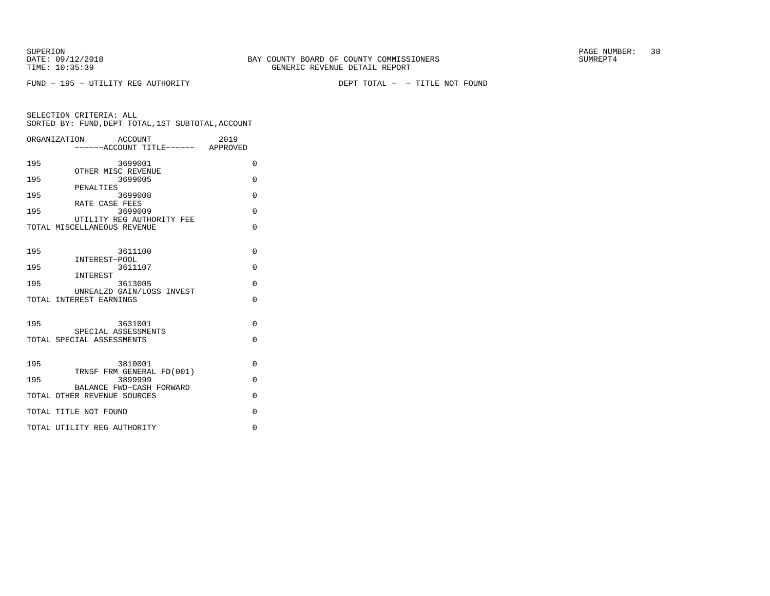BAY COUNTY BOARD OF COUNTY COMMISSIONERS
GENERIC REVENUE DETAIL REPORT

SUPERION
DATE: 09/12/2018
TIME: 10:35:39

SUMREPT4

FUND − 195 − UTILITY REG AUTHORITY

DEPT TOTAL − − TITLE NOT FOUND

SELECTION CRITERIA: ALL
SORTED BY: FUND,DEPT TOTAL,1ST SUBTOTAL,ACCOUNT

| ORGANIZATION | ACCOUNT / ------ACCOUNT TITLE------ | 2019 APPROVED |
|---|---|---|
| 195 | 3699001 | 0 |
| | OTHER MISC REVENUE | |
| 195 | 3699005 | 0 |
| | PENALTIES | |
| 195 | 3699008 | 0 |
| | RATE CASE FEES | |
| 195 | 3699009 | 0 |
| | UTILITY REG AUTHORITY FEE | |
| TOTAL MISCELLANEOUS REVENUE | | 0 |
| 195 | 3611100 | 0 |
| | INTEREST−POOL | |
| 195 | 3611107 | 0 |
| | INTEREST | |
| 195 | 3613005 | 0 |
| | UNREALZD GAIN/LOSS INVEST | |
| TOTAL INTEREST EARNINGS | | 0 |
| 195 | 3631001 | 0 |
| | SPECIAL ASSESSMENTS | |
| TOTAL SPECIAL ASSESSMENTS | | 0 |
| 195 | 3810001 | 0 |
| | TRNSF FRM GENERAL FD(001) | |
| 195 | 3899999 | 0 |
| | BALANCE FWD−CASH FORWARD | |
| TOTAL OTHER REVENUE SOURCES | | 0 |
| TOTAL TITLE NOT FOUND | | 0 |
| TOTAL UTILITY REG AUTHORITY | | 0 |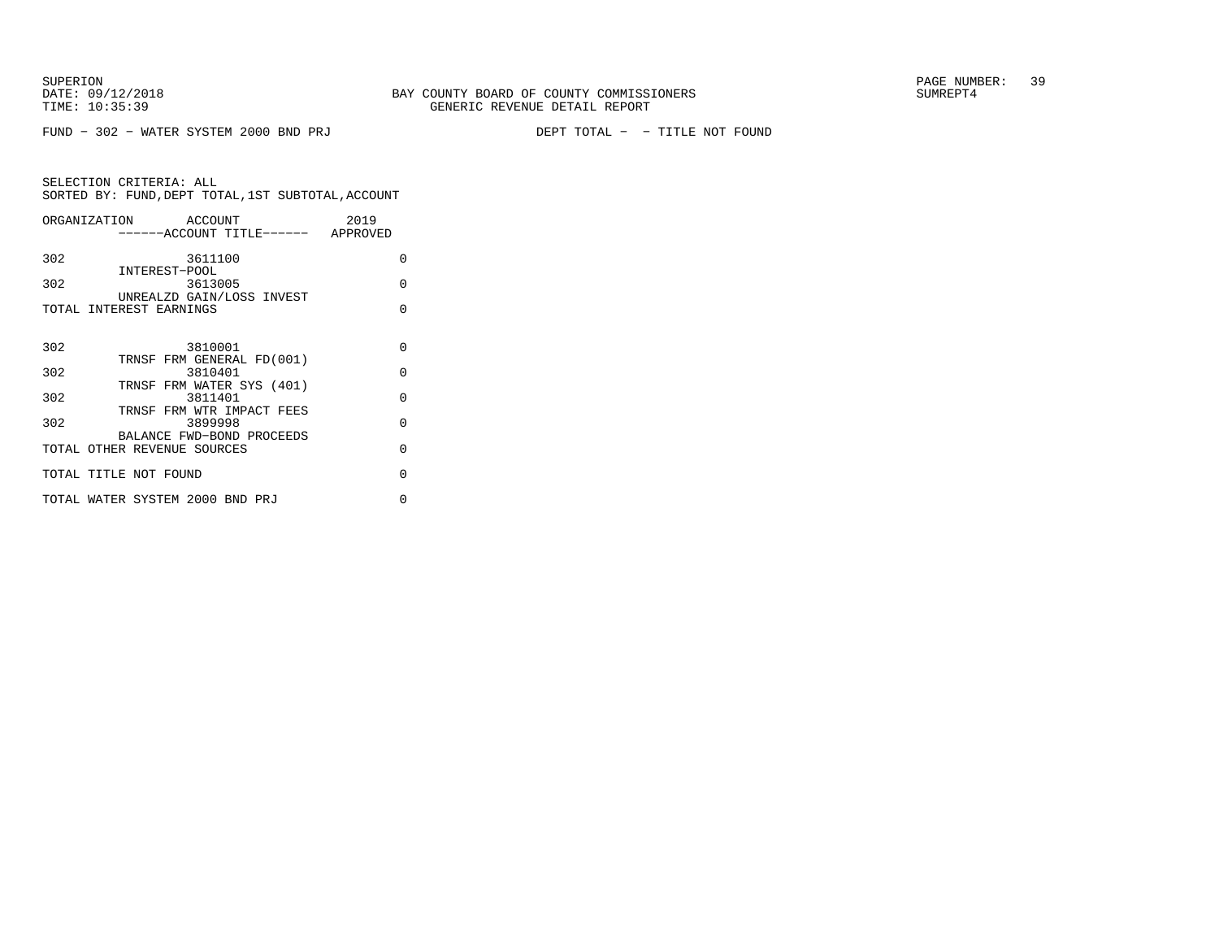BAY COUNTY BOARD OF COUNTY COMMISSIONERS
GENERIC REVENUE DETAIL REPORT

SUPERION
DATE: 09/12/2018
TIME: 10:35:39

SUMREPT4

FUND − 302 − WATER SYSTEM 2000 BND PRJ    DEPT TOTAL − − TITLE NOT FOUND

SELECTION CRITERIA: ALL
SORTED BY: FUND,DEPT TOTAL,1ST SUBTOTAL,ACCOUNT

| ORGANIZATION | ACCOUNT<br>------ACCOUNT TITLE------ | 2019<br>APPROVED |
|---|---|---|
| 302 | 3611100<br>INTEREST−POOL | 0 |
| 302 | 3613005<br>UNREALZD GAIN/LOSS INVEST | 0 |
| TOTAL INTEREST EARNINGS | | 0 |
| 302 | 3810001<br>TRNSF FRM GENERAL FD(001) | 0 |
| 302 | 3810401<br>TRNSF FRM WATER SYS (401) | 0 |
| 302 | 3811401<br>TRNSF FRM WTR IMPACT FEES | 0 |
| 302 | 3899998<br>BALANCE FWD−BOND PROCEEDS | 0 |
| TOTAL OTHER REVENUE SOURCES | | 0 |
| TOTAL TITLE NOT FOUND | | 0 |
| TOTAL WATER SYSTEM 2000 BND PRJ | | 0 |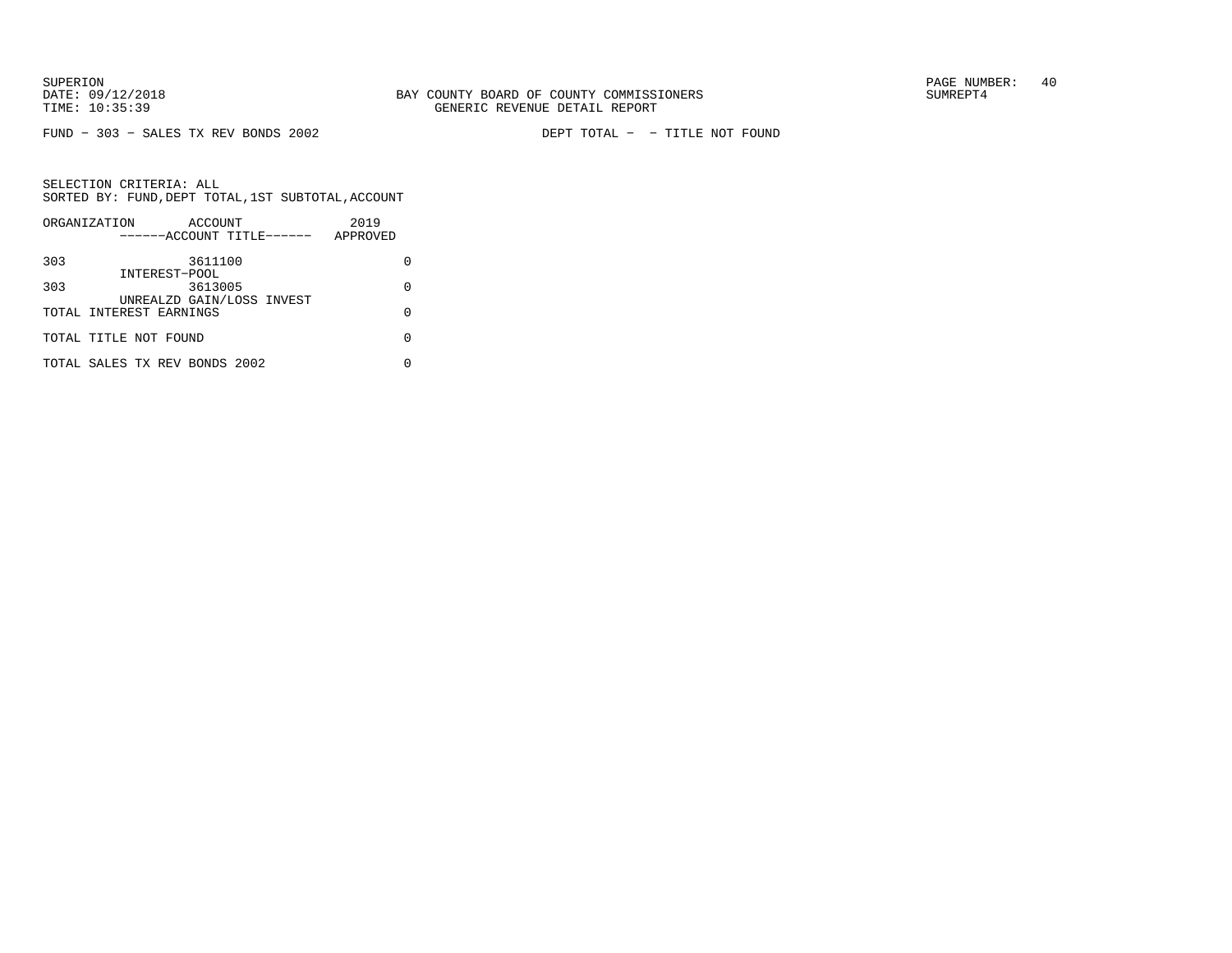SUPERION
DATE: 09/12/2018
TIME: 10:35:39

BAY COUNTY BOARD OF COUNTY COMMISSIONERS
GENERIC REVENUE DETAIL REPORT

SUMREPT4

FUND − 303 − SALES TX REV BONDS 2002 DEPT TOTAL − − TITLE NOT FOUND

SELECTION CRITERIA: ALL
SORTED BY: FUND,DEPT TOTAL,1ST SUBTOTAL,ACCOUNT

| ORGANIZATION | ACCOUNT<br>------ACCOUNT TITLE------ | 2019<br>APPROVED |
|---|---|---|
| 303 | 3611100<br>INTEREST−POOL | 0 |
| 303 | 3613005<br>UNREALZD GAIN/LOSS INVEST | 0 |
| TOTAL INTEREST EARNINGS | | 0 |
| TOTAL TITLE NOT FOUND | | 0 |
| TOTAL SALES TX REV BONDS 2002 | | 0 |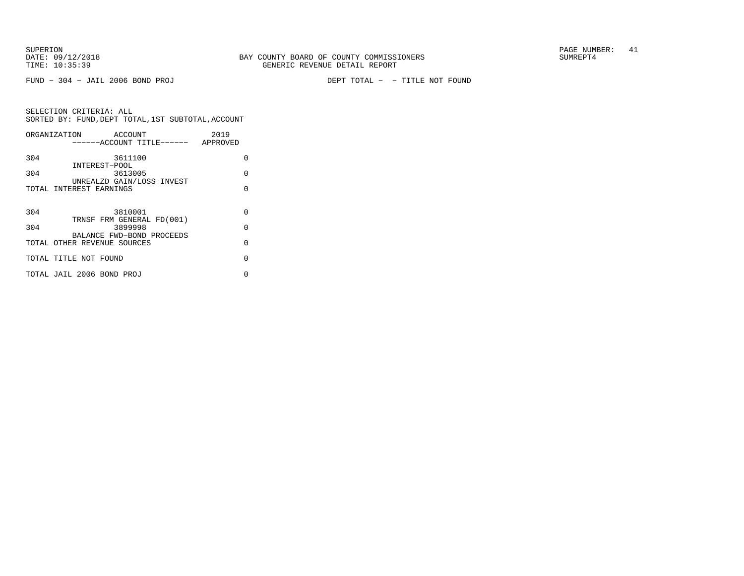SUPERION
DATE: 09/12/2018
TIME: 10:35:39

BAY COUNTY BOARD OF COUNTY COMMISSIONERS
GENERIC REVENUE DETAIL REPORT

SUMREPT4

FUND − 304 − JAIL 2006 BOND PROJ

DEPT TOTAL − − TITLE NOT FOUND

SELECTION CRITERIA: ALL
SORTED BY: FUND,DEPT TOTAL,1ST SUBTOTAL,ACCOUNT

| ORGANIZATION | ACCOUNT / ------ACCOUNT TITLE------ | 2019 APPROVED |
|---|---|---|
| 304 | 3611100 INTEREST−POOL | 0 |
| 304 | 3613005 UNREALZD GAIN/LOSS INVEST | 0 |
| TOTAL INTEREST EARNINGS | | 0 |
| 304 | 3810001 TRNSF FRM GENERAL FD(001) | 0 |
| 304 | 3899998 BALANCE FWD−BOND PROCEEDS | 0 |
| TOTAL OTHER REVENUE SOURCES | | 0 |
| TOTAL TITLE NOT FOUND | | 0 |
| TOTAL JAIL 2006 BOND PROJ | | 0 |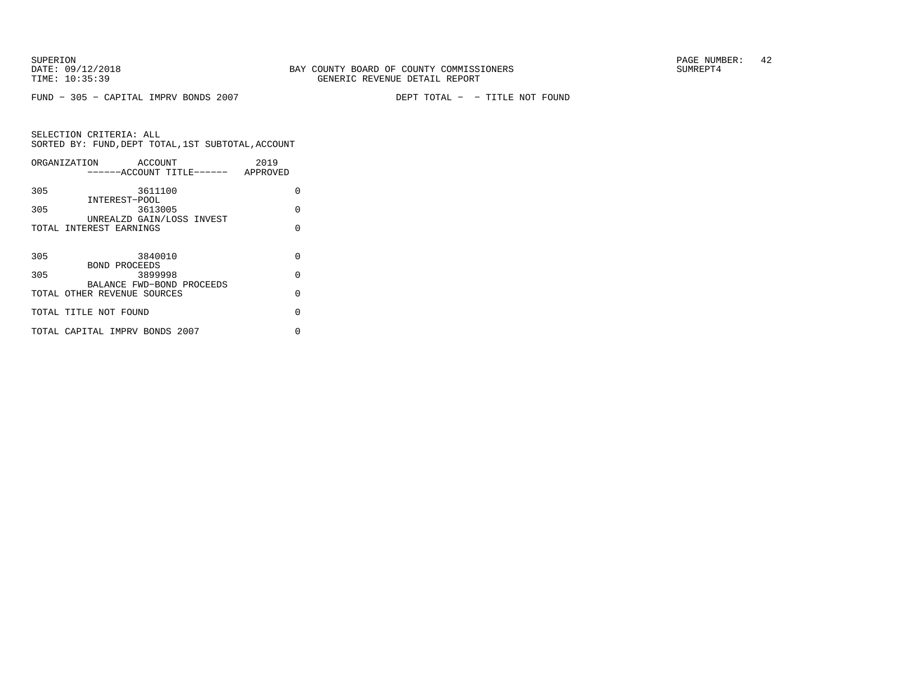FUND - 305 - CAPITAL IMPRV BONDS 2007 DEPT TOTAL - - TITLE NOT FOUND

SELECTION CRITERIA: ALL
SORTED BY: FUND,DEPT TOTAL,1ST SUBTOTAL,ACCOUNT

| ORGANIZATION | ACCOUNT ------ACCOUNT TITLE------ | 2019 APPROVED |
|---|---|---|
| 305 | 3611100 INTEREST-POOL | 0 |
| 305 | 3613005 UNREALZD GAIN/LOSS INVEST | 0 |
| TOTAL INTEREST EARNINGS | | 0 |
| 305 | 3840010 BOND PROCEEDS | 0 |
| 305 | 3899998 BALANCE FWD-BOND PROCEEDS | 0 |
| TOTAL OTHER REVENUE SOURCES | | 0 |
| TOTAL TITLE NOT FOUND | | 0 |
| TOTAL CAPITAL IMPRV BONDS 2007 | | 0 |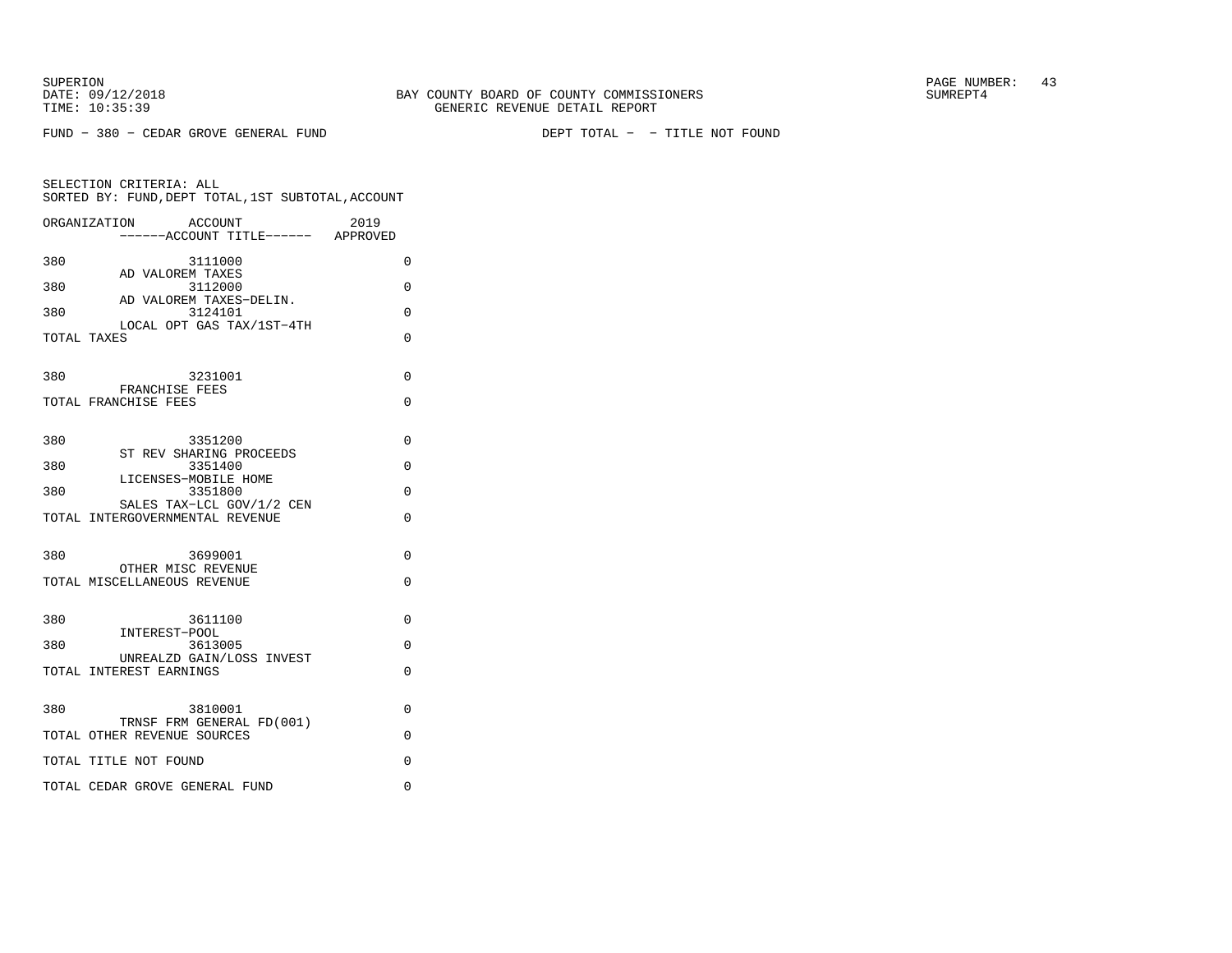SUPERION
DATE: 09/12/2018
TIME: 10:35:39

BAY COUNTY BOARD OF COUNTY COMMISSIONERS
GENERIC REVENUE DETAIL REPORT

SUMREPT4

FUND - 380 - CEDAR GROVE GENERAL FUND DEPT TOTAL - - TITLE NOT FOUND

SELECTION CRITERIA: ALL
SORTED BY: FUND,DEPT TOTAL,1ST SUBTOTAL,ACCOUNT

| ORGANIZATION | ACCOUNT ------ACCOUNT TITLE------ | 2019 APPROVED |
|---|---|---|
| 380 | 3111000 AD VALOREM TAXES | 0 |
| 380 | 3112000 AD VALOREM TAXES-DELIN. | 0 |
| 380 | 3124101 LOCAL OPT GAS TAX/1ST-4TH | 0 |
| TOTAL TAXES | | 0 |
| 380 | 3231001 FRANCHISE FEES | 0 |
| TOTAL FRANCHISE FEES | | 0 |
| 380 | 3351200 ST REV SHARING PROCEEDS | 0 |
| 380 | 3351400 LICENSES-MOBILE HOME | 0 |
| 380 | 3351800 SALES TAX-LCL GOV/1/2 CEN | 0 |
| TOTAL INTERGOVERNMENTAL REVENUE | | 0 |
| 380 | 3699001 OTHER MISC REVENUE | 0 |
| TOTAL MISCELLANEOUS REVENUE | | 0 |
| 380 | 3611100 INTEREST-POOL | 0 |
| 380 | 3613005 UNREALZD GAIN/LOSS INVEST | 0 |
| TOTAL INTEREST EARNINGS | | 0 |
| 380 | 3810001 TRNSF FRM GENERAL FD(001) | 0 |
| TOTAL OTHER REVENUE SOURCES | | 0 |
| TOTAL TITLE NOT FOUND | | 0 |
| TOTAL CEDAR GROVE GENERAL FUND | | 0 |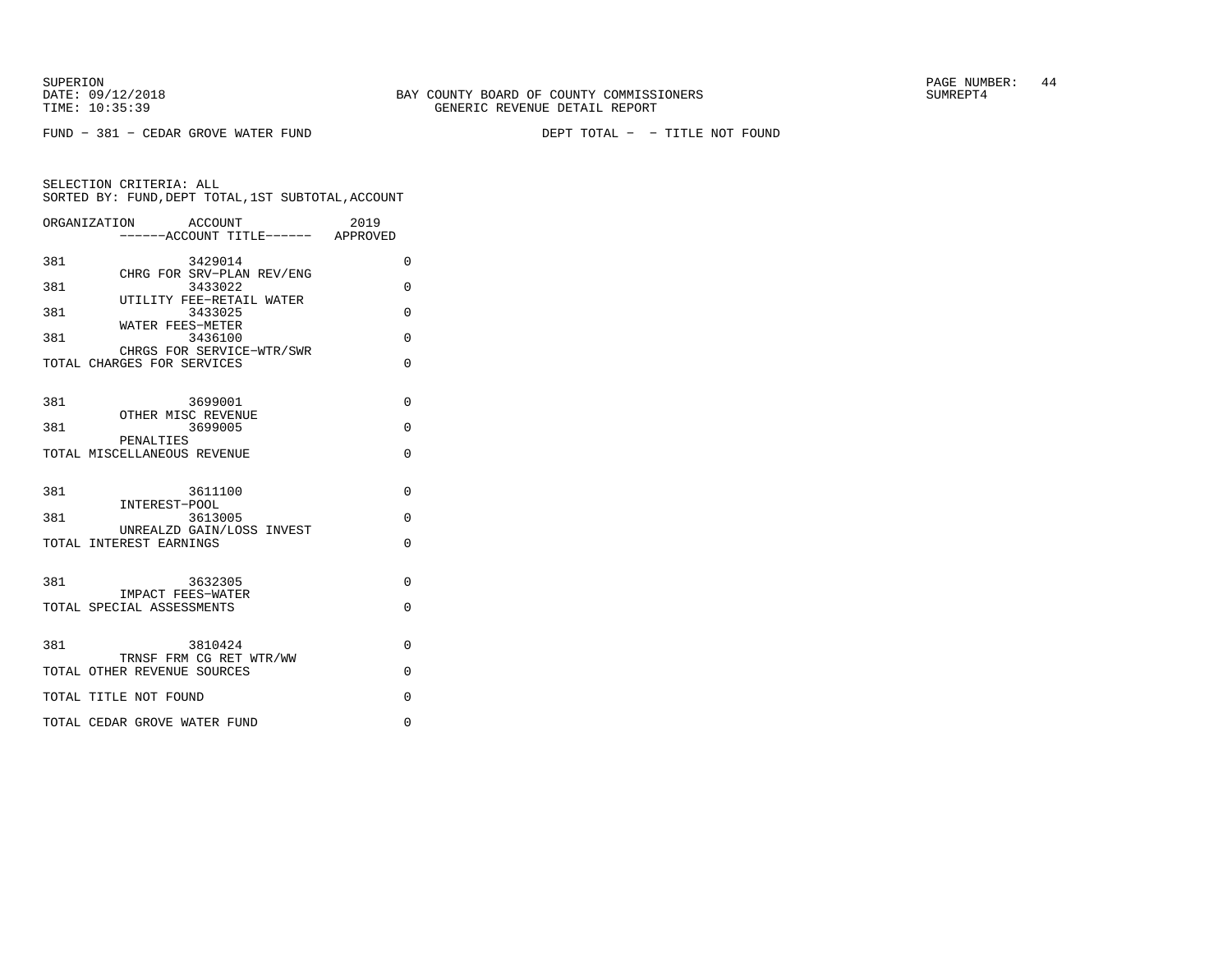FUND - 381 - CEDAR GROVE WATER FUND DEPT TOTAL - - TITLE NOT FOUND

SELECTION CRITERIA: ALL
SORTED BY: FUND,DEPT TOTAL,1ST SUBTOTAL,ACCOUNT

| ORGANIZATION | ACCOUNT / ------ACCOUNT TITLE------ | 2019 APPROVED |
|---|---|---|
| 381 | 3429014 CHRG FOR SRV-PLAN REV/ENG | 0 |
| 381 | 3433022 UTILITY FEE-RETAIL WATER | 0 |
| 381 | 3433025 WATER FEES-METER | 0 |
| 381 | 3436100 CHRGS FOR SERVICE-WTR/SWR | 0 |
| TOTAL CHARGES FOR SERVICES | | 0 |
| 381 | 3699001 OTHER MISC REVENUE | 0 |
| 381 | 3699005 PENALTIES | 0 |
| TOTAL MISCELLANEOUS REVENUE | | 0 |
| 381 | 3611100 INTEREST-POOL | 0 |
| 381 | 3613005 UNREALZD GAIN/LOSS INVEST | 0 |
| TOTAL INTEREST EARNINGS | | 0 |
| 381 | 3632305 IMPACT FEES-WATER | 0 |
| TOTAL SPECIAL ASSESSMENTS | | 0 |
| 381 | 3810424 TRNSF FRM CG RET WTR/WW | 0 |
| TOTAL OTHER REVENUE SOURCES | | 0 |
| TOTAL TITLE NOT FOUND | | 0 |
| TOTAL CEDAR GROVE WATER FUND | | 0 |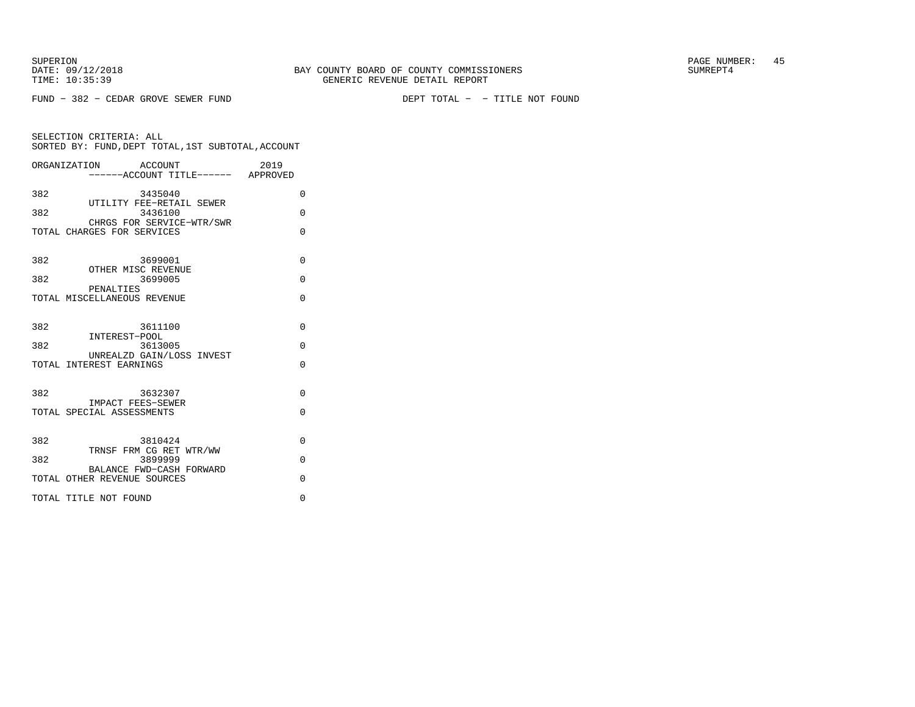SUPERION
DATE: 09/12/2018
TIME: 10:35:39

BAY COUNTY BOARD OF COUNTY COMMISSIONERS
GENERIC REVENUE DETAIL REPORT

SUMREPT4

FUND - 382 - CEDAR GROVE SEWER FUND

DEPT TOTAL - - TITLE NOT FOUND

SELECTION CRITERIA: ALL
SORTED BY: FUND,DEPT TOTAL,1ST SUBTOTAL,ACCOUNT

| ORGANIZATION | ACCOUNT / ------ACCOUNT TITLE------ | 2019 APPROVED |
|---|---|---|
| 382 | 3435040 UTILITY FEE-RETAIL SEWER | 0 |
| 382 | 3436100 CHRGS FOR SERVICE-WTR/SWR | 0 |
| TOTAL CHARGES FOR SERVICES | | 0 |
| 382 | 3699001 OTHER MISC REVENUE | 0 |
| 382 | 3699005 PENALTIES | 0 |
| TOTAL MISCELLANEOUS REVENUE | | 0 |
| 382 | 3611100 INTEREST-POOL | 0 |
| 382 | 3613005 UNREALZD GAIN/LOSS INVEST | 0 |
| TOTAL INTEREST EARNINGS | | 0 |
| 382 | 3632307 IMPACT FEES-SEWER | 0 |
| TOTAL SPECIAL ASSESSMENTS | | 0 |
| 382 | 3810424 TRNSF FRM CG RET WTR/WW | 0 |
| 382 | 3899999 BALANCE FWD-CASH FORWARD | 0 |
| TOTAL OTHER REVENUE SOURCES | | 0 |
| TOTAL TITLE NOT FOUND | | 0 |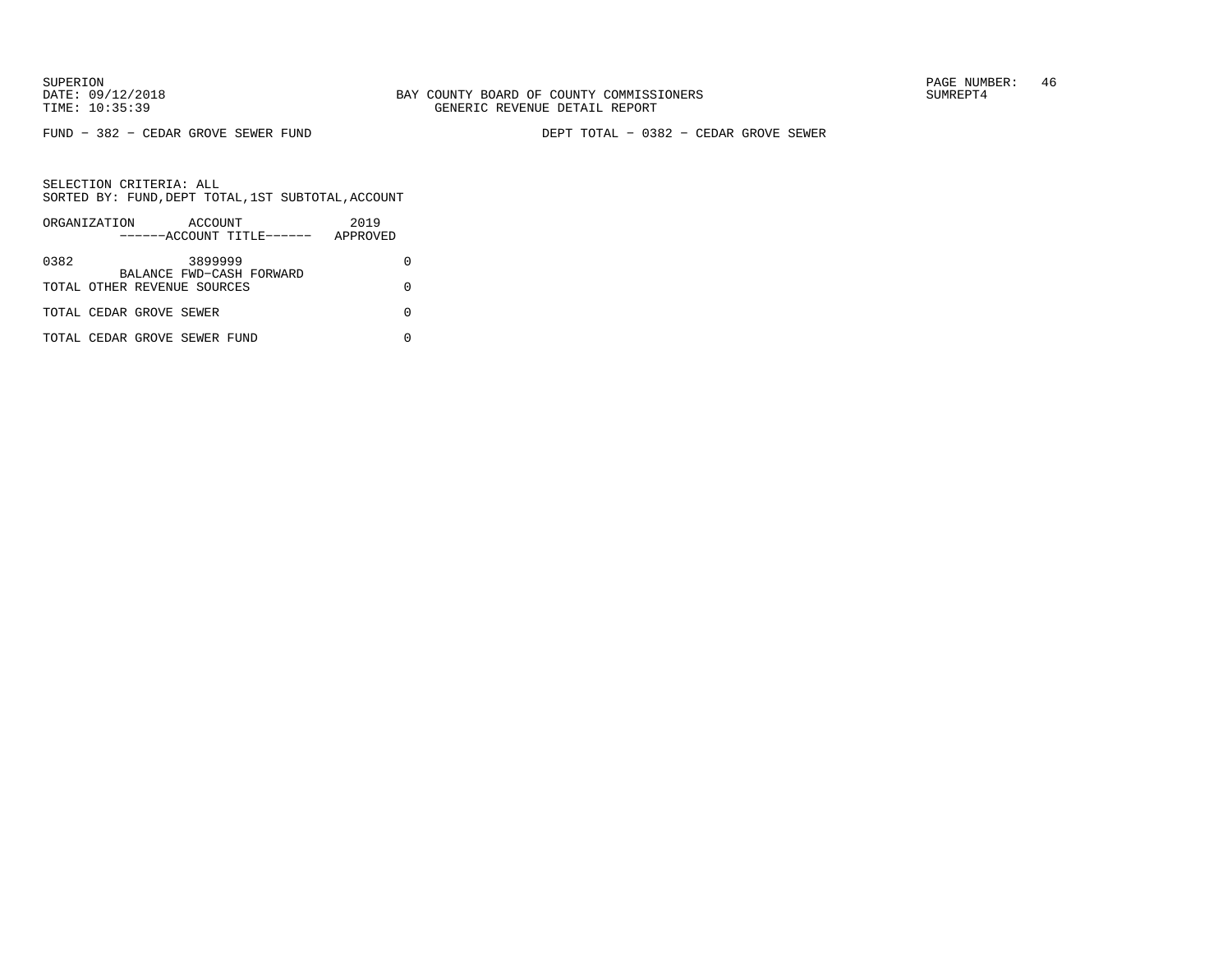SUPERION
DATE: 09/12/2018
TIME: 10:35:39

BAY COUNTY BOARD OF COUNTY COMMISSIONERS
GENERIC REVENUE DETAIL REPORT

SUMREPT4

FUND − 382 − CEDAR GROVE SEWER FUND

DEPT TOTAL − 0382 − CEDAR GROVE SEWER

SELECTION CRITERIA: ALL
SORTED BY: FUND,DEPT TOTAL,1ST SUBTOTAL,ACCOUNT

| ORGANIZATION | ACCOUNT ------ACCOUNT TITLE------ | 2019 APPROVED |
|---|---|---|
| 0382 | 3899999 BALANCE FWD−CASH FORWARD | 0 |
| TOTAL OTHER REVENUE SOURCES | | 0 |
| TOTAL CEDAR GROVE SEWER | | 0 |
| TOTAL CEDAR GROVE SEWER FUND | | 0 |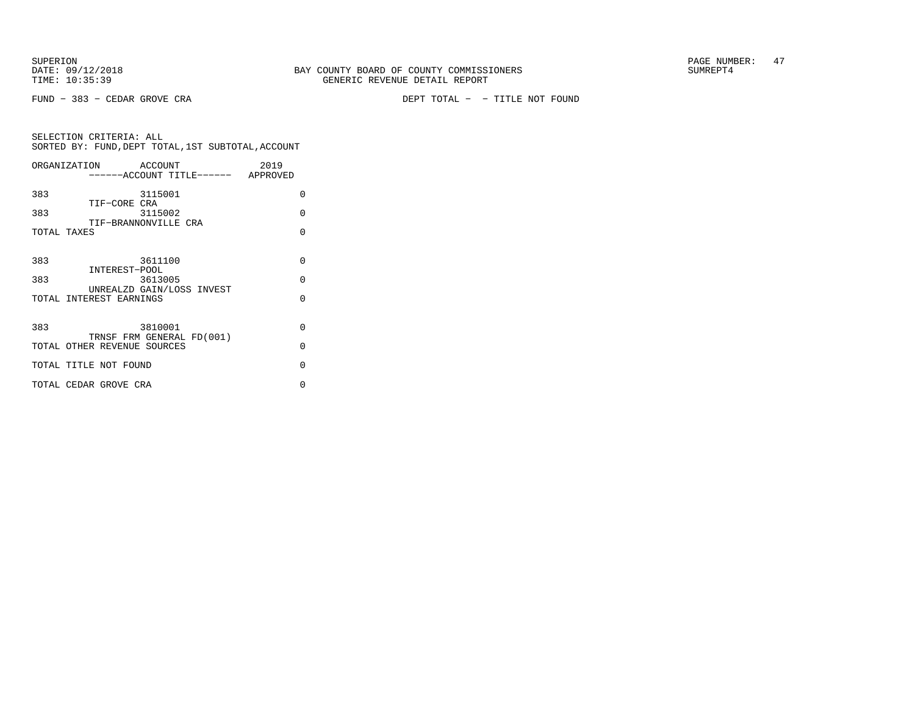FUND − 383 − CEDAR GROVE CRA

DEPT TOTAL − − TITLE NOT FOUND

SELECTION CRITERIA: ALL
SORTED BY: FUND,DEPT TOTAL,1ST SUBTOTAL,ACCOUNT

| ORGANIZATION | ACCOUNT<br>------ACCOUNT TITLE------ | 2019<br>APPROVED |
|---|---|---|
| 383 | 3115001<br>TIF−CORE CRA | 0 |
| 383 | 3115002<br>TIF−BRANNONVILLE CRA | 0 |
| TOTAL TAXES | | 0 |
| 383 | 3611100<br>INTEREST−POOL | 0 |
| 383 | 3613005<br>UNREALZD GAIN/LOSS INVEST | 0 |
| TOTAL INTEREST EARNINGS | | 0 |
| 383 | 3810001<br>TRNSF FRM GENERAL FD(001) | 0 |
| TOTAL OTHER REVENUE SOURCES | | 0 |
| TOTAL TITLE NOT FOUND | | 0 |
| TOTAL CEDAR GROVE CRA | | 0 |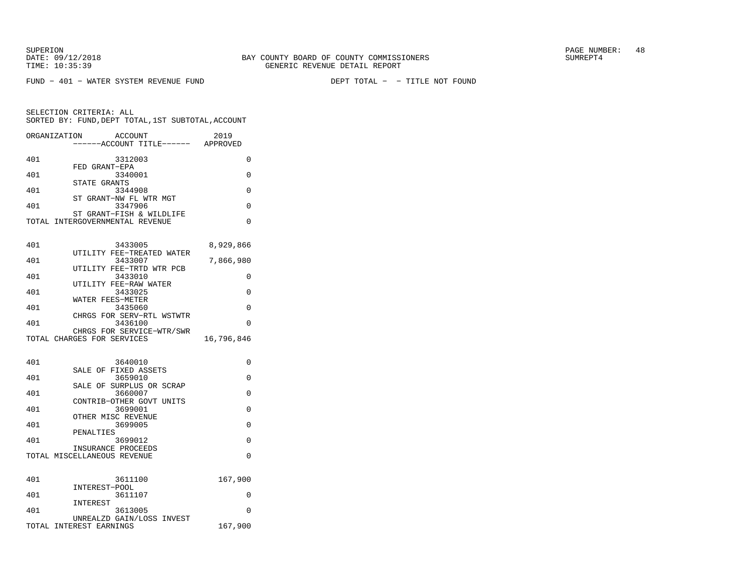FUND - 401 - WATER SYSTEM REVENUE FUND    DEPT TOTAL - - TITLE NOT FOUND

SELECTION CRITERIA: ALL
SORTED BY: FUND,DEPT TOTAL,1ST SUBTOTAL,ACCOUNT

| ORGANIZATION | ACCOUNT / ACCOUNT TITLE | 2019 APPROVED |
|---|---|---|
| 401 | 3312003 FED GRANT-EPA | 0 |
| 401 | 3340001 STATE GRANTS | 0 |
| 401 | 3344908 ST GRANT-NW FL WTR MGT | 0 |
| 401 | 3347906 ST GRANT-FISH & WILDLIFE | 0 |
| TOTAL INTERGOVERNMENTAL REVENUE | | 0 |
| 401 | 3433005 UTILITY FEE-TREATED WATER | 8,929,866 |
| 401 | 3433007 UTILITY FEE-TRTD WTR PCB | 7,866,980 |
| 401 | 3433010 UTILITY FEE-RAW WATER | 0 |
| 401 | 3433025 WATER FEES-METER | 0 |
| 401 | 3435060 CHRGS FOR SERV-RTL WSTWTR | 0 |
| 401 | 3436100 CHRGS FOR SERVICE-WTR/SWR | 0 |
| TOTAL CHARGES FOR SERVICES | | 16,796,846 |
| 401 | 3640010 SALE OF FIXED ASSETS | 0 |
| 401 | 3659010 SALE OF SURPLUS OR SCRAP | 0 |
| 401 | 3660007 CONTRIB-OTHER GOVT UNITS | 0 |
| 401 | 3699001 OTHER MISC REVENUE | 0 |
| 401 | 3699005 PENALTIES | 0 |
| 401 | 3699012 INSURANCE PROCEEDS | 0 |
| TOTAL MISCELLANEOUS REVENUE | | 0 |
| 401 | 3611100 INTEREST-POOL | 167,900 |
| 401 | 3611107 INTEREST | 0 |
| 401 | 3613005 UNREALZD GAIN/LOSS INVEST | 0 |
| TOTAL INTEREST EARNINGS | | 167,900 |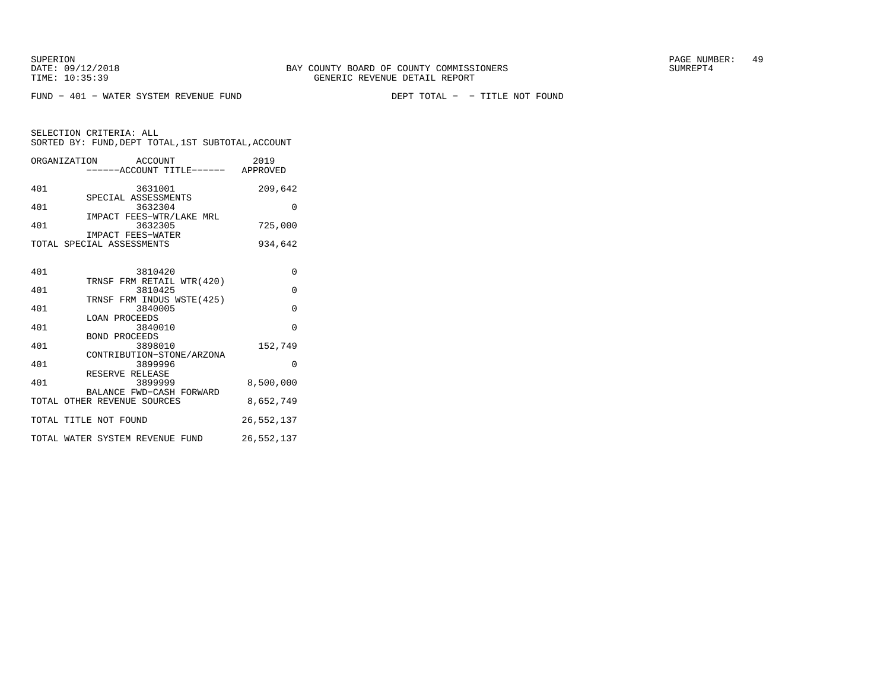BAY COUNTY BOARD OF COUNTY COMMISSIONERS
GENERIC REVENUE DETAIL REPORT

SUPERION
DATE: 09/12/2018
TIME: 10:35:39

PAGE NUMBER: 49
SUMREPT4

FUND - 401 - WATER SYSTEM REVENUE FUND    DEPT TOTAL - - TITLE NOT FOUND

SELECTION CRITERIA: ALL
SORTED BY: FUND,DEPT TOTAL,1ST SUBTOTAL,ACCOUNT

| ORGANIZATION | ACCOUNT ------ACCOUNT TITLE------ | 2019 APPROVED |
|---|---|---|
| 401 | 3631001 SPECIAL ASSESSMENTS | 209,642 |
| 401 | 3632304 IMPACT FEES-WTR/LAKE MRL | 0 |
| 401 | 3632305 IMPACT FEES-WATER | 725,000 |
| TOTAL SPECIAL ASSESSMENTS | | 934,642 |
| 401 | 3810420 TRNSF FRM RETAIL WTR(420) | 0 |
| 401 | 3810425 TRNSF FRM INDUS WSTE(425) | 0 |
| 401 | 3840005 LOAN PROCEEDS | 0 |
| 401 | 3840010 BOND PROCEEDS | 0 |
| 401 | 3898010 CONTRIBUTION-STONE/ARZONA | 152,749 |
| 401 | 3899996 RESERVE RELEASE | 0 |
| 401 | 3899999 BALANCE FWD-CASH FORWARD | 8,500,000 |
| TOTAL OTHER REVENUE SOURCES | | 8,652,749 |
| TOTAL TITLE NOT FOUND | | 26,552,137 |
| TOTAL WATER SYSTEM REVENUE FUND | | 26,552,137 |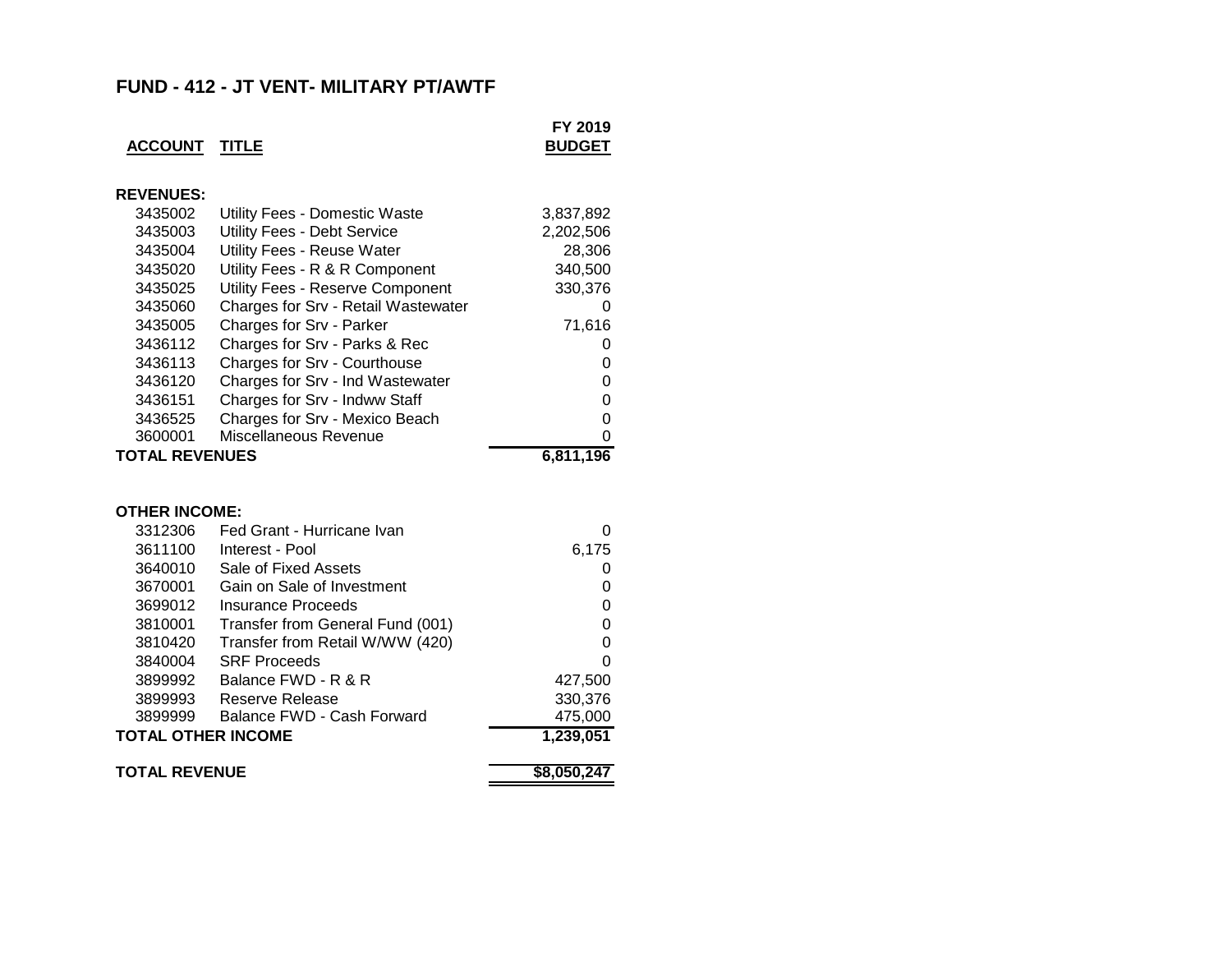## FUND - 412 - JT VENT- MILITARY PT/AWTF

| ACCOUNT | TITLE | FY 2019 BUDGET |
|---|---|---|
| **REVENUES:** | | |
| 3435002 | Utility Fees - Domestic Waste | 3,837,892 |
| 3435003 | Utility Fees - Debt Service | 2,202,506 |
| 3435004 | Utility Fees - Reuse Water | 28,306 |
| 3435020 | Utility Fees - R & R Component | 340,500 |
| 3435025 | Utility Fees - Reserve Component | 330,376 |
| 3435060 | Charges for Srv - Retail Wastewater | 0 |
| 3435005 | Charges for Srv - Parker | 71,616 |
| 3436112 | Charges for Srv - Parks & Rec | 0 |
| 3436113 | Charges for Srv - Courthouse | 0 |
| 3436120 | Charges for Srv - Ind Wastewater | 0 |
| 3436151 | Charges for Srv - Indww Staff | 0 |
| 3436525 | Charges for Srv - Mexico Beach | 0 |
| 3600001 | Miscellaneous Revenue | 0 |
| **TOTAL REVENUES** | | **6,811,196** |
| **OTHER INCOME:** | | |
| 3312306 | Fed Grant - Hurricane Ivan | 0 |
| 3611100 | Interest - Pool | 6,175 |
| 3640010 | Sale of Fixed Assets | 0 |
| 3670001 | Gain on Sale of Investment | 0 |
| 3699012 | Insurance Proceeds | 0 |
| 3810001 | Transfer from General Fund (001) | 0 |
| 3810420 | Transfer from Retail W/WW (420) | 0 |
| 3840004 | SRF Proceeds | 0 |
| 3899992 | Balance FWD - R & R | 427,500 |
| 3899993 | Reserve Release | 330,376 |
| 3899999 | Balance FWD - Cash Forward | 475,000 |
| **TOTAL OTHER INCOME** | | **1,239,051** |
| **TOTAL REVENUE** | | **$8,050,247** |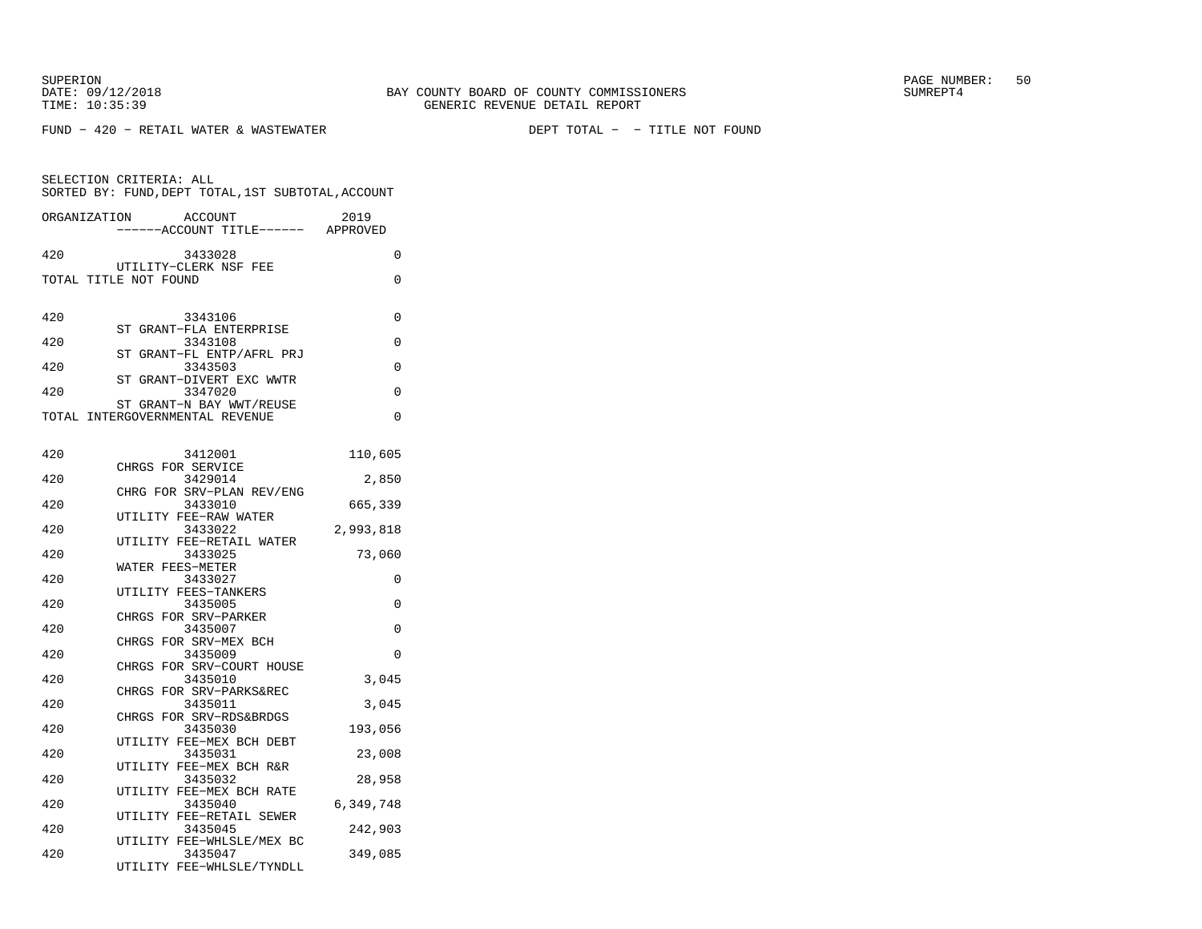FUND - 420 - RETAIL WATER & WASTEWATER　　　　　　　DEPT TOTAL - - TITLE NOT FOUND

SELECTION CRITERIA: ALL
SORTED BY: FUND,DEPT TOTAL,1ST SUBTOTAL,ACCOUNT

| ORGANIZATION | ACCOUNT / ------ACCOUNT TITLE------ | 2019 APPROVED |
|---|---|---|
| 420 | 3433028 UTILITY-CLERK NSF FEE | 0 |
| TOTAL TITLE NOT FOUND | | 0 |
| 420 | 3343106 ST GRANT-FLA ENTERPRISE | 0 |
| 420 | 3343108 ST GRANT-FL ENTP/AFRL PRJ | 0 |
| 420 | 3343503 ST GRANT-DIVERT EXC WWTR | 0 |
| 420 | 3347020 ST GRANT-N BAY WWT/REUSE | 0 |
| TOTAL INTERGOVERNMENTAL REVENUE | | 0 |
| 420 | 3412001 CHRGS FOR SERVICE | 110,605 |
| 420 | 3429014 CHRG FOR SRV-PLAN REV/ENG | 2,850 |
| 420 | 3433010 UTILITY FEE-RAW WATER | 665,339 |
| 420 | 3433022 UTILITY FEE-RETAIL WATER | 2,993,818 |
| 420 | 3433025 WATER FEES-METER | 73,060 |
| 420 | 3433027 UTILITY FEES-TANKERS | 0 |
| 420 | 3435005 CHRGS FOR SRV-PARKER | 0 |
| 420 | 3435007 CHRGS FOR SRV-MEX BCH | 0 |
| 420 | 3435009 CHRGS FOR SRV-COURT HOUSE | 0 |
| 420 | 3435010 CHRGS FOR SRV-PARKS&REC | 3,045 |
| 420 | 3435011 CHRGS FOR SRV-RDS&BRDGS | 3,045 |
| 420 | 3435030 UTILITY FEE-MEX BCH DEBT | 193,056 |
| 420 | 3435031 UTILITY FEE-MEX BCH R&R | 23,008 |
| 420 | 3435032 UTILITY FEE-MEX BCH RATE | 28,958 |
| 420 | 3435040 UTILITY FEE-RETAIL SEWER | 6,349,748 |
| 420 | 3435045 UTILITY FEE-WHLSLE/MEX BC | 242,903 |
| 420 | 3435047 UTILITY FEE-WHLSLE/TYNDLL | 349,085 |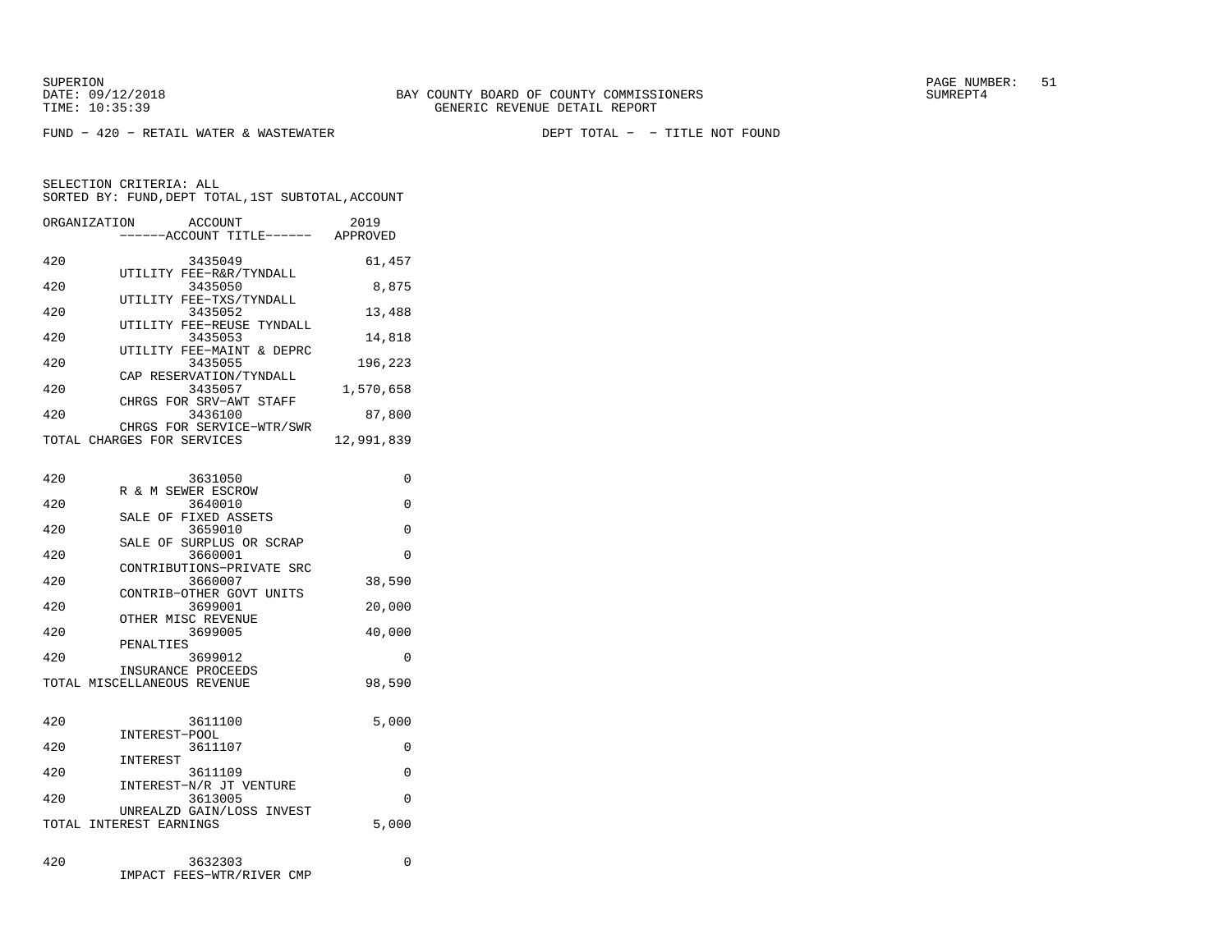SUPERION
DATE: 09/12/2018
TIME: 10:35:39

BAY COUNTY BOARD OF COUNTY COMMISSIONERS
GENERIC REVENUE DETAIL REPORT

SUMREPT4

FUND - 420 - RETAIL WATER & WASTEWATER    DEPT TOTAL - - TITLE NOT FOUND

SELECTION CRITERIA: ALL
SORTED BY: FUND,DEPT TOTAL,1ST SUBTOTAL,ACCOUNT

| ORGANIZATION | ACCOUNT / ------ACCOUNT TITLE------ | 2019 APPROVED |
|---|---|---|
| 420 | 3435049 UTILITY FEE-R&R/TYNDALL | 61,457 |
| 420 | 3435050 UTILITY FEE-TXS/TYNDALL | 8,875 |
| 420 | 3435052 UTILITY FEE-REUSE TYNDALL | 13,488 |
| 420 | 3435053 UTILITY FEE-MAINT & DEPRC | 14,818 |
| 420 | 3435055 CAP RESERVATION/TYNDALL | 196,223 |
| 420 | 3435057 CHRGS FOR SRV-AWT STAFF | 1,570,658 |
| 420 | 3436100 CHRGS FOR SERVICE-WTR/SWR | 87,800 |
| TOTAL CHARGES FOR SERVICES | | 12,991,839 |
| 420 | 3631050 R & M SEWER ESCROW | 0 |
| 420 | 3640010 SALE OF FIXED ASSETS | 0 |
| 420 | 3659010 SALE OF SURPLUS OR SCRAP | 0 |
| 420 | 3660001 CONTRIBUTIONS-PRIVATE SRC | 0 |
| 420 | 3660007 CONTRIB-OTHER GOVT UNITS | 38,590 |
| 420 | 3699001 OTHER MISC REVENUE | 20,000 |
| 420 | 3699005 PENALTIES | 40,000 |
| 420 | 3699012 INSURANCE PROCEEDS | 0 |
| TOTAL MISCELLANEOUS REVENUE | | 98,590 |
| 420 | 3611100 INTEREST-POOL | 5,000 |
| 420 | 3611107 INTEREST | 0 |
| 420 | 3611109 INTEREST-N/R JT VENTURE | 0 |
| 420 | 3613005 UNREALZD GAIN/LOSS INVEST | 0 |
| TOTAL INTEREST EARNINGS | | 5,000 |
| 420 | 3632303 IMPACT FEES-WTR/RIVER CMP | 0 |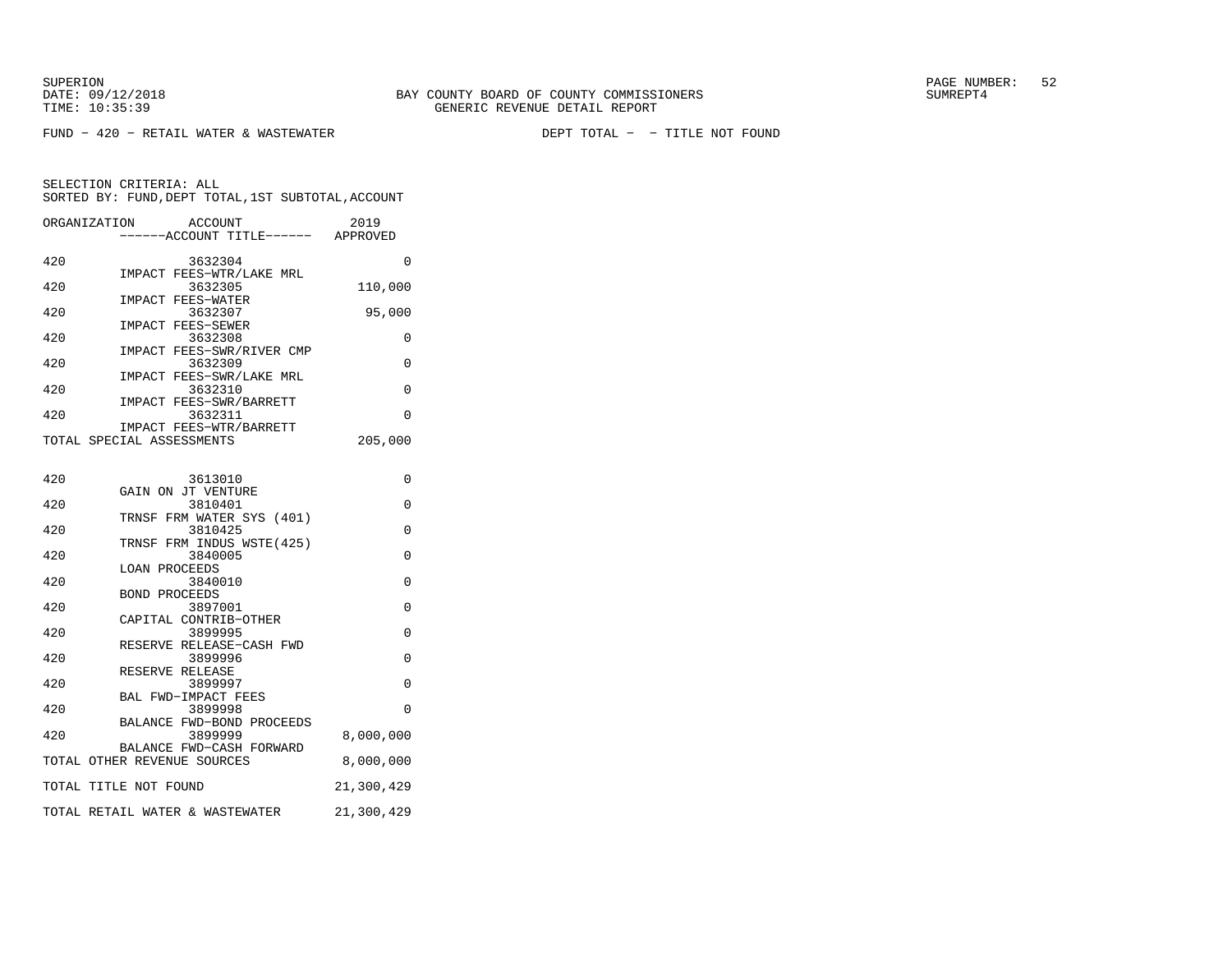FUND − 420 − RETAIL WATER & WASTEWATER DEPT TOTAL − − TITLE NOT FOUND

SELECTION CRITERIA: ALL
SORTED BY: FUND,DEPT TOTAL,1ST SUBTOTAL,ACCOUNT

| ORGANIZATION | ACCOUNT ------ACCOUNT TITLE------ | 2019 APPROVED |
|---|---|---|
| 420 | 3632304 IMPACT FEES−WTR/LAKE MRL | 0 |
| 420 | 3632305 IMPACT FEES−WATER | 110,000 |
| 420 | 3632307 IMPACT FEES−SEWER | 95,000 |
| 420 | 3632308 IMPACT FEES−SWR/RIVER CMP | 0 |
| 420 | 3632309 IMPACT FEES−SWR/LAKE MRL | 0 |
| 420 | 3632310 IMPACT FEES−SWR/BARRETT | 0 |
| 420 | 3632311 IMPACT FEES−WTR/BARRETT | 0 |
| TOTAL SPECIAL ASSESSMENTS | | 205,000 |
| 420 | 3613010 GAIN ON JT VENTURE | 0 |
| 420 | 3810401 TRNSF FRM WATER SYS (401) | 0 |
| 420 | 3810425 TRNSF FRM INDUS WSTE(425) | 0 |
| 420 | 3840005 LOAN PROCEEDS | 0 |
| 420 | 3840010 BOND PROCEEDS | 0 |
| 420 | 3897001 CAPITAL CONTRIB−OTHER | 0 |
| 420 | 3899995 RESERVE RELEASE−CASH FWD | 0 |
| 420 | 3899996 RESERVE RELEASE | 0 |
| 420 | 3899997 BAL FWD−IMPACT FEES | 0 |
| 420 | 3899998 BALANCE FWD−BOND PROCEEDS | 0 |
| 420 | 3899999 BALANCE FWD−CASH FORWARD | 8,000,000 |
| TOTAL OTHER REVENUE SOURCES | | 8,000,000 |
| TOTAL TITLE NOT FOUND | | 21,300,429 |
| TOTAL RETAIL WATER & WASTEWATER | | 21,300,429 |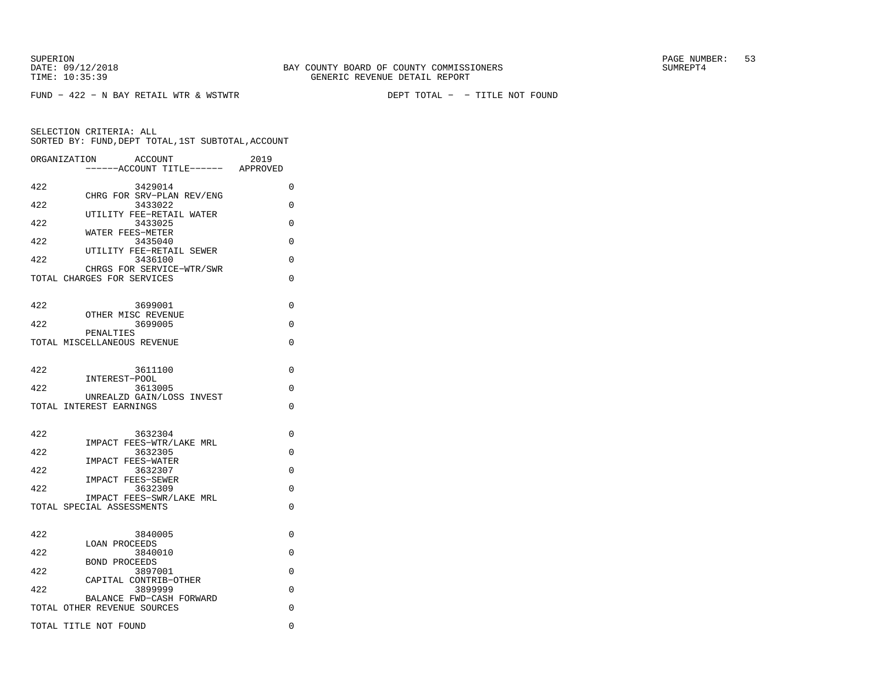FUND - 422 - N BAY RETAIL WTR & WSTWTR                    DEPT TOTAL -  - TITLE NOT FOUND

SELECTION CRITERIA: ALL
SORTED BY: FUND,DEPT TOTAL,1ST SUBTOTAL,ACCOUNT

| ORGANIZATION | ACCOUNT / ------ACCOUNT TITLE------ | 2019 APPROVED |
|---|---|---|
| 422 | 3429014 CHRG FOR SRV-PLAN REV/ENG | 0 |
| 422 | 3433022 UTILITY FEE-RETAIL WATER | 0 |
| 422 | 3433025 WATER FEES-METER | 0 |
| 422 | 3435040 UTILITY FEE-RETAIL SEWER | 0 |
| 422 | 3436100 CHRGS FOR SERVICE-WTR/SWR | 0 |
| TOTAL CHARGES FOR SERVICES | | 0 |
| 422 | 3699001 OTHER MISC REVENUE | 0 |
| 422 | 3699005 PENALTIES | 0 |
| TOTAL MISCELLANEOUS REVENUE | | 0 |
| 422 | 3611100 INTEREST-POOL | 0 |
| 422 | 3613005 UNREALZD GAIN/LOSS INVEST | 0 |
| TOTAL INTEREST EARNINGS | | 0 |
| 422 | 3632304 IMPACT FEES-WTR/LAKE MRL | 0 |
| 422 | 3632305 IMPACT FEES-WATER | 0 |
| 422 | 3632307 IMPACT FEES-SEWER | 0 |
| 422 | 3632309 IMPACT FEES-SWR/LAKE MRL | 0 |
| TOTAL SPECIAL ASSESSMENTS | | 0 |
| 422 | 3840005 LOAN PROCEEDS | 0 |
| 422 | 3840010 BOND PROCEEDS | 0 |
| 422 | 3897001 CAPITAL CONTRIB-OTHER | 0 |
| 422 | 3899999 BALANCE FWD-CASH FORWARD | 0 |
| TOTAL OTHER REVENUE SOURCES | | 0 |
| TOTAL TITLE NOT FOUND | | 0 |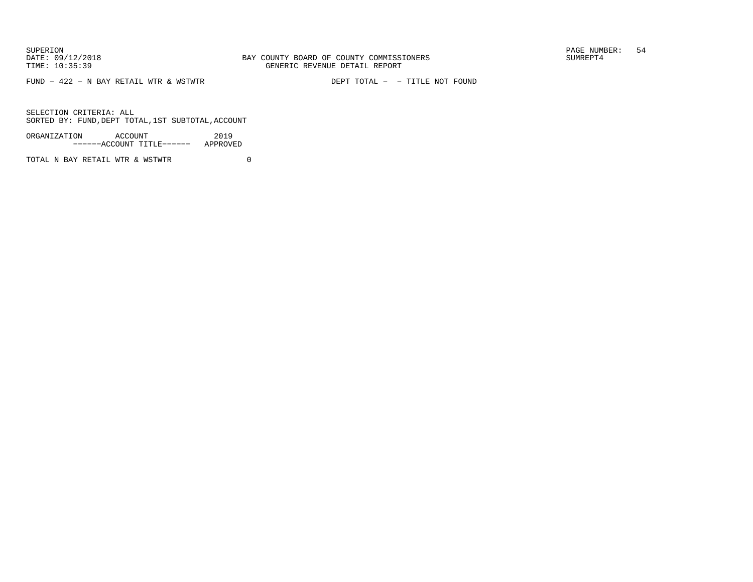FUND – 422 – N BAY RETAIL WTR & WSTWTR                DEPT TOTAL –  – TITLE NOT FOUND

SELECTION CRITERIA: ALL
SORTED BY: FUND,DEPT TOTAL,1ST SUBTOTAL,ACCOUNT

| ORGANIZATION | ACCOUNT ------ACCOUNT TITLE------ | 2019 APPROVED |
|---|---|---|
| TOTAL N BAY RETAIL WTR & WSTWTR | | 0 |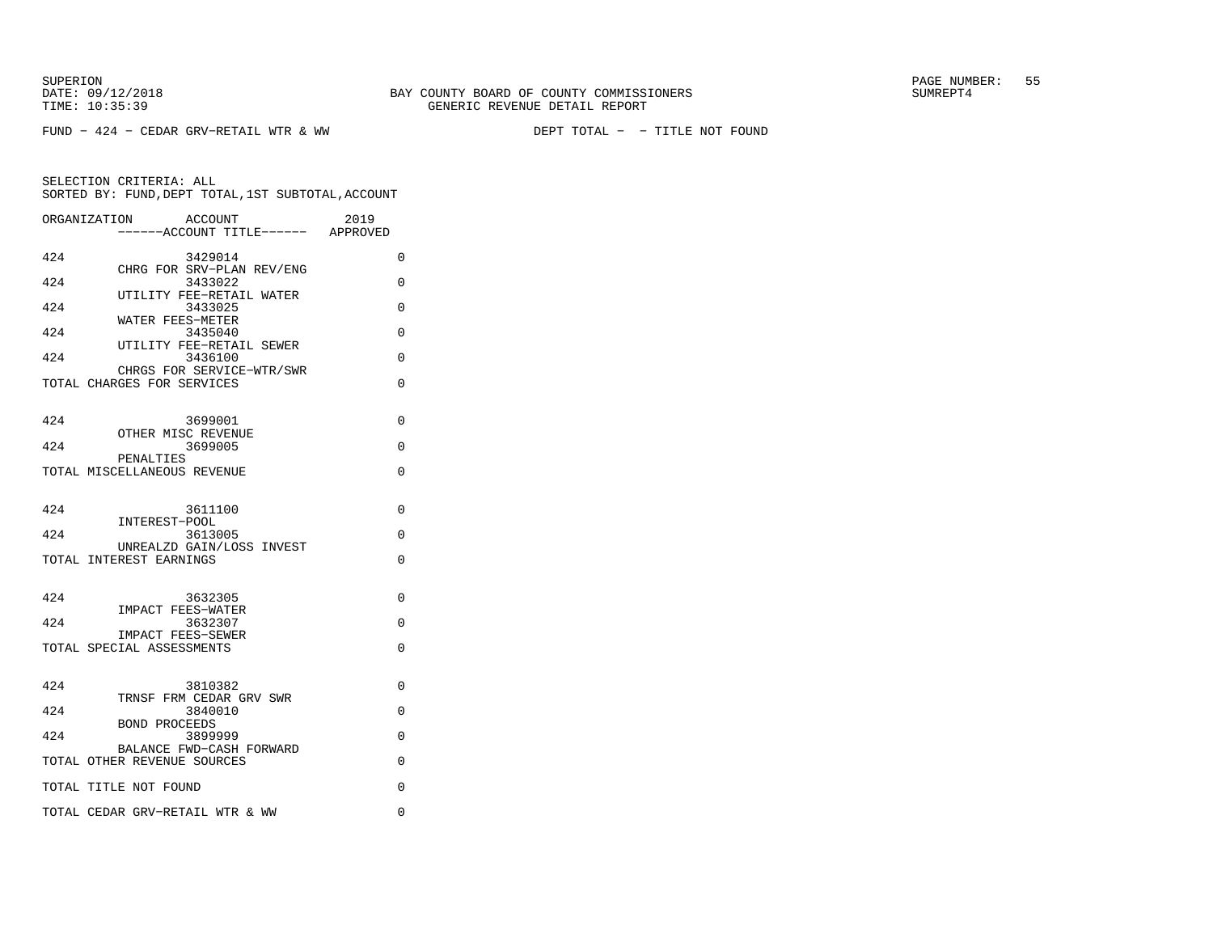FUND - 424 - CEDAR GRV-RETAIL WTR & WW DEPT TOTAL - - TITLE NOT FOUND

SELECTION CRITERIA: ALL
SORTED BY: FUND,DEPT TOTAL,1ST SUBTOTAL,ACCOUNT

| ORGANIZATION | ACCOUNT / ------ACCOUNT TITLE------ | 2019 APPROVED |
|---|---|---|
| 424 | 3429014 CHRG FOR SRV-PLAN REV/ENG | 0 |
| 424 | 3433022 UTILITY FEE-RETAIL WATER | 0 |
| 424 | 3433025 WATER FEES-METER | 0 |
| 424 | 3435040 UTILITY FEE-RETAIL SEWER | 0 |
| 424 | 3436100 CHRGS FOR SERVICE-WTR/SWR | 0 |
| TOTAL CHARGES FOR SERVICES | | 0 |
| 424 | 3699001 OTHER MISC REVENUE | 0 |
| 424 | 3699005 PENALTIES | 0 |
| TOTAL MISCELLANEOUS REVENUE | | 0 |
| 424 | 3611100 INTEREST-POOL | 0 |
| 424 | 3613005 UNREALZD GAIN/LOSS INVEST | 0 |
| TOTAL INTEREST EARNINGS | | 0 |
| 424 | 3632305 IMPACT FEES-WATER | 0 |
| 424 | 3632307 IMPACT FEES-SEWER | 0 |
| TOTAL SPECIAL ASSESSMENTS | | 0 |
| 424 | 3810382 TRNSF FRM CEDAR GRV SWR | 0 |
| 424 | 3840010 BOND PROCEEDS | 0 |
| 424 | 3899999 BALANCE FWD-CASH FORWARD | 0 |
| TOTAL OTHER REVENUE SOURCES | | 0 |
| TOTAL TITLE NOT FOUND | | 0 |
| TOTAL CEDAR GRV-RETAIL WTR & WW | | 0 |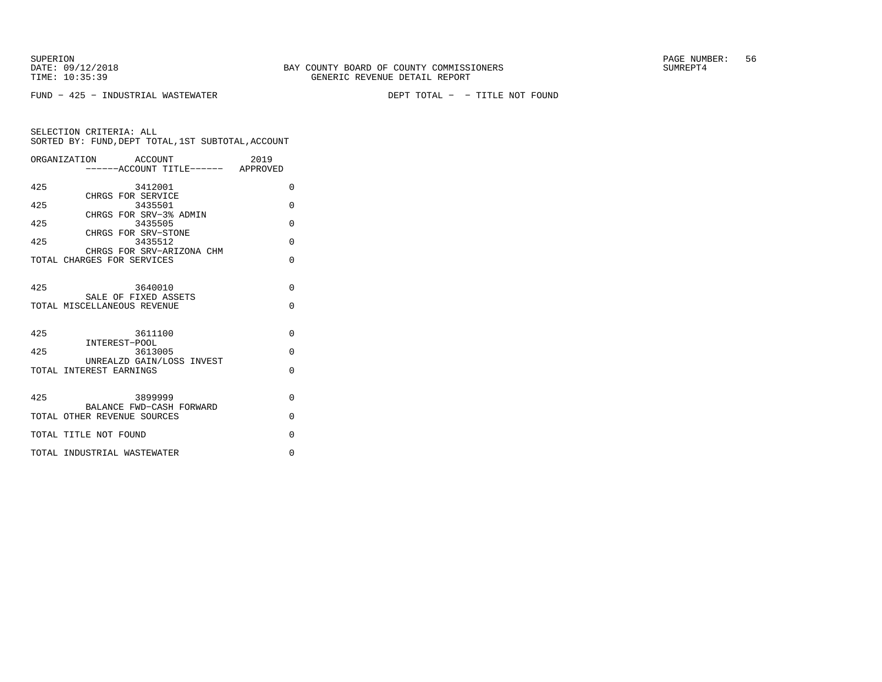SUPERION
DATE: 09/12/2018
TIME: 10:35:39

BAY COUNTY BOARD OF COUNTY COMMISSIONERS
GENERIC REVENUE DETAIL REPORT

SUMREPT4

FUND − 425 − INDUSTRIAL WASTEWATER

DEPT TOTAL − − TITLE NOT FOUND

SELECTION CRITERIA: ALL
SORTED BY: FUND,DEPT TOTAL,1ST SUBTOTAL,ACCOUNT

| ORGANIZATION | ACCOUNT<br>------ACCOUNT TITLE------ | 2019<br>APPROVED |
|---|---|---|
| 425 | 3412001<br>CHRGS FOR SERVICE | 0 |
| 425 | 3435501<br>CHRGS FOR SRV−3% ADMIN | 0 |
| 425 | 3435505<br>CHRGS FOR SRV−STONE | 0 |
| 425 | 3435512<br>CHRGS FOR SRV−ARIZONA CHM | 0 |
| TOTAL CHARGES FOR SERVICES | | 0 |
| 425 | 3640010<br>SALE OF FIXED ASSETS | 0 |
| TOTAL MISCELLANEOUS REVENUE | | 0 |
| 425 | 3611100<br>INTEREST−POOL | 0 |
| 425 | 3613005<br>UNREALZD GAIN/LOSS INVEST | 0 |
| TOTAL INTEREST EARNINGS | | 0 |
| 425 | 3899999<br>BALANCE FWD−CASH FORWARD | 0 |
| TOTAL OTHER REVENUE SOURCES | | 0 |
| TOTAL TITLE NOT FOUND | | 0 |
| TOTAL INDUSTRIAL WASTEWATER | | 0 |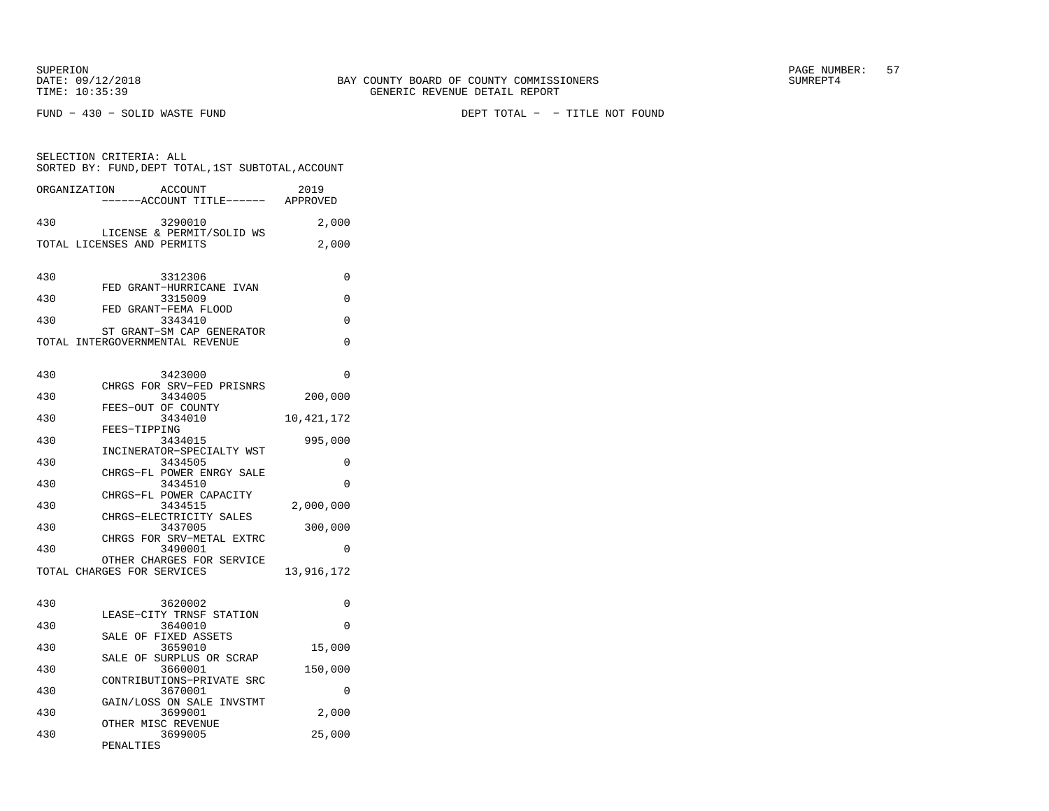SUPERION
DATE: 09/12/2018
TIME: 10:35:39

BAY COUNTY BOARD OF COUNTY COMMISSIONERS
GENERIC REVENUE DETAIL REPORT

SUMREPT4

FUND − 430 − SOLID WASTE FUND

DEPT TOTAL − − TITLE NOT FOUND

SELECTION CRITERIA: ALL
SORTED BY: FUND,DEPT TOTAL,1ST SUBTOTAL,ACCOUNT

| ORGANIZATION | ACCOUNT / ------ACCOUNT TITLE------ | 2019 APPROVED |
|---|---|---|
| 430 | 3290010 LICENSE & PERMIT/SOLID WS | 2,000 |
| TOTAL LICENSES AND PERMITS | | 2,000 |
| 430 | 3312306 FED GRANT−HURRICANE IVAN | 0 |
| 430 | 3315009 FED GRANT−FEMA FLOOD | 0 |
| 430 | 3343410 ST GRANT−SM CAP GENERATOR | 0 |
| TOTAL INTERGOVERNMENTAL REVENUE | | 0 |
| 430 | 3423000 CHRGS FOR SRV−FED PRISNRS | 0 |
| 430 | 3434005 FEES−OUT OF COUNTY | 200,000 |
| 430 | 3434010 FEES−TIPPING | 10,421,172 |
| 430 | 3434015 INCINERATOR−SPECIALTY WST | 995,000 |
| 430 | 3434505 CHRGS−FL POWER ENRGY SALE | 0 |
| 430 | 3434510 CHRGS−FL POWER CAPACITY | 0 |
| 430 | 3434515 CHRGS−ELECTRICITY SALES | 2,000,000 |
| 430 | 3437005 CHRGS FOR SRV−METAL EXTRC | 300,000 |
| 430 | 3490001 OTHER CHARGES FOR SERVICE | 0 |
| TOTAL CHARGES FOR SERVICES | | 13,916,172 |
| 430 | 3620002 LEASE−CITY TRNSF STATION | 0 |
| 430 | 3640010 SALE OF FIXED ASSETS | 0 |
| 430 | 3659010 SALE OF SURPLUS OR SCRAP | 15,000 |
| 430 | 3660001 CONTRIBUTIONS−PRIVATE SRC | 150,000 |
| 430 | 3670001 GAIN/LOSS ON SALE INVSTMT | 0 |
| 430 | 3699001 OTHER MISC REVENUE | 2,000 |
| 430 | 3699005 PENALTIES | 25,000 |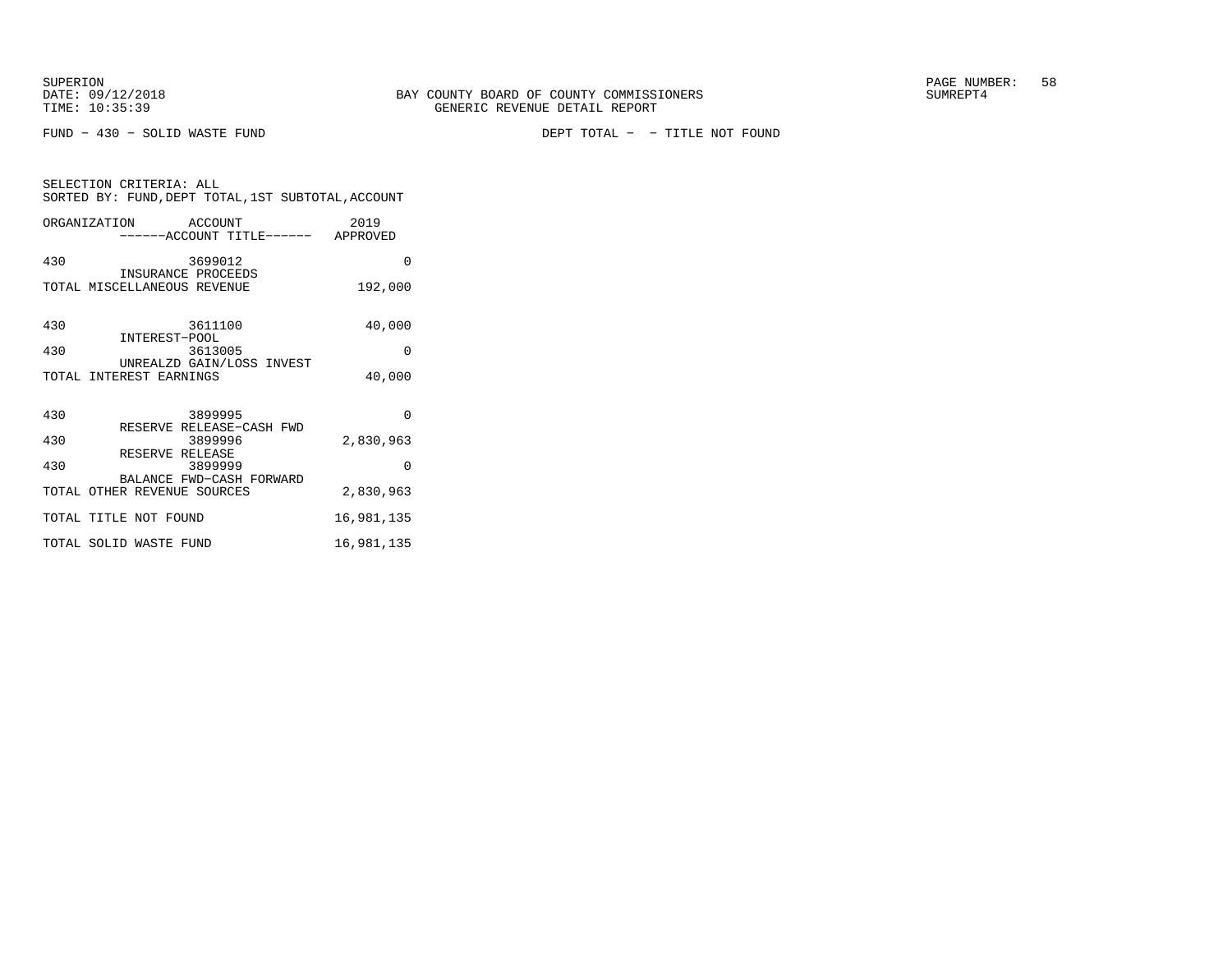SUPERION
DATE: 09/12/2018
TIME: 10:35:39

BAY COUNTY BOARD OF COUNTY COMMISSIONERS
GENERIC REVENUE DETAIL REPORT

SUMREPT4

FUND - 430 - SOLID WASTE FUND

DEPT TOTAL - - TITLE NOT FOUND

SELECTION CRITERIA: ALL
SORTED BY: FUND,DEPT TOTAL,1ST SUBTOTAL,ACCOUNT

| ORGANIZATION | ACCOUNT / ------ACCOUNT TITLE------ | 2019 APPROVED |
|---|---|---|
| 430 | 3699012 INSURANCE PROCEEDS | 0 |
| TOTAL MISCELLANEOUS REVENUE | | 192,000 |
| 430 | 3611100 INTEREST-POOL | 40,000 |
| 430 | 3613005 UNREALZD GAIN/LOSS INVEST | 0 |
| TOTAL INTEREST EARNINGS | | 40,000 |
| 430 | 3899995 RESERVE RELEASE-CASH FWD | 0 |
| 430 | 3899996 RESERVE RELEASE | 2,830,963 |
| 430 | 3899999 BALANCE FWD-CASH FORWARD | 0 |
| TOTAL OTHER REVENUE SOURCES | | 2,830,963 |
| TOTAL TITLE NOT FOUND | | 16,981,135 |
| TOTAL SOLID WASTE FUND | | 16,981,135 |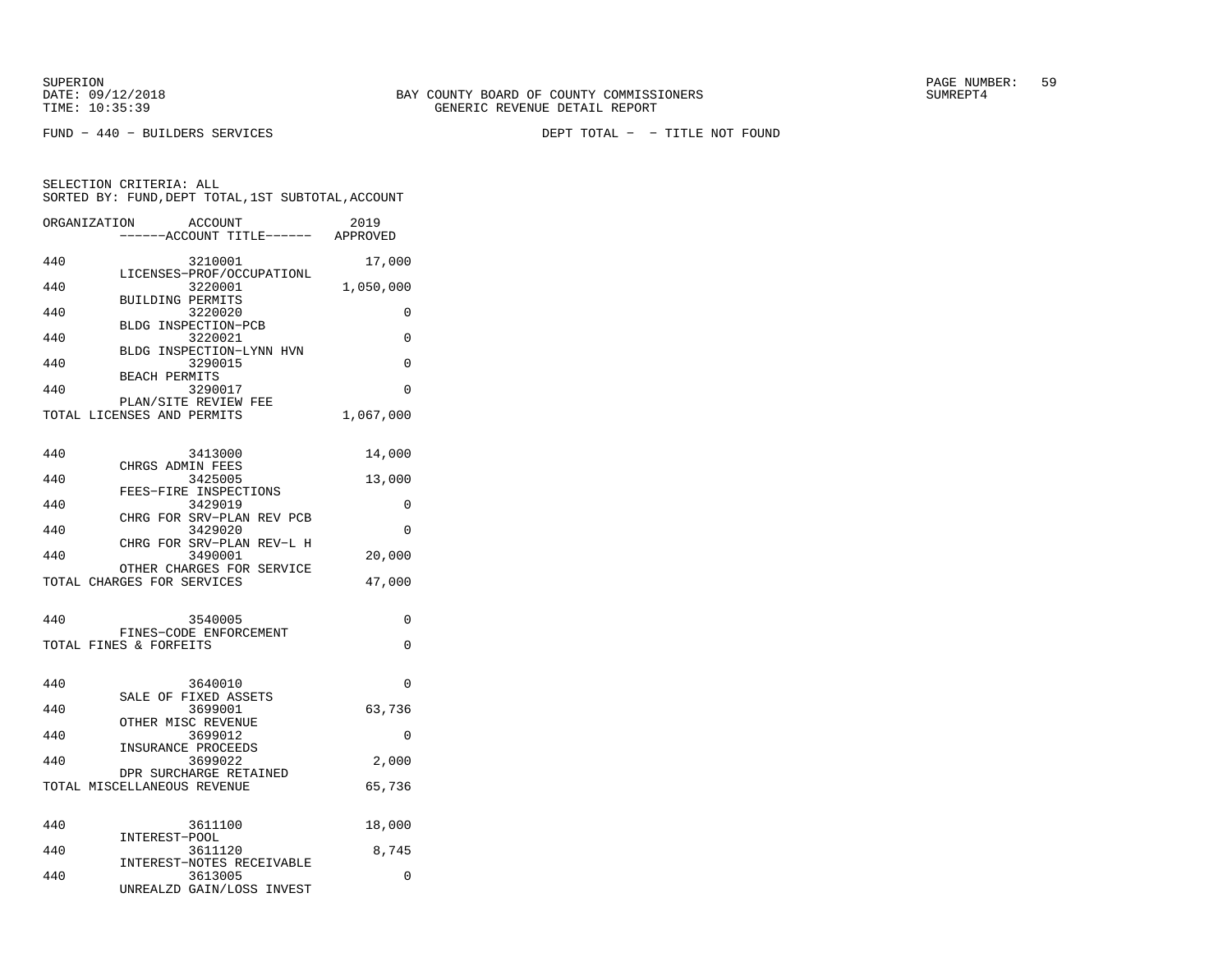BAY COUNTY BOARD OF COUNTY COMMISSIONERS
GENERIC REVENUE DETAIL REPORT

SUPERION
DATE: 09/12/2018
TIME: 10:35:39

SUMREPT4

FUND - 440 - BUILDERS SERVICES

DEPT TOTAL - - TITLE NOT FOUND

SELECTION CRITERIA: ALL
SORTED BY: FUND,DEPT TOTAL,1ST SUBTOTAL,ACCOUNT

| ORGANIZATION | ACCOUNT / ------ACCOUNT TITLE------ | 2019 APPROVED |
|---|---|---|
| 440 | 3210001 LICENSES-PROF/OCCUPATIONL | 17,000 |
| 440 | 3220001 BUILDING PERMITS | 1,050,000 |
| 440 | 3220020 BLDG INSPECTION-PCB | 0 |
| 440 | 3220021 BLDG INSPECTION-LYNN HVN | 0 |
| 440 | 3290015 BEACH PERMITS | 0 |
| 440 | 3290017 PLAN/SITE REVIEW FEE | 0 |
| TOTAL LICENSES AND PERMITS | | 1,067,000 |
| 440 | 3413000 CHRGS ADMIN FEES | 14,000 |
| 440 | 3425005 FEES-FIRE INSPECTIONS | 13,000 |
| 440 | 3429019 CHRG FOR SRV-PLAN REV PCB | 0 |
| 440 | 3429020 CHRG FOR SRV-PLAN REV-L H | 0 |
| 440 | 3490001 OTHER CHARGES FOR SERVICE | 20,000 |
| TOTAL CHARGES FOR SERVICES | | 47,000 |
| 440 | 3540005 FINES-CODE ENFORCEMENT | 0 |
| TOTAL FINES & FORFEITS | | 0 |
| 440 | 3640010 SALE OF FIXED ASSETS | 0 |
| 440 | 3699001 OTHER MISC REVENUE | 63,736 |
| 440 | 3699012 INSURANCE PROCEEDS | 0 |
| 440 | 3699022 DPR SURCHARGE RETAINED | 2,000 |
| TOTAL MISCELLANEOUS REVENUE | | 65,736 |
| 440 | 3611100 INTEREST-POOL | 18,000 |
| 440 | 3611120 INTEREST-NOTES RECEIVABLE | 8,745 |
| 440 | 3613005 UNREALZD GAIN/LOSS INVEST | 0 |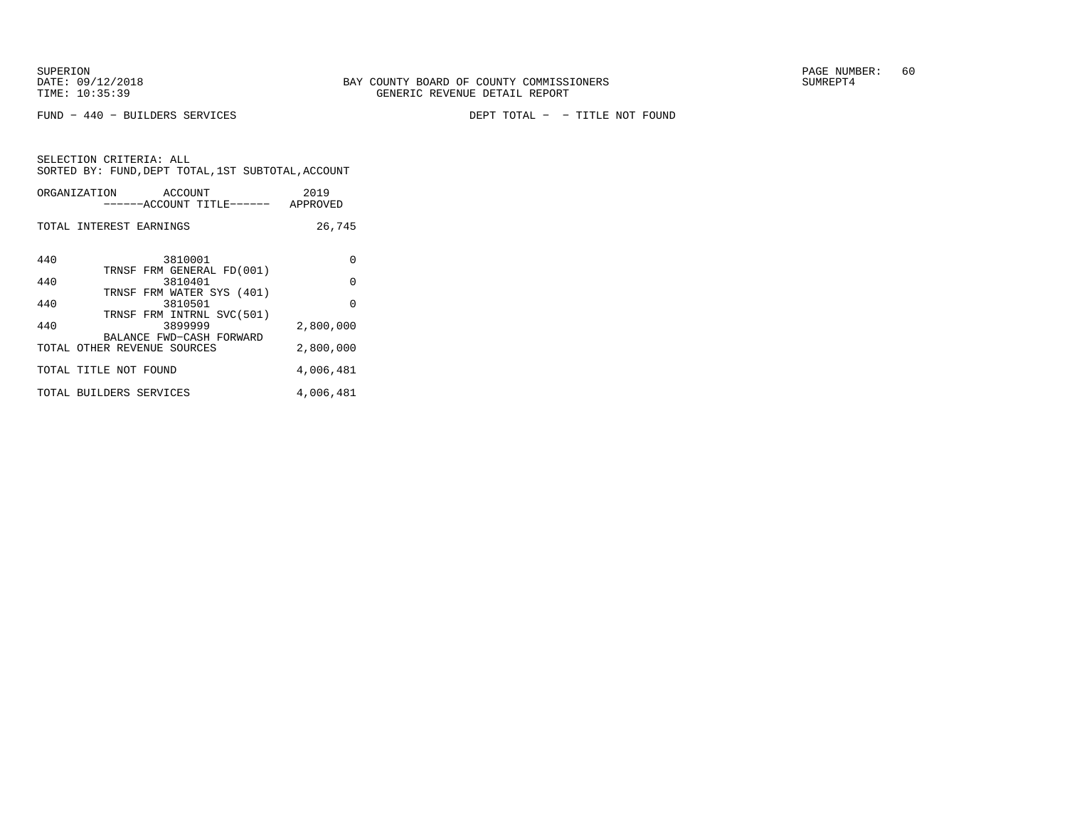SUPERION
DATE: 09/12/2018
TIME: 10:35:39

BAY COUNTY BOARD OF COUNTY COMMISSIONERS
GENERIC REVENUE DETAIL REPORT

SUMREPT4

FUND - 440 - BUILDERS SERVICES

DEPT TOTAL - - TITLE NOT FOUND

SELECTION CRITERIA: ALL
SORTED BY: FUND,DEPT TOTAL,1ST SUBTOTAL,ACCOUNT

| ORGANIZATION | ACCOUNT ------ACCOUNT TITLE------ | 2019 APPROVED |
|---|---|---|
| TOTAL INTEREST EARNINGS | | 26,745 |
| 440 | 3810001 TRNSF FRM GENERAL FD(001) | 0 |
| 440 | 3810401 TRNSF FRM WATER SYS (401) | 0 |
| 440 | 3810501 TRNSF FRM INTRNL SVC(501) | 0 |
| 440 | 3899999 BALANCE FWD-CASH FORWARD | 2,800,000 |
| TOTAL OTHER REVENUE SOURCES | | 2,800,000 |
| TOTAL TITLE NOT FOUND | | 4,006,481 |
| TOTAL BUILDERS SERVICES | | 4,006,481 |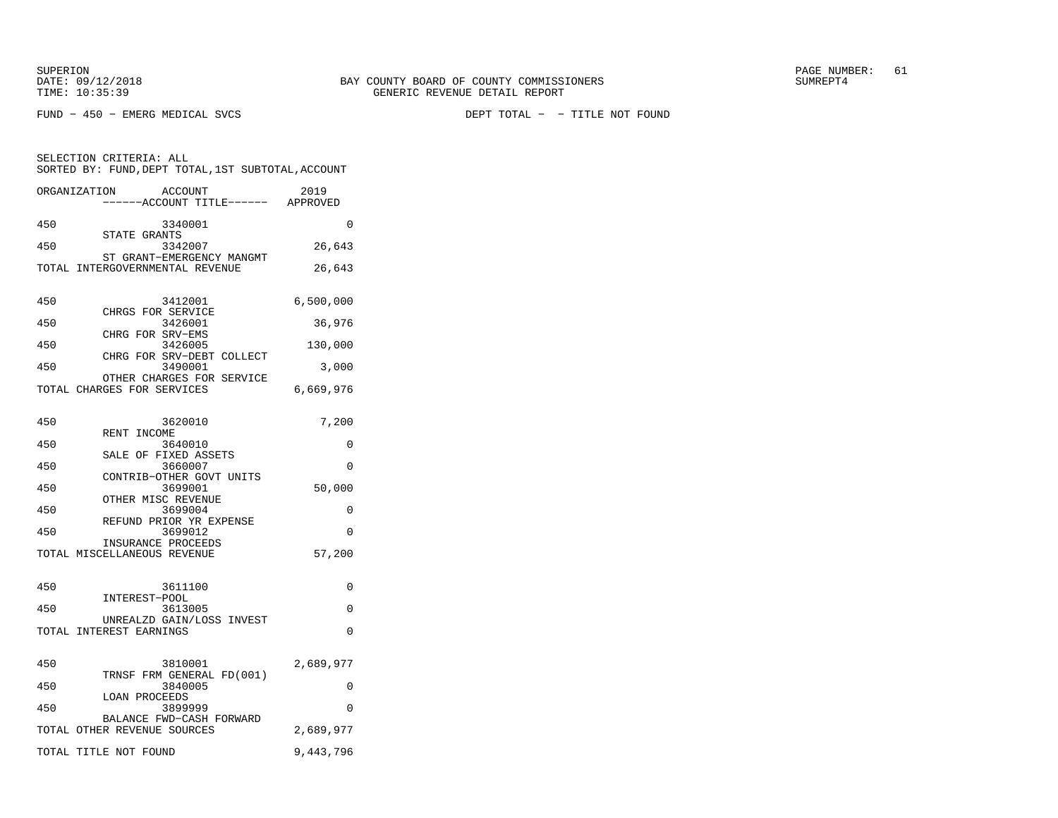BAY COUNTY BOARD OF COUNTY COMMISSIONERS
GENERIC REVENUE DETAIL REPORT

SUPERION
DATE: 09/12/2018
TIME: 10:35:39

SUMREPT4

FUND - 450 - EMERG MEDICAL SVCS

DEPT TOTAL - - TITLE NOT FOUND

SELECTION CRITERIA: ALL
SORTED BY: FUND,DEPT TOTAL,1ST SUBTOTAL,ACCOUNT

| ORGANIZATION | ACCOUNT / ------ACCOUNT TITLE------ | 2019 APPROVED |
|---|---|---|
| 450 | 3340001 STATE GRANTS | 0 |
| 450 | 3342007 ST GRANT-EMERGENCY MANGMT | 26,643 |
| TOTAL INTERGOVERNMENTAL REVENUE | | 26,643 |
| 450 | 3412001 CHRGS FOR SERVICE | 6,500,000 |
| 450 | 3426001 CHRG FOR SRV-EMS | 36,976 |
| 450 | 3426005 CHRG FOR SRV-DEBT COLLECT | 130,000 |
| 450 | 3490001 OTHER CHARGES FOR SERVICE | 3,000 |
| TOTAL CHARGES FOR SERVICES | | 6,669,976 |
| 450 | 3620010 RENT INCOME | 7,200 |
| 450 | 3640010 SALE OF FIXED ASSETS | 0 |
| 450 | 3660007 CONTRIB-OTHER GOVT UNITS | 0 |
| 450 | 3699001 OTHER MISC REVENUE | 50,000 |
| 450 | 3699004 REFUND PRIOR YR EXPENSE | 0 |
| 450 | 3699012 INSURANCE PROCEEDS | 0 |
| TOTAL MISCELLANEOUS REVENUE | | 57,200 |
| 450 | 3611100 INTEREST-POOL | 0 |
| 450 | 3613005 UNREALZD GAIN/LOSS INVEST | 0 |
| TOTAL INTEREST EARNINGS | | 0 |
| 450 | 3810001 TRNSF FRM GENERAL FD(001) | 2,689,977 |
| 450 | 3840005 LOAN PROCEEDS | 0 |
| 450 | 3899999 BALANCE FWD-CASH FORWARD | 0 |
| TOTAL OTHER REVENUE SOURCES | | 2,689,977 |
| TOTAL TITLE NOT FOUND | | 9,443,796 |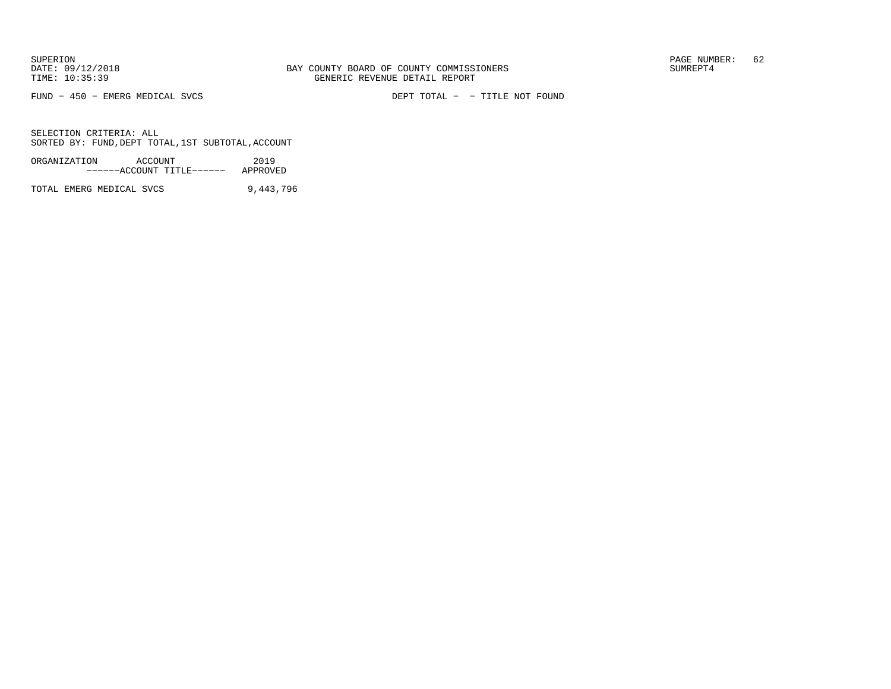FUND - 450 - EMERG MEDICAL SVCS                DEPT TOTAL - - TITLE NOT FOUND

SELECTION CRITERIA: ALL
SORTED BY: FUND,DEPT TOTAL,1ST SUBTOTAL,ACCOUNT

| ORGANIZATION ACCOUNT ------ACCOUNT TITLE------ | 2019 APPROVED |
|---|---|
| TOTAL EMERG MEDICAL SVCS | 9,443,796 |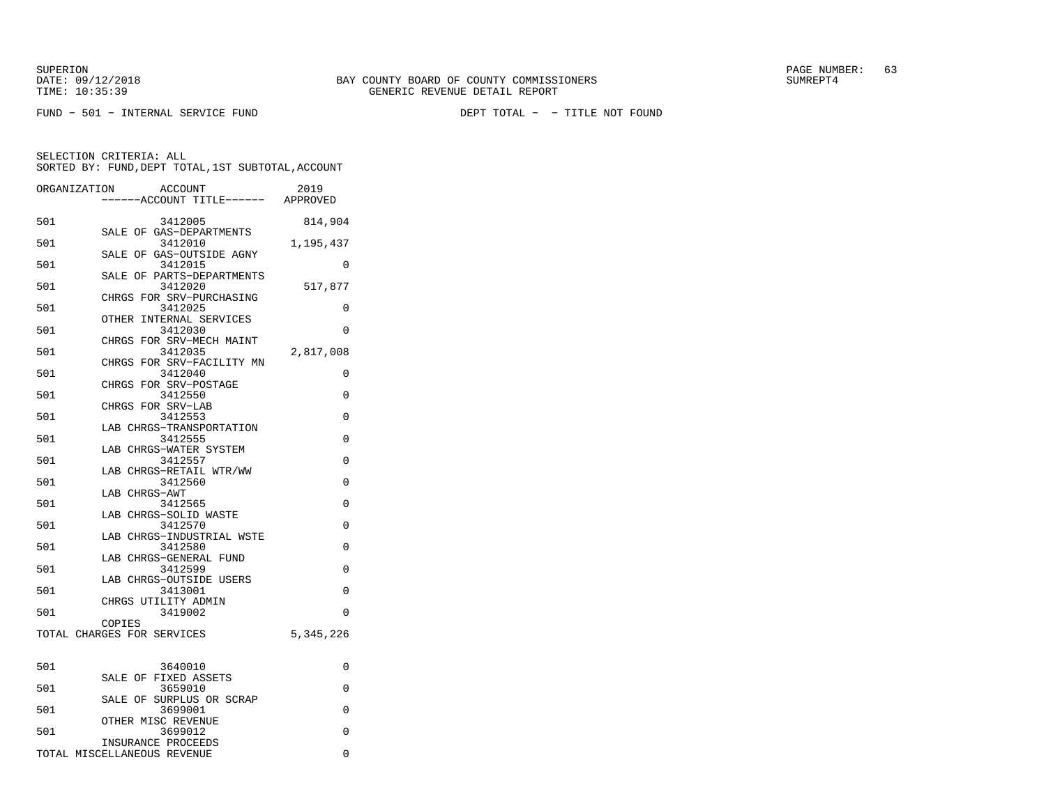SUPERION
DATE: 09/12/2018
TIME: 10:35:39

BAY COUNTY BOARD OF COUNTY COMMISSIONERS
GENERIC REVENUE DETAIL REPORT

SUMREPT4

FUND - 501 - INTERNAL SERVICE FUND

DEPT TOTAL - - TITLE NOT FOUND

SELECTION CRITERIA: ALL
SORTED BY: FUND,DEPT TOTAL,1ST SUBTOTAL,ACCOUNT

| ORGANIZATION | ACCOUNT / ------ACCOUNT TITLE------ | 2019 APPROVED |
|---|---|---|
| 501 | 3412005 SALE OF GAS-DEPARTMENTS | 814,904 |
| 501 | 3412010 SALE OF GAS-OUTSIDE AGNY | 1,195,437 |
| 501 | 3412015 SALE OF PARTS-DEPARTMENTS | 0 |
| 501 | 3412020 CHRGS FOR SRV-PURCHASING | 517,877 |
| 501 | 3412025 OTHER INTERNAL SERVICES | 0 |
| 501 | 3412030 CHRGS FOR SRV-MECH MAINT | 0 |
| 501 | 3412035 CHRGS FOR SRV-FACILITY MN | 2,817,008 |
| 501 | 3412040 CHRGS FOR SRV-POSTAGE | 0 |
| 501 | 3412550 CHRGS FOR SRV-LAB | 0 |
| 501 | 3412553 LAB CHRGS-TRANSPORTATION | 0 |
| 501 | 3412555 LAB CHRGS-WATER SYSTEM | 0 |
| 501 | 3412557 LAB CHRGS-RETAIL WTR/WW | 0 |
| 501 | 3412560 LAB CHRGS-AWT | 0 |
| 501 | 3412565 LAB CHRGS-SOLID WASTE | 0 |
| 501 | 3412570 LAB CHRGS-INDUSTRIAL WSTE | 0 |
| 501 | 3412580 LAB CHRGS-GENERAL FUND | 0 |
| 501 | 3412599 LAB CHRGS-OUTSIDE USERS | 0 |
| 501 | 3413001 CHRGS UTILITY ADMIN | 0 |
| 501 | 3419002 COPIES | 0 |
| TOTAL CHARGES FOR SERVICES | | 5,345,226 |
| 501 | 3640010 SALE OF FIXED ASSETS | 0 |
| 501 | 3659010 SALE OF SURPLUS OR SCRAP | 0 |
| 501 | 3699001 OTHER MISC REVENUE | 0 |
| 501 | 3699012 INSURANCE PROCEEDS | 0 |
| TOTAL MISCELLANEOUS REVENUE | | 0 |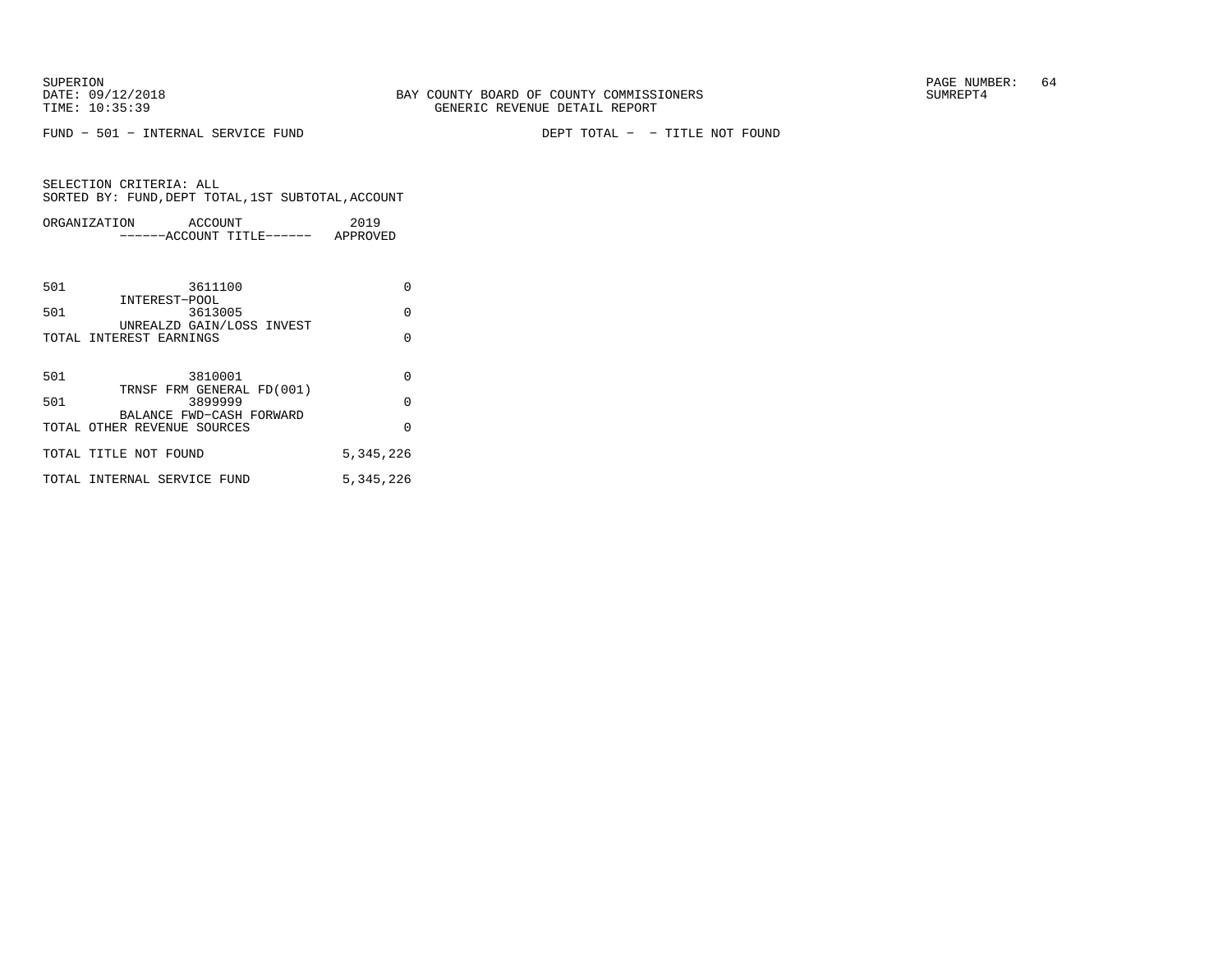FUND − 501 − INTERNAL SERVICE FUND

DEPT TOTAL − − TITLE NOT FOUND

SELECTION CRITERIA: ALL
SORTED BY: FUND,DEPT TOTAL,1ST SUBTOTAL,ACCOUNT

| ORGANIZATION | ACCOUNT<br>------ACCOUNT TITLE------ | 2019<br>APPROVED |
|---|---|---|
| 501 | 3611100<br>INTEREST−POOL | 0 |
| 501 | 3613005<br>UNREALZD GAIN/LOSS INVEST | 0 |
| TOTAL INTEREST EARNINGS | | 0 |
| 501 | 3810001<br>TRNSF FRM GENERAL FD(001) | 0 |
| 501 | 3899999<br>BALANCE FWD−CASH FORWARD | 0 |
| TOTAL OTHER REVENUE SOURCES | | 0 |
| TOTAL TITLE NOT FOUND | | 5,345,226 |
| TOTAL INTERNAL SERVICE FUND | | 5,345,226 |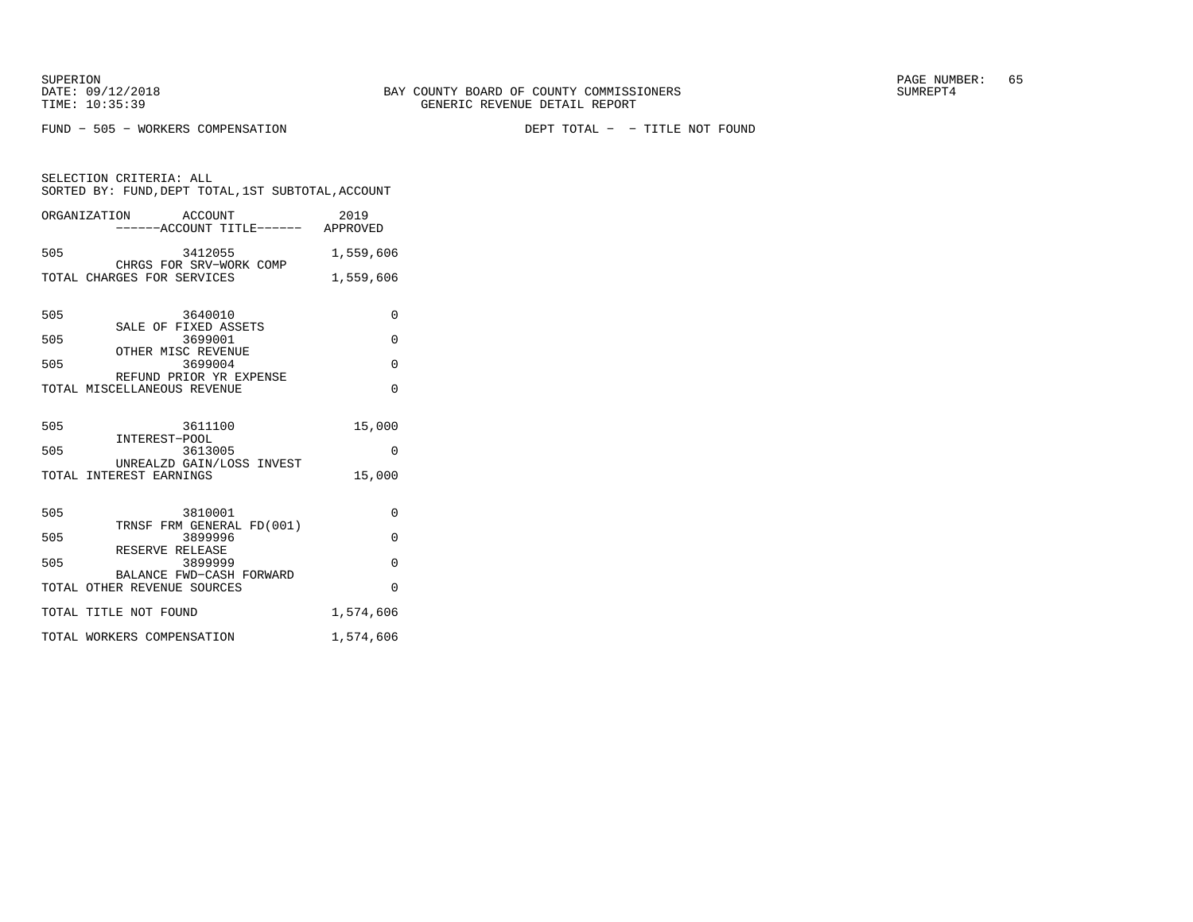BAY COUNTY BOARD OF COUNTY COMMISSIONERS
GENERIC REVENUE DETAIL REPORT

SUPERION
DATE: 09/12/2018
TIME: 10:35:39

SUMREPT4

FUND - 505 - WORKERS COMPENSATION

DEPT TOTAL - - TITLE NOT FOUND

SELECTION CRITERIA: ALL
SORTED BY: FUND,DEPT TOTAL,1ST SUBTOTAL,ACCOUNT

| ORGANIZATION | ACCOUNT / ------ACCOUNT TITLE------ | 2019 APPROVED |
|---|---|---|
| 505 | 3412055 CHRGS FOR SRV-WORK COMP | 1,559,606 |
| TOTAL CHARGES FOR SERVICES | | 1,559,606 |
| 505 | 3640010 SALE OF FIXED ASSETS | 0 |
| 505 | 3699001 OTHER MISC REVENUE | 0 |
| 505 | 3699004 REFUND PRIOR YR EXPENSE | 0 |
| TOTAL MISCELLANEOUS REVENUE | | 0 |
| 505 | 3611100 INTEREST-POOL | 15,000 |
| 505 | 3613005 UNREALZD GAIN/LOSS INVEST | 0 |
| TOTAL INTEREST EARNINGS | | 15,000 |
| 505 | 3810001 TRNSF FRM GENERAL FD(001) | 0 |
| 505 | 3899996 RESERVE RELEASE | 0 |
| 505 | 3899999 BALANCE FWD-CASH FORWARD | 0 |
| TOTAL OTHER REVENUE SOURCES | | 0 |
| TOTAL TITLE NOT FOUND | | 1,574,606 |
| TOTAL WORKERS COMPENSATION | | 1,574,606 |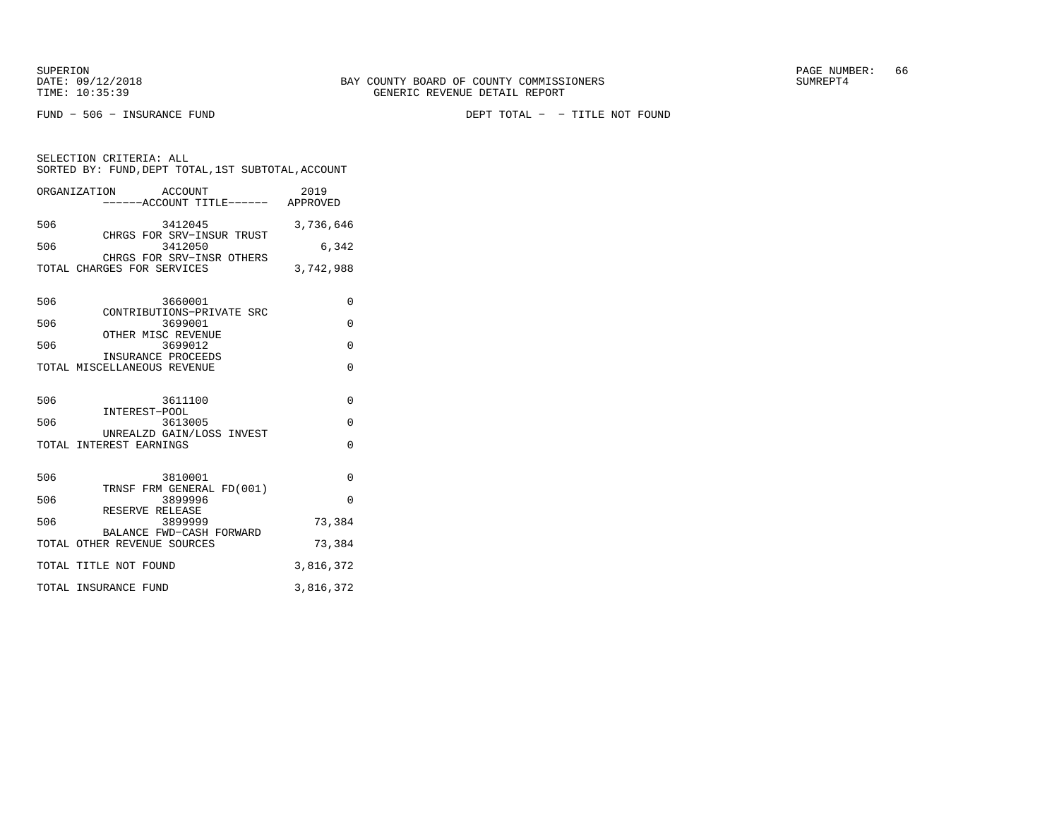FUND − 506 − INSURANCE FUND

DEPT TOTAL − − TITLE NOT FOUND

SELECTION CRITERIA: ALL
SORTED BY: FUND,DEPT TOTAL,1ST SUBTOTAL,ACCOUNT

| ORGANIZATION | ACCOUNT ------ACCOUNT TITLE------ | 2019 APPROVED |
|---|---|---|
| 506 | 3412045 CHRGS FOR SRV−INSUR TRUST | 3,736,646 |
| 506 | 3412050 CHRGS FOR SRV−INSR OTHERS | 6,342 |
| TOTAL CHARGES FOR SERVICES | | 3,742,988 |
| 506 | 3660001 CONTRIBUTIONS−PRIVATE SRC | 0 |
| 506 | 3699001 OTHER MISC REVENUE | 0 |
| 506 | 3699012 INSURANCE PROCEEDS | 0 |
| TOTAL MISCELLANEOUS REVENUE | | 0 |
| 506 | 3611100 INTEREST−POOL | 0 |
| 506 | 3613005 UNREALZD GAIN/LOSS INVEST | 0 |
| TOTAL INTEREST EARNINGS | | 0 |
| 506 | 3810001 TRNSF FRM GENERAL FD(001) | 0 |
| 506 | 3899996 RESERVE RELEASE | 0 |
| 506 | 3899999 BALANCE FWD−CASH FORWARD | 73,384 |
| TOTAL OTHER REVENUE SOURCES | | 73,384 |
| TOTAL TITLE NOT FOUND | | 3,816,372 |
| TOTAL INSURANCE FUND | | 3,816,372 |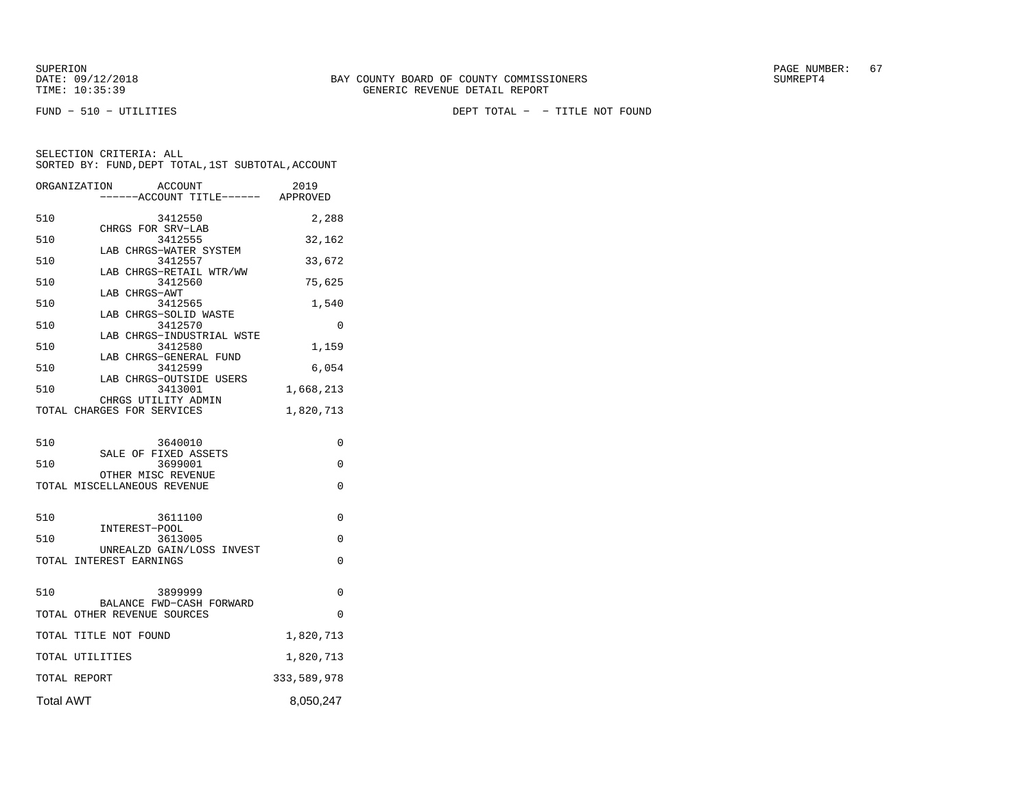SUPERION
DATE: 09/12/2018
TIME: 10:35:39

BAY COUNTY BOARD OF COUNTY COMMISSIONERS
GENERIC REVENUE DETAIL REPORT

SUMREPT4

FUND − 510 − UTILITIES

DEPT TOTAL − − TITLE NOT FOUND

SELECTION CRITERIA: ALL
SORTED BY: FUND,DEPT TOTAL,1ST SUBTOTAL,ACCOUNT

| ORGANIZATION | ACCOUNT ------ACCOUNT TITLE------ | 2019 APPROVED |
|---|---|---|
| 510 | 3412550 CHRGS FOR SRV−LAB | 2,288 |
| 510 | 3412555 LAB CHRGS−WATER SYSTEM | 32,162 |
| 510 | 3412557 LAB CHRGS−RETAIL WTR/WW | 33,672 |
| 510 | 3412560 LAB CHRGS−AWT | 75,625 |
| 510 | 3412565 LAB CHRGS−SOLID WASTE | 1,540 |
| 510 | 3412570 LAB CHRGS−INDUSTRIAL WSTE | 0 |
| 510 | 3412580 LAB CHRGS−GENERAL FUND | 1,159 |
| 510 | 3412599 LAB CHRGS−OUTSIDE USERS | 6,054 |
| 510 | 3413001 CHRGS UTILITY ADMIN | 1,668,213 |
| TOTAL CHARGES FOR SERVICES | | 1,820,713 |
| 510 | 3640010 SALE OF FIXED ASSETS | 0 |
| 510 | 3699001 OTHER MISC REVENUE | 0 |
| TOTAL MISCELLANEOUS REVENUE | | 0 |
| 510 | 3611100 INTEREST−POOL | 0 |
| 510 | 3613005 UNREALZD GAIN/LOSS INVEST | 0 |
| TOTAL INTEREST EARNINGS | | 0 |
| 510 | 3899999 BALANCE FWD−CASH FORWARD | 0 |
| TOTAL OTHER REVENUE SOURCES | | 0 |
| TOTAL TITLE NOT FOUND | | 1,820,713 |
| TOTAL UTILITIES | | 1,820,713 |
| TOTAL REPORT | | 333,589,978 |
| Total AWT | | 8,050,247 |